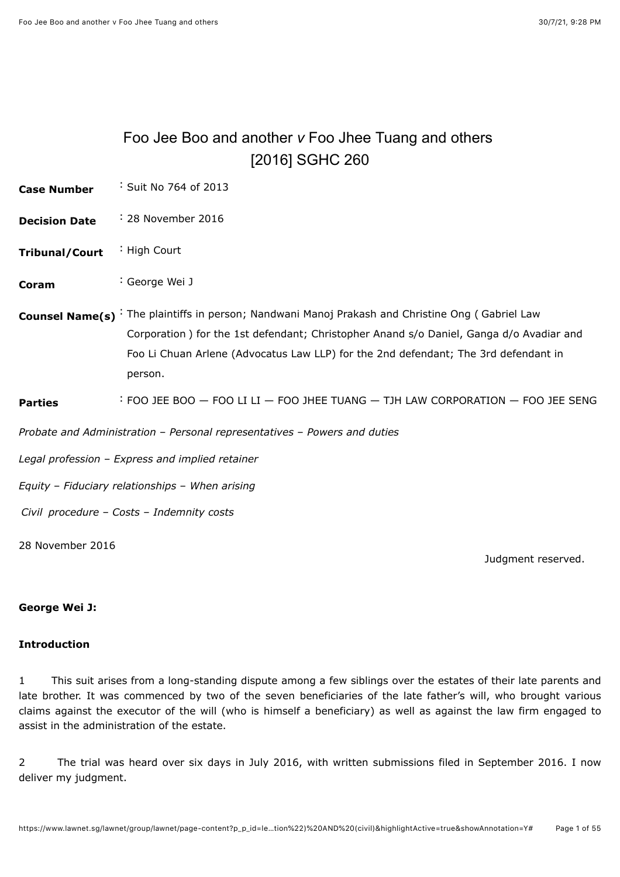# Foo Jee Boo and another *v* Foo Jhee Tuang and others
## [2016] SGHC 260

| | |
|---|---|
| **Case Number** | : Suit No 764 of 2013 |
| **Decision Date** | : 28 November 2016 |
| **Tribunal/Court** | : High Court |
| **Coram** | : George Wei J |
| **Counsel Name(s)** | : The plaintiffs in person; Nandwani Manoj Prakash and Christine Ong ( Gabriel Law Corporation ) for the 1st defendant; Christopher Anand s/o Daniel, Ganga d/o Avadiar and Foo Li Chuan Arlene (Advocatus Law LLP) for the 2nd defendant; The 3rd defendant in person. |
| **Parties** | : FOO JEE BOO — FOO LI LI — FOO JHEE TUANG — TJH LAW CORPORATION — FOO JEE SENG |

*Probate and Administration – Personal representatives – Powers and duties*

*Legal profession – Express and implied retainer*

*Equity – Fiduciary relationships – When arising*

*Civil procedure – Costs – Indemnity costs*

28 November 2016

Judgment reserved.

**George Wei J:**

**Introduction**

1 This suit arises from a long-standing dispute among a few siblings over the estates of their late parents and late brother. It was commenced by two of the seven beneficiaries of the late father's will, who brought various claims against the executor of the will (who is himself a beneficiary) as well as against the law firm engaged to assist in the administration of the estate.

2 The trial was heard over six days in July 2016, with written submissions filed in September 2016. I now deliver my judgment.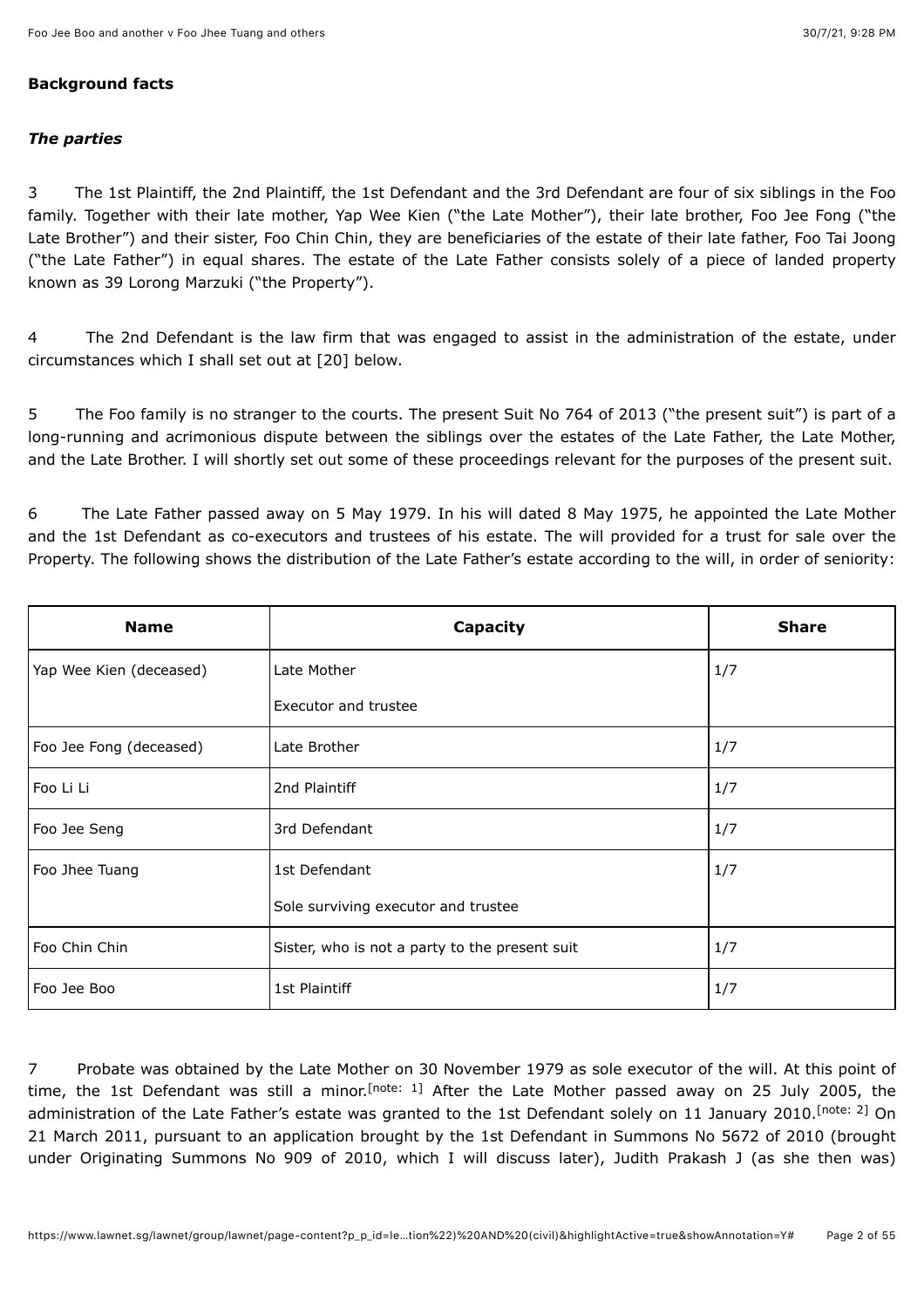**Background facts**

***The parties***

3 The 1st Plaintiff, the 2nd Plaintiff, the 1st Defendant and the 3rd Defendant are four of six siblings in the Foo family. Together with their late mother, Yap Wee Kien ("the Late Mother"), their late brother, Foo Jee Fong ("the Late Brother") and their sister, Foo Chin Chin, they are beneficiaries of the estate of their late father, Foo Tai Joong ("the Late Father") in equal shares. The estate of the Late Father consists solely of a piece of landed property known as 39 Lorong Marzuki ("the Property").

4 The 2nd Defendant is the law firm that was engaged to assist in the administration of the estate, under circumstances which I shall set out at [20] below.

5 The Foo family is no stranger to the courts. The present Suit No 764 of 2013 ("the present suit") is part of a long-running and acrimonious dispute between the siblings over the estates of the Late Father, the Late Mother, and the Late Brother. I will shortly set out some of these proceedings relevant for the purposes of the present suit.

6 The Late Father passed away on 5 May 1979. In his will dated 8 May 1975, he appointed the Late Mother and the 1st Defendant as co-executors and trustees of his estate. The will provided for a trust for sale over the Property. The following shows the distribution of the Late Father's estate according to the will, in order of seniority:

| Name | Capacity | Share |
| --- | --- | --- |
| Yap Wee Kien (deceased) | Late Mother<br>Executor and trustee | 1/7 |
| Foo Jee Fong (deceased) | Late Brother | 1/7 |
| Foo Li Li | 2nd Plaintiff | 1/7 |
| Foo Jee Seng | 3rd Defendant | 1/7 |
| Foo Jhee Tuang | 1st Defendant<br>Sole surviving executor and trustee | 1/7 |
| Foo Chin Chin | Sister, who is not a party to the present suit | 1/7 |
| Foo Jee Boo | 1st Plaintiff | 1/7 |

7 Probate was obtained by the Late Mother on 30 November 1979 as sole executor of the will. At this point of time, the 1st Defendant was still a minor.[note: 1] After the Late Mother passed away on 25 July 2005, the administration of the Late Father's estate was granted to the 1st Defendant solely on 11 January 2010.[note: 2] On 21 March 2011, pursuant to an application brought by the 1st Defendant in Summons No 5672 of 2010 (brought under Originating Summons No 909 of 2010, which I will discuss later), Judith Prakash J (as she then was)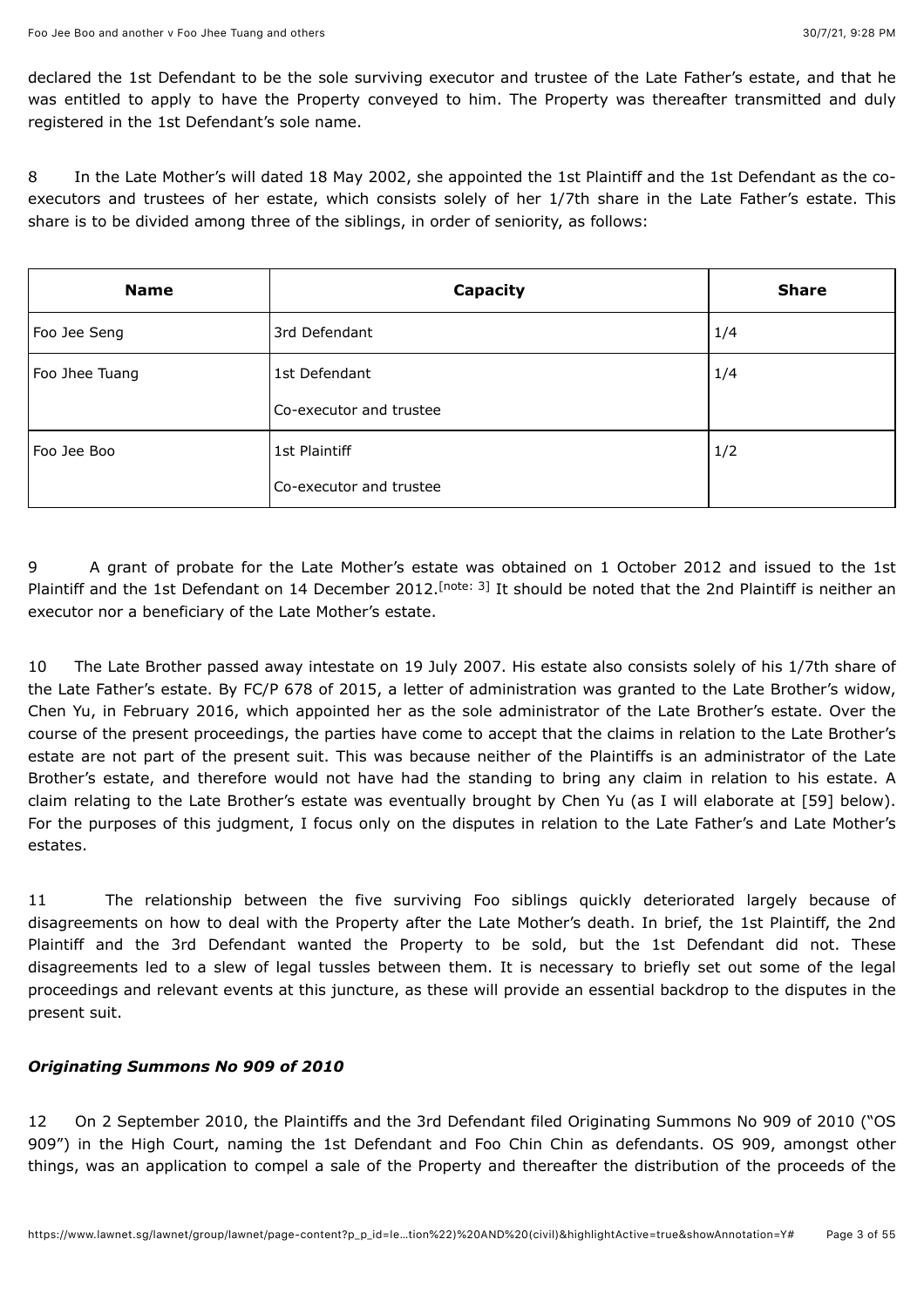declared the 1st Defendant to be the sole surviving executor and trustee of the Late Father's estate, and that he was entitled to apply to have the Property conveyed to him. The Property was thereafter transmitted and duly registered in the 1st Defendant's sole name.

8 In the Late Mother's will dated 18 May 2002, she appointed the 1st Plaintiff and the 1st Defendant as the co-executors and trustees of her estate, which consists solely of her 1/7th share in the Late Father's estate. This share is to be divided among three of the siblings, in order of seniority, as follows:

| Name | Capacity | Share |
| --- | --- | --- |
| Foo Jee Seng | 3rd Defendant | 1/4 |
| Foo Jhee Tuang | 1st Defendant<br>Co-executor and trustee | 1/4 |
| Foo Jee Boo | 1st Plaintiff<br>Co-executor and trustee | 1/2 |

9 A grant of probate for the Late Mother's estate was obtained on 1 October 2012 and issued to the 1st Plaintiff and the 1st Defendant on 14 December 2012.[note: 3] It should be noted that the 2nd Plaintiff is neither an executor nor a beneficiary of the Late Mother's estate.

10 The Late Brother passed away intestate on 19 July 2007. His estate also consists solely of his 1/7th share of the Late Father's estate. By FC/P 678 of 2015, a letter of administration was granted to the Late Brother's widow, Chen Yu, in February 2016, which appointed her as the sole administrator of the Late Brother's estate. Over the course of the present proceedings, the parties have come to accept that the claims in relation to the Late Brother's estate are not part of the present suit. This was because neither of the Plaintiffs is an administrator of the Late Brother's estate, and therefore would not have had the standing to bring any claim in relation to his estate. A claim relating to the Late Brother's estate was eventually brought by Chen Yu (as I will elaborate at [59] below). For the purposes of this judgment, I focus only on the disputes in relation to the Late Father's and Late Mother's estates.

11 The relationship between the five surviving Foo siblings quickly deteriorated largely because of disagreements on how to deal with the Property after the Late Mother's death. In brief, the 1st Plaintiff, the 2nd Plaintiff and the 3rd Defendant wanted the Property to be sold, but the 1st Defendant did not. These disagreements led to a slew of legal tussles between them. It is necessary to briefly set out some of the legal proceedings and relevant events at this juncture, as these will provide an essential backdrop to the disputes in the present suit.

### *Originating Summons No 909 of 2010*

12 On 2 September 2010, the Plaintiffs and the 3rd Defendant filed Originating Summons No 909 of 2010 ("OS 909") in the High Court, naming the 1st Defendant and Foo Chin Chin as defendants. OS 909, amongst other things, was an application to compel a sale of the Property and thereafter the distribution of the proceeds of the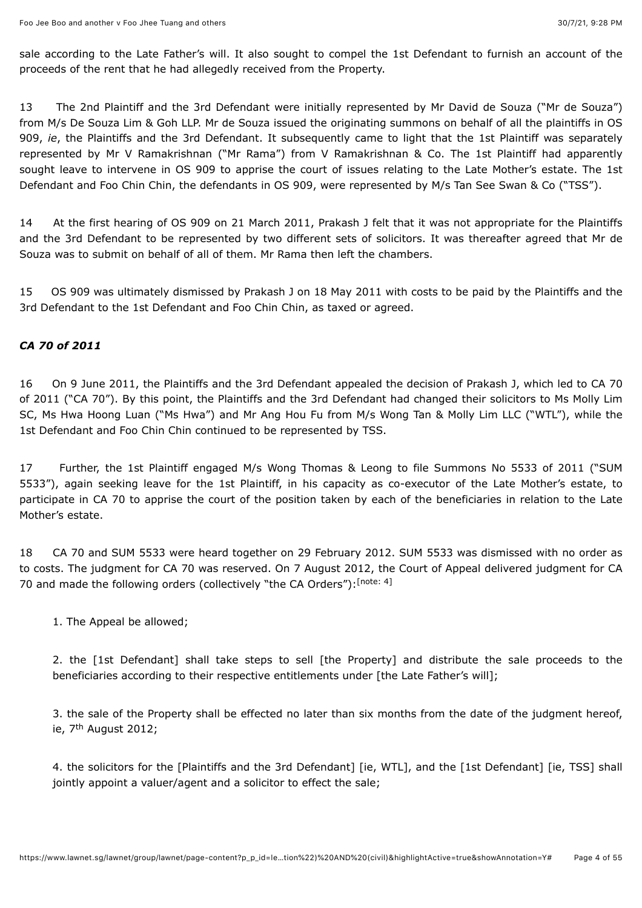sale according to the Late Father's will. It also sought to compel the 1st Defendant to furnish an account of the proceeds of the rent that he had allegedly received from the Property.

13 The 2nd Plaintiff and the 3rd Defendant were initially represented by Mr David de Souza ("Mr de Souza") from M/s De Souza Lim & Goh LLP. Mr de Souza issued the originating summons on behalf of all the plaintiffs in OS 909, *ie*, the Plaintiffs and the 3rd Defendant. It subsequently came to light that the 1st Plaintiff was separately represented by Mr V Ramakrishnan ("Mr Rama") from V Ramakrishnan & Co. The 1st Plaintiff had apparently sought leave to intervene in OS 909 to apprise the court of issues relating to the Late Mother's estate. The 1st Defendant and Foo Chin Chin, the defendants in OS 909, were represented by M/s Tan See Swan & Co ("TSS").

14 At the first hearing of OS 909 on 21 March 2011, Prakash J felt that it was not appropriate for the Plaintiffs and the 3rd Defendant to be represented by two different sets of solicitors. It was thereafter agreed that Mr de Souza was to submit on behalf of all of them. Mr Rama then left the chambers.

15 OS 909 was ultimately dismissed by Prakash J on 18 May 2011 with costs to be paid by the Plaintiffs and the 3rd Defendant to the 1st Defendant and Foo Chin Chin, as taxed or agreed.

### *CA 70 of 2011*

16 On 9 June 2011, the Plaintiffs and the 3rd Defendant appealed the decision of Prakash J, which led to CA 70 of 2011 ("CA 70"). By this point, the Plaintiffs and the 3rd Defendant had changed their solicitors to Ms Molly Lim SC, Ms Hwa Hoong Luan ("Ms Hwa") and Mr Ang Hou Fu from M/s Wong Tan & Molly Lim LLC ("WTL"), while the 1st Defendant and Foo Chin Chin continued to be represented by TSS.

17 Further, the 1st Plaintiff engaged M/s Wong Thomas & Leong to file Summons No 5533 of 2011 ("SUM 5533"), again seeking leave for the 1st Plaintiff, in his capacity as co-executor of the Late Mother's estate, to participate in CA 70 to apprise the court of the position taken by each of the beneficiaries in relation to the Late Mother's estate.

18 CA 70 and SUM 5533 were heard together on 29 February 2012. SUM 5533 was dismissed with no order as to costs. The judgment for CA 70 was reserved. On 7 August 2012, the Court of Appeal delivered judgment for CA 70 and made the following orders (collectively "the CA Orders"):[note: 4]

> 1. The Appeal be allowed;
>
> 2. the [1st Defendant] shall take steps to sell [the Property] and distribute the sale proceeds to the beneficiaries according to their respective entitlements under [the Late Father's will];
>
> 3. the sale of the Property shall be effected no later than six months from the date of the judgment hereof, ie, 7th August 2012;
>
> 4. the solicitors for the [Plaintiffs and the 3rd Defendant] [ie, WTL], and the [1st Defendant] [ie, TSS] shall jointly appoint a valuer/agent and a solicitor to effect the sale;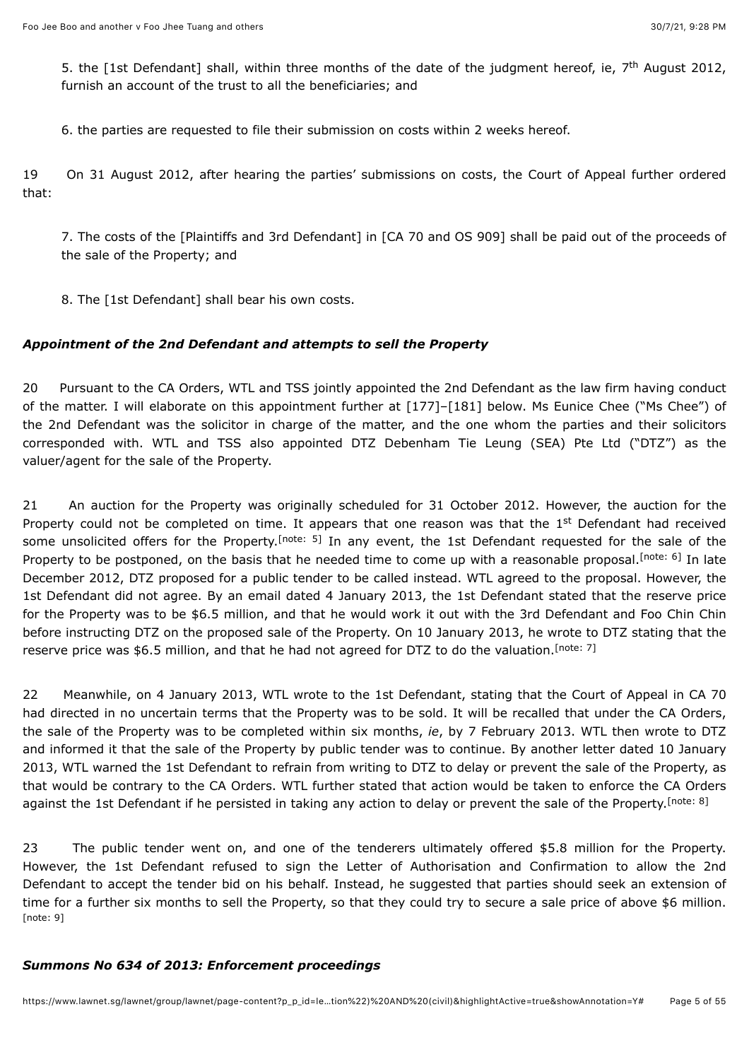5. the [1st Defendant] shall, within three months of the date of the judgment hereof, ie, 7th August 2012, furnish an account of the trust to all the beneficiaries; and

6. the parties are requested to file their submission on costs within 2 weeks hereof.

19 On 31 August 2012, after hearing the parties' submissions on costs, the Court of Appeal further ordered that:

7. The costs of the [Plaintiffs and 3rd Defendant] in [CA 70 and OS 909] shall be paid out of the proceeds of the sale of the Property; and

8. The [1st Defendant] shall bear his own costs.

### *Appointment of the 2nd Defendant and attempts to sell the Property*

20 Pursuant to the CA Orders, WTL and TSS jointly appointed the 2nd Defendant as the law firm having conduct of the matter. I will elaborate on this appointment further at [177]–[181] below. Ms Eunice Chee ("Ms Chee") of the 2nd Defendant was the solicitor in charge of the matter, and the one whom the parties and their solicitors corresponded with. WTL and TSS also appointed DTZ Debenham Tie Leung (SEA) Pte Ltd ("DTZ") as the valuer/agent for the sale of the Property.

21 An auction for the Property was originally scheduled for 31 October 2012. However, the auction for the Property could not be completed on time. It appears that one reason was that the 1st Defendant had received some unsolicited offers for the Property.[note: 5] In any event, the 1st Defendant requested for the sale of the Property to be postponed, on the basis that he needed time to come up with a reasonable proposal.[note: 6] In late December 2012, DTZ proposed for a public tender to be called instead. WTL agreed to the proposal. However, the 1st Defendant did not agree. By an email dated 4 January 2013, the 1st Defendant stated that the reserve price for the Property was to be $6.5 million, and that he would work it out with the 3rd Defendant and Foo Chin Chin before instructing DTZ on the proposed sale of the Property. On 10 January 2013, he wrote to DTZ stating that the reserve price was $6.5 million, and that he had not agreed for DTZ to do the valuation.[note: 7]

22 Meanwhile, on 4 January 2013, WTL wrote to the 1st Defendant, stating that the Court of Appeal in CA 70 had directed in no uncertain terms that the Property was to be sold. It will be recalled that under the CA Orders, the sale of the Property was to be completed within six months, *ie*, by 7 February 2013. WTL then wrote to DTZ and informed it that the sale of the Property by public tender was to continue. By another letter dated 10 January 2013, WTL warned the 1st Defendant to refrain from writing to DTZ to delay or prevent the sale of the Property, as that would be contrary to the CA Orders. WTL further stated that action would be taken to enforce the CA Orders against the 1st Defendant if he persisted in taking any action to delay or prevent the sale of the Property.[note: 8]

23 The public tender went on, and one of the tenderers ultimately offered $5.8 million for the Property. However, the 1st Defendant refused to sign the Letter of Authorisation and Confirmation to allow the 2nd Defendant to accept the tender bid on his behalf. Instead, he suggested that parties should seek an extension of time for a further six months to sell the Property, so that they could try to secure a sale price of above $6 million.[note: 9]

### *Summons No 634 of 2013: Enforcement proceedings*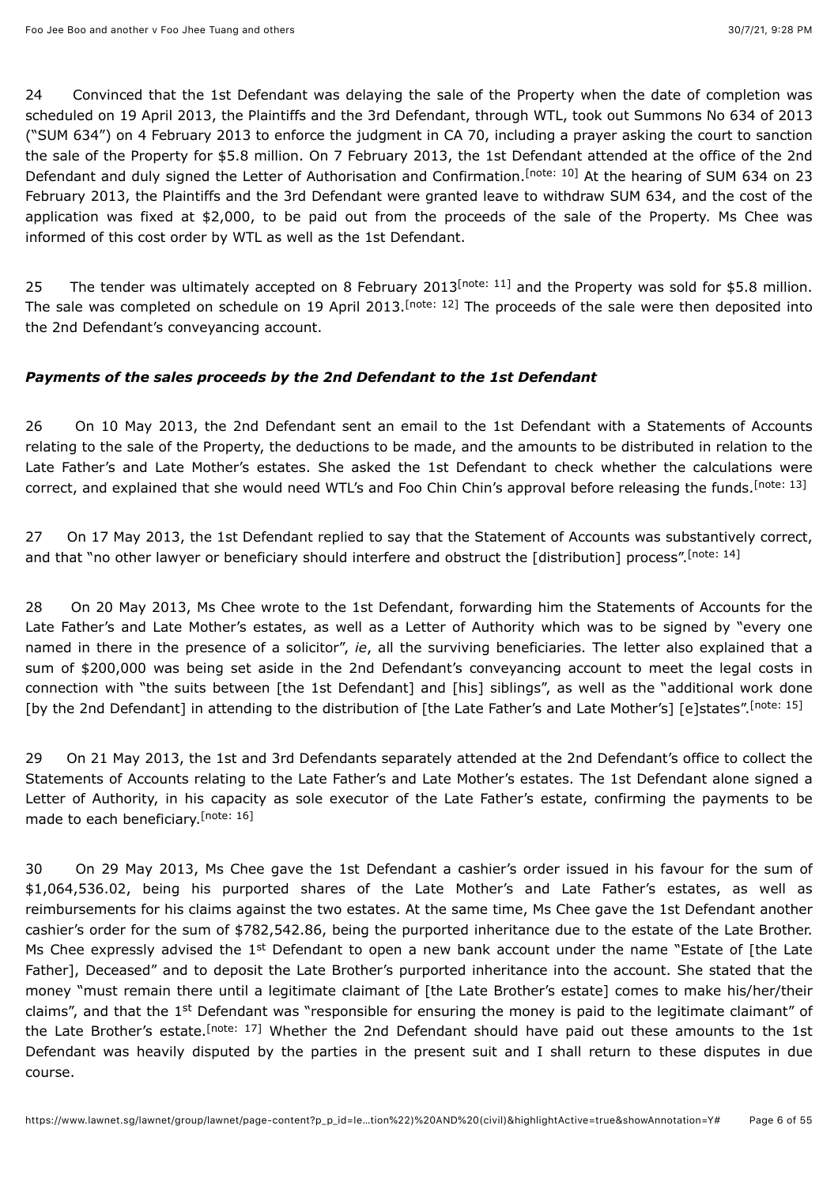24 Convinced that the 1st Defendant was delaying the sale of the Property when the date of completion was scheduled on 19 April 2013, the Plaintiffs and the 3rd Defendant, through WTL, took out Summons No 634 of 2013 ("SUM 634") on 4 February 2013 to enforce the judgment in CA 70, including a prayer asking the court to sanction the sale of the Property for $5.8 million. On 7 February 2013, the 1st Defendant attended at the office of the 2nd Defendant and duly signed the Letter of Authorisation and Confirmation.[note: 10] At the hearing of SUM 634 on 23 February 2013, the Plaintiffs and the 3rd Defendant were granted leave to withdraw SUM 634, and the cost of the application was fixed at $2,000, to be paid out from the proceeds of the sale of the Property. Ms Chee was informed of this cost order by WTL as well as the 1st Defendant.

25 The tender was ultimately accepted on 8 February 2013[note: 11] and the Property was sold for $5.8 million. The sale was completed on schedule on 19 April 2013.[note: 12] The proceeds of the sale were then deposited into the 2nd Defendant's conveyancing account.

### *Payments of the sales proceeds by the 2nd Defendant to the 1st Defendant*

26 On 10 May 2013, the 2nd Defendant sent an email to the 1st Defendant with a Statements of Accounts relating to the sale of the Property, the deductions to be made, and the amounts to be distributed in relation to the Late Father's and Late Mother's estates. She asked the 1st Defendant to check whether the calculations were correct, and explained that she would need WTL's and Foo Chin Chin's approval before releasing the funds.[note: 13]

27 On 17 May 2013, the 1st Defendant replied to say that the Statement of Accounts was substantively correct, and that "no other lawyer or beneficiary should interfere and obstruct the [distribution] process".[note: 14]

28 On 20 May 2013, Ms Chee wrote to the 1st Defendant, forwarding him the Statements of Accounts for the Late Father's and Late Mother's estates, as well as a Letter of Authority which was to be signed by "every one named in there in the presence of a solicitor", *ie*, all the surviving beneficiaries. The letter also explained that a sum of $200,000 was being set aside in the 2nd Defendant's conveyancing account to meet the legal costs in connection with "the suits between [the 1st Defendant] and [his] siblings", as well as the "additional work done [by the 2nd Defendant] in attending to the distribution of [the Late Father's and Late Mother's] [e]states".[note: 15]

29 On 21 May 2013, the 1st and 3rd Defendants separately attended at the 2nd Defendant's office to collect the Statements of Accounts relating to the Late Father's and Late Mother's estates. The 1st Defendant alone signed a Letter of Authority, in his capacity as sole executor of the Late Father's estate, confirming the payments to be made to each beneficiary.[note: 16]

30 On 29 May 2013, Ms Chee gave the 1st Defendant a cashier's order issued in his favour for the sum of $1,064,536.02, being his purported shares of the Late Mother's and Late Father's estates, as well as reimbursements for his claims against the two estates. At the same time, Ms Chee gave the 1st Defendant another cashier's order for the sum of $782,542.86, being the purported inheritance due to the estate of the Late Brother. Ms Chee expressly advised the 1st Defendant to open a new bank account under the name "Estate of [the Late Father], Deceased" and to deposit the Late Brother's purported inheritance into the account. She stated that the money "must remain there until a legitimate claimant of [the Late Brother's estate] comes to make his/her/their claims", and that the 1st Defendant was "responsible for ensuring the money is paid to the legitimate claimant" of the Late Brother's estate.[note: 17] Whether the 2nd Defendant should have paid out these amounts to the 1st Defendant was heavily disputed by the parties in the present suit and I shall return to these disputes in due course.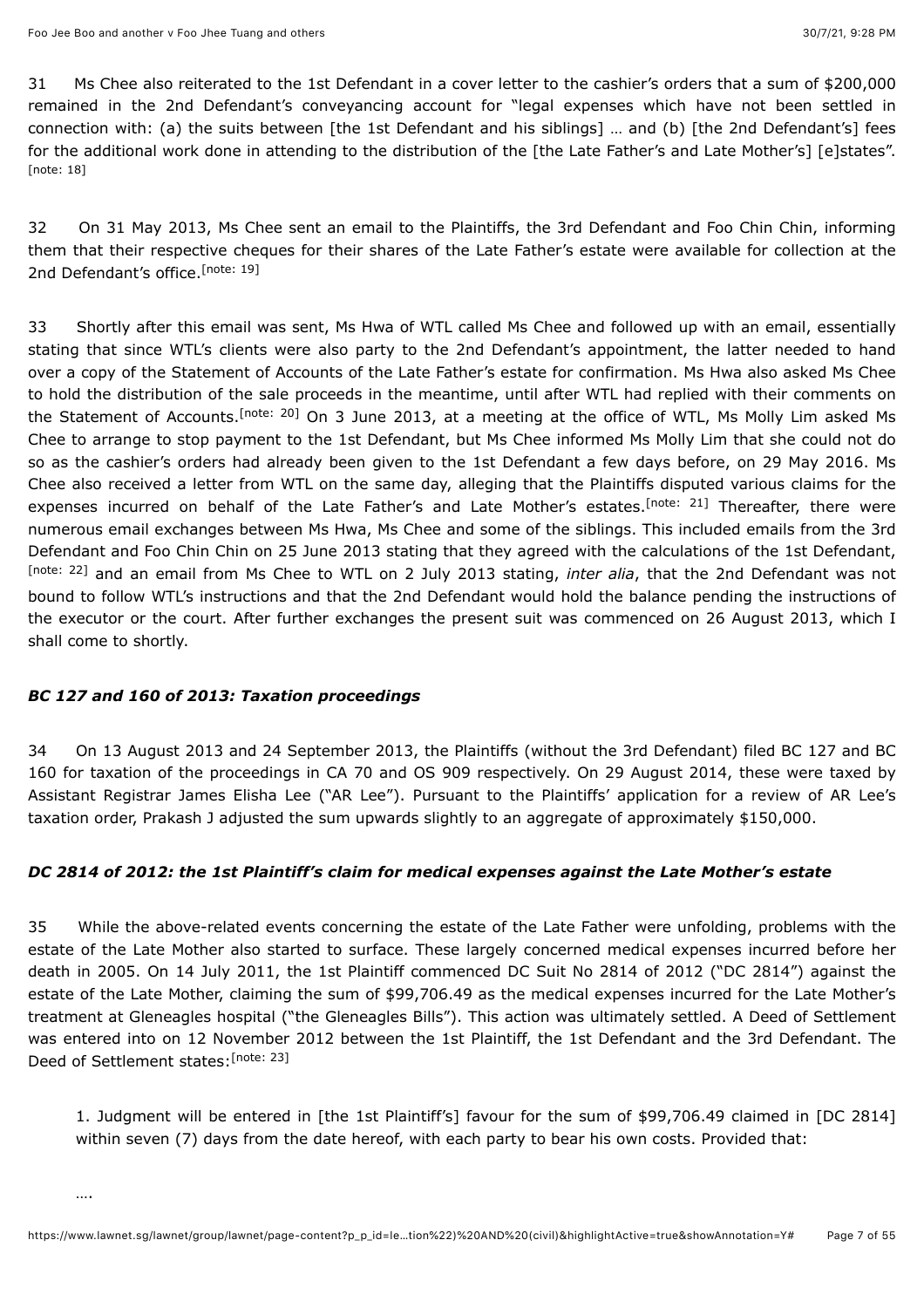31 Ms Chee also reiterated to the 1st Defendant in a cover letter to the cashier's orders that a sum of $200,000 remained in the 2nd Defendant's conveyancing account for "legal expenses which have not been settled in connection with: (a) the suits between [the 1st Defendant and his siblings] … and (b) [the 2nd Defendant's] fees for the additional work done in attending to the distribution of the [the Late Father's and Late Mother's] [e]states". [note: 18]

32 On 31 May 2013, Ms Chee sent an email to the Plaintiffs, the 3rd Defendant and Foo Chin Chin, informing them that their respective cheques for their shares of the Late Father's estate were available for collection at the 2nd Defendant's office. [note: 19]

33 Shortly after this email was sent, Ms Hwa of WTL called Ms Chee and followed up with an email, essentially stating that since WTL's clients were also party to the 2nd Defendant's appointment, the latter needed to hand over a copy of the Statement of Accounts of the Late Father's estate for confirmation. Ms Hwa also asked Ms Chee to hold the distribution of the sale proceeds in the meantime, until after WTL had replied with their comments on the Statement of Accounts. [note: 20] On 3 June 2013, at a meeting at the office of WTL, Ms Molly Lim asked Ms Chee to arrange to stop payment to the 1st Defendant, but Ms Chee informed Ms Molly Lim that she could not do so as the cashier's orders had already been given to the 1st Defendant a few days before, on 29 May 2016. Ms Chee also received a letter from WTL on the same day, alleging that the Plaintiffs disputed various claims for the expenses incurred on behalf of the Late Father's and Late Mother's estates. [note: 21] Thereafter, there were numerous email exchanges between Ms Hwa, Ms Chee and some of the siblings. This included emails from the 3rd Defendant and Foo Chin Chin on 25 June 2013 stating that they agreed with the calculations of the 1st Defendant, [note: 22] and an email from Ms Chee to WTL on 2 July 2013 stating, *inter alia*, that the 2nd Defendant was not bound to follow WTL's instructions and that the 2nd Defendant would hold the balance pending the instructions of the executor or the court. After further exchanges the present suit was commenced on 26 August 2013, which I shall come to shortly.

### *BC 127 and 160 of 2013: Taxation proceedings*

34 On 13 August 2013 and 24 September 2013, the Plaintiffs (without the 3rd Defendant) filed BC 127 and BC 160 for taxation of the proceedings in CA 70 and OS 909 respectively. On 29 August 2014, these were taxed by Assistant Registrar James Elisha Lee ("AR Lee"). Pursuant to the Plaintiffs' application for a review of AR Lee's taxation order, Prakash J adjusted the sum upwards slightly to an aggregate of approximately $150,000.

### *DC 2814 of 2012: the 1st Plaintiff's claim for medical expenses against the Late Mother's estate*

35 While the above-related events concerning the estate of the Late Father were unfolding, problems with the estate of the Late Mother also started to surface. These largely concerned medical expenses incurred before her death in 2005. On 14 July 2011, the 1st Plaintiff commenced DC Suit No 2814 of 2012 ("DC 2814") against the estate of the Late Mother, claiming the sum of $99,706.49 as the medical expenses incurred for the Late Mother's treatment at Gleneagles hospital ("the Gleneagles Bills"). This action was ultimately settled. A Deed of Settlement was entered into on 12 November 2012 between the 1st Plaintiff, the 1st Defendant and the 3rd Defendant. The Deed of Settlement states: [note: 23]

> 1. Judgment will be entered in [the 1st Plaintiff's] favour for the sum of $99,706.49 claimed in [DC 2814] within seven (7) days from the date hereof, with each party to bear his own costs. Provided that:
>
> ….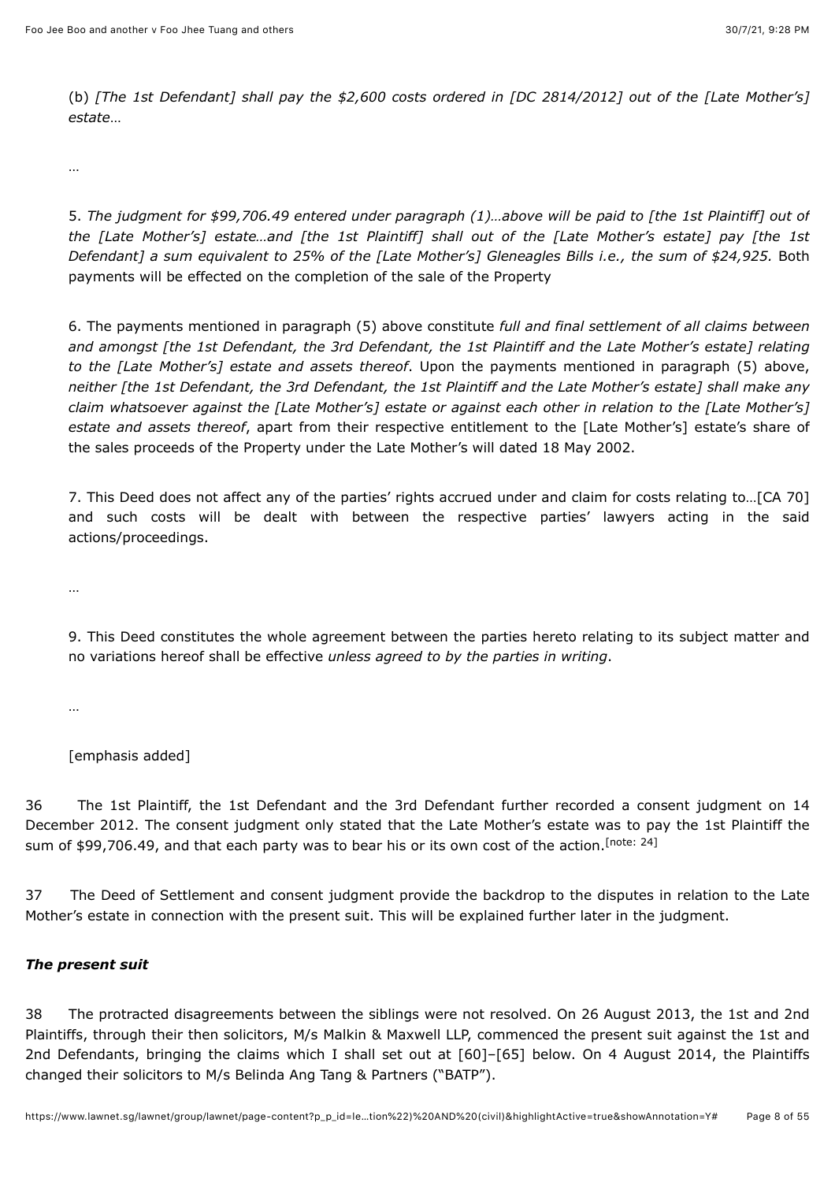(b) *[The 1st Defendant] shall pay the $2,600 costs ordered in [DC 2814/2012] out of the [Late Mother's] estate…*

…

5. *The judgment for $99,706.49 entered under paragraph (1)…above will be paid to [the 1st Plaintiff] out of the [Late Mother's] estate…and [the 1st Plaintiff] shall out of the [Late Mother's estate] pay [the 1st Defendant] a sum equivalent to 25% of the [Late Mother's] Gleneagles Bills i.e., the sum of $24,925.* Both payments will be effected on the completion of the sale of the Property

6. The payments mentioned in paragraph (5) above constitute *full and final settlement of all claims between and amongst [the 1st Defendant, the 3rd Defendant, the 1st Plaintiff and the Late Mother's estate] relating to the [Late Mother's] estate and assets thereof*. Upon the payments mentioned in paragraph (5) above, *neither [the 1st Defendant, the 3rd Defendant, the 1st Plaintiff and the Late Mother's estate] shall make any claim whatsoever against the [Late Mother's] estate or against each other in relation to the [Late Mother's] estate and assets thereof*, apart from their respective entitlement to the [Late Mother's] estate's share of the sales proceeds of the Property under the Late Mother's will dated 18 May 2002.

7. This Deed does not affect any of the parties' rights accrued under and claim for costs relating to…[CA 70] and such costs will be dealt with between the respective parties' lawyers acting in the said actions/proceedings.

…

9. This Deed constitutes the whole agreement between the parties hereto relating to its subject matter and no variations hereof shall be effective *unless agreed to by the parties in writing*.

…

[emphasis added]

36 The 1st Plaintiff, the 1st Defendant and the 3rd Defendant further recorded a consent judgment on 14 December 2012. The consent judgment only stated that the Late Mother's estate was to pay the 1st Plaintiff the sum of $99,706.49, and that each party was to bear his or its own cost of the action.[note: 24]

37 The Deed of Settlement and consent judgment provide the backdrop to the disputes in relation to the Late Mother's estate in connection with the present suit. This will be explained further later in the judgment.

### *The present suit*

38 The protracted disagreements between the siblings were not resolved. On 26 August 2013, the 1st and 2nd Plaintiffs, through their then solicitors, M/s Malkin & Maxwell LLP, commenced the present suit against the 1st and 2nd Defendants, bringing the claims which I shall set out at [60]–[65] below. On 4 August 2014, the Plaintiffs changed their solicitors to M/s Belinda Ang Tang & Partners ("BATP").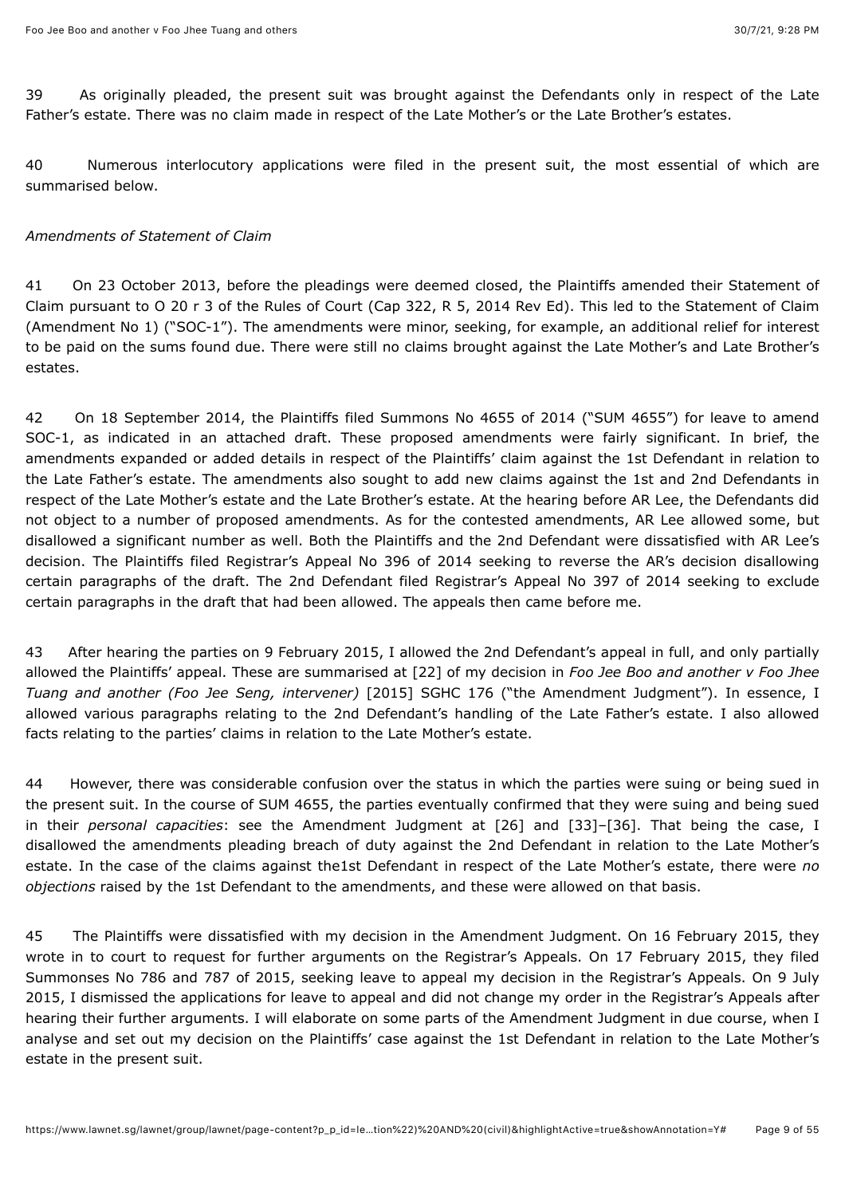39 As originally pleaded, the present suit was brought against the Defendants only in respect of the Late Father's estate. There was no claim made in respect of the Late Mother's or the Late Brother's estates.

40 Numerous interlocutory applications were filed in the present suit, the most essential of which are summarised below.

*Amendments of Statement of Claim*

41 On 23 October 2013, before the pleadings were deemed closed, the Plaintiffs amended their Statement of Claim pursuant to O 20 r 3 of the Rules of Court (Cap 322, R 5, 2014 Rev Ed). This led to the Statement of Claim (Amendment No 1) ("SOC-1"). The amendments were minor, seeking, for example, an additional relief for interest to be paid on the sums found due. There were still no claims brought against the Late Mother's and Late Brother's estates.

42 On 18 September 2014, the Plaintiffs filed Summons No 4655 of 2014 ("SUM 4655") for leave to amend SOC-1, as indicated in an attached draft. These proposed amendments were fairly significant. In brief, the amendments expanded or added details in respect of the Plaintiffs' claim against the 1st Defendant in relation to the Late Father's estate. The amendments also sought to add new claims against the 1st and 2nd Defendants in respect of the Late Mother's estate and the Late Brother's estate. At the hearing before AR Lee, the Defendants did not object to a number of proposed amendments. As for the contested amendments, AR Lee allowed some, but disallowed a significant number as well. Both the Plaintiffs and the 2nd Defendant were dissatisfied with AR Lee's decision. The Plaintiffs filed Registrar's Appeal No 396 of 2014 seeking to reverse the AR's decision disallowing certain paragraphs of the draft. The 2nd Defendant filed Registrar's Appeal No 397 of 2014 seeking to exclude certain paragraphs in the draft that had been allowed. The appeals then came before me.

43 After hearing the parties on 9 February 2015, I allowed the 2nd Defendant's appeal in full, and only partially allowed the Plaintiffs' appeal. These are summarised at [22] of my decision in *Foo Jee Boo and another v Foo Jhee Tuang and another (Foo Jee Seng, intervener)* [2015] SGHC 176 ("the Amendment Judgment"). In essence, I allowed various paragraphs relating to the 2nd Defendant's handling of the Late Father's estate. I also allowed facts relating to the parties' claims in relation to the Late Mother's estate.

44 However, there was considerable confusion over the status in which the parties were suing or being sued in the present suit. In the course of SUM 4655, the parties eventually confirmed that they were suing and being sued in their *personal capacities*: see the Amendment Judgment at [26] and [33]–[36]. That being the case, I disallowed the amendments pleading breach of duty against the 2nd Defendant in relation to the Late Mother's estate. In the case of the claims against the1st Defendant in respect of the Late Mother's estate, there were *no objections* raised by the 1st Defendant to the amendments, and these were allowed on that basis.

45 The Plaintiffs were dissatisfied with my decision in the Amendment Judgment. On 16 February 2015, they wrote in to court to request for further arguments on the Registrar's Appeals. On 17 February 2015, they filed Summonses No 786 and 787 of 2015, seeking leave to appeal my decision in the Registrar's Appeals. On 9 July 2015, I dismissed the applications for leave to appeal and did not change my order in the Registrar's Appeals after hearing their further arguments. I will elaborate on some parts of the Amendment Judgment in due course, when I analyse and set out my decision on the Plaintiffs' case against the 1st Defendant in relation to the Late Mother's estate in the present suit.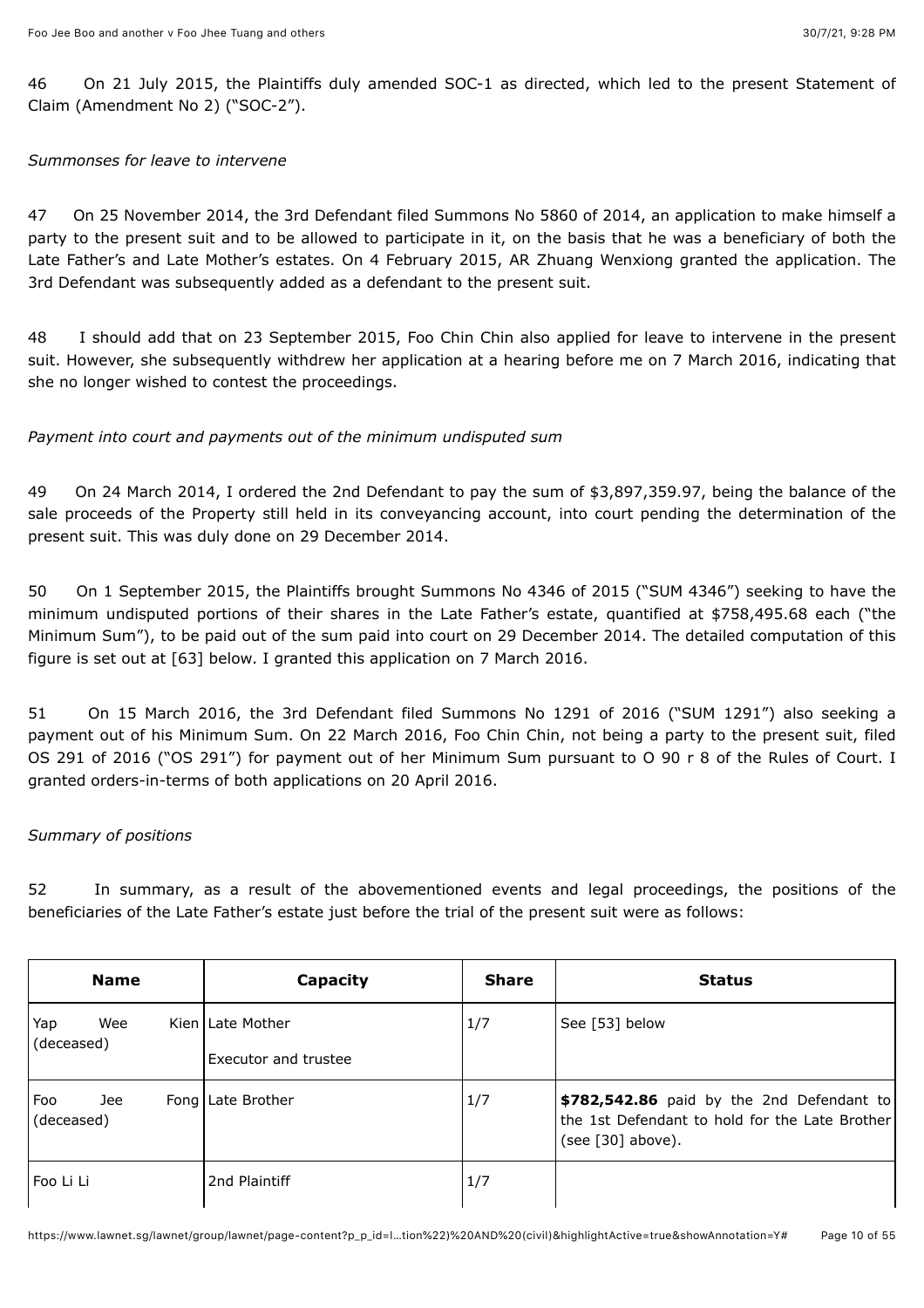46 On 21 July 2015, the Plaintiffs duly amended SOC-1 as directed, which led to the present Statement of Claim (Amendment No 2) ("SOC-2").

*Summonses for leave to intervene*

47 On 25 November 2014, the 3rd Defendant filed Summons No 5860 of 2014, an application to make himself a party to the present suit and to be allowed to participate in it, on the basis that he was a beneficiary of both the Late Father's and Late Mother's estates. On 4 February 2015, AR Zhuang Wenxiong granted the application. The 3rd Defendant was subsequently added as a defendant to the present suit.

48 I should add that on 23 September 2015, Foo Chin Chin also applied for leave to intervene in the present suit. However, she subsequently withdrew her application at a hearing before me on 7 March 2016, indicating that she no longer wished to contest the proceedings.

*Payment into court and payments out of the minimum undisputed sum*

49 On 24 March 2014, I ordered the 2nd Defendant to pay the sum of $3,897,359.97, being the balance of the sale proceeds of the Property still held in its conveyancing account, into court pending the determination of the present suit. This was duly done on 29 December 2014.

50 On 1 September 2015, the Plaintiffs brought Summons No 4346 of 2015 ("SUM 4346") seeking to have the minimum undisputed portions of their shares in the Late Father's estate, quantified at $758,495.68 each ("the Minimum Sum"), to be paid out of the sum paid into court on 29 December 2014. The detailed computation of this figure is set out at [63] below. I granted this application on 7 March 2016.

51 On 15 March 2016, the 3rd Defendant filed Summons No 1291 of 2016 ("SUM 1291") also seeking a payment out of his Minimum Sum. On 22 March 2016, Foo Chin Chin, not being a party to the present suit, filed OS 291 of 2016 ("OS 291") for payment out of her Minimum Sum pursuant to O 90 r 8 of the Rules of Court. I granted orders-in-terms of both applications on 20 April 2016.

*Summary of positions*

52 In summary, as a result of the abovementioned events and legal proceedings, the positions of the beneficiaries of the Late Father's estate just before the trial of the present suit were as follows:

| Name | Capacity | Share | Status |
| --- | --- | --- | --- |
| Yap Wee Kien (deceased) | Late Mother<br>Executor and trustee | 1/7 | See [53] below |
| Foo Jee Fong (deceased) | Late Brother | 1/7 | **$782,542.86** paid by the 2nd Defendant to the 1st Defendant to hold for the Late Brother (see [30] above). |
| Foo Li Li | 2nd Plaintiff | 1/7 | |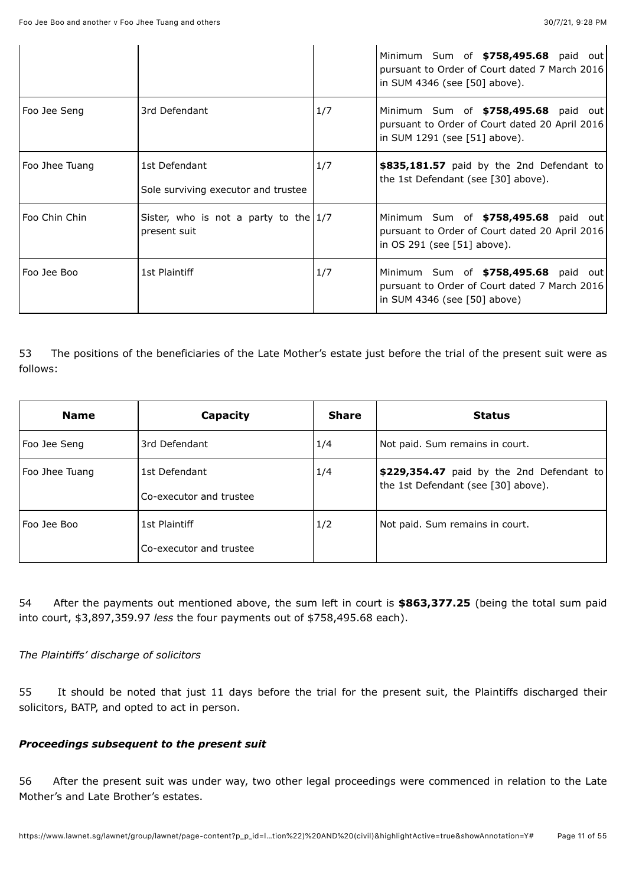| | | | Minimum Sum of **$758,495.68** paid out pursuant to Order of Court dated 7 March 2016 in SUM 4346 (see [50] above). |
|---|---|---|---|
| Foo Jee Seng | 3rd Defendant | 1/7 | Minimum Sum of **$758,495.68** paid out pursuant to Order of Court dated 20 April 2016 in SUM 1291 (see [51] above). |
| Foo Jhee Tuang | 1st Defendant<br>Sole surviving executor and trustee | 1/7 | **$835,181.57** paid by the 2nd Defendant to the 1st Defendant (see [30] above). |
| Foo Chin Chin | Sister, who is not a party to the present suit | 1/7 | Minimum Sum of **$758,495.68** paid out pursuant to Order of Court dated 20 April 2016 in OS 291 (see [51] above). |
| Foo Jee Boo | 1st Plaintiff | 1/7 | Minimum Sum of **$758,495.68** paid out pursuant to Order of Court dated 7 March 2016 in SUM 4346 (see [50] above) |

53 The positions of the beneficiaries of the Late Mother's estate just before the trial of the present suit were as follows:

| **Name** | **Capacity** | **Share** | **Status** |
|---|---|---|---|
| Foo Jee Seng | 3rd Defendant | 1/4 | Not paid. Sum remains in court. |
| Foo Jhee Tuang | 1st Defendant<br>Co-executor and trustee | 1/4 | **$229,354.47** paid by the 2nd Defendant to the 1st Defendant (see [30] above). |
| Foo Jee Boo | 1st Plaintiff<br>Co-executor and trustee | 1/2 | Not paid. Sum remains in court. |

54 After the payments out mentioned above, the sum left in court is **$863,377.25** (being the total sum paid into court, $3,897,359.97 *less* the four payments out of $758,495.68 each).

*The Plaintiffs' discharge of solicitors*

55 It should be noted that just 11 days before the trial for the present suit, the Plaintiffs discharged their solicitors, BATP, and opted to act in person.

***Proceedings subsequent to the present suit***

56 After the present suit was under way, two other legal proceedings were commenced in relation to the Late Mother's and Late Brother's estates.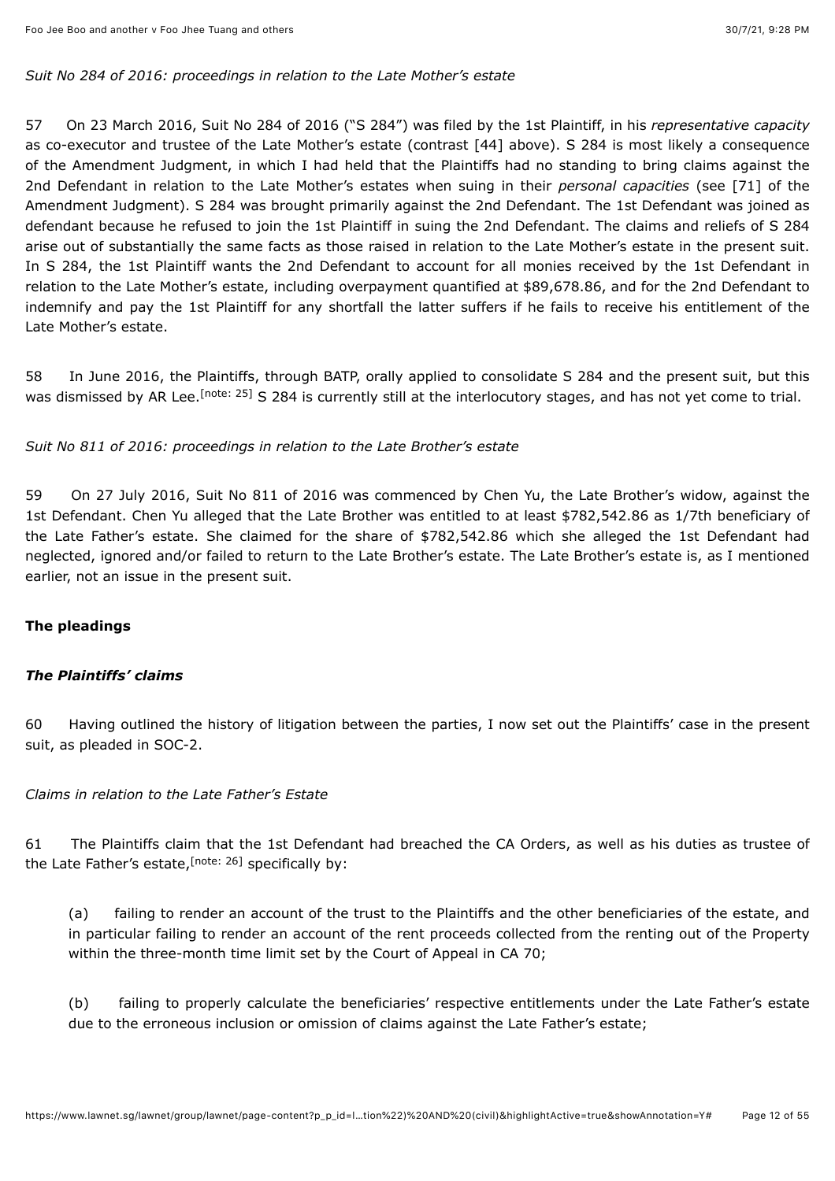*Suit No 284 of 2016: proceedings in relation to the Late Mother's estate*

57 On 23 March 2016, Suit No 284 of 2016 ("S 284") was filed by the 1st Plaintiff, in his *representative capacity* as co-executor and trustee of the Late Mother's estate (contrast [44] above). S 284 is most likely a consequence of the Amendment Judgment, in which I had held that the Plaintiffs had no standing to bring claims against the 2nd Defendant in relation to the Late Mother's estates when suing in their *personal capacities* (see [71] of the Amendment Judgment). S 284 was brought primarily against the 2nd Defendant. The 1st Defendant was joined as defendant because he refused to join the 1st Plaintiff in suing the 2nd Defendant. The claims and reliefs of S 284 arise out of substantially the same facts as those raised in relation to the Late Mother's estate in the present suit. In S 284, the 1st Plaintiff wants the 2nd Defendant to account for all monies received by the 1st Defendant in relation to the Late Mother's estate, including overpayment quantified at $89,678.86, and for the 2nd Defendant to indemnify and pay the 1st Plaintiff for any shortfall the latter suffers if he fails to receive his entitlement of the Late Mother's estate.

58 In June 2016, the Plaintiffs, through BATP, orally applied to consolidate S 284 and the present suit, but this was dismissed by AR Lee.[note: 25] S 284 is currently still at the interlocutory stages, and has not yet come to trial.

*Suit No 811 of 2016: proceedings in relation to the Late Brother's estate*

59 On 27 July 2016, Suit No 811 of 2016 was commenced by Chen Yu, the Late Brother's widow, against the 1st Defendant. Chen Yu alleged that the Late Brother was entitled to at least $782,542.86 as 1/7th beneficiary of the Late Father's estate. She claimed for the share of $782,542.86 which she alleged the 1st Defendant had neglected, ignored and/or failed to return to the Late Brother's estate. The Late Brother's estate is, as I mentioned earlier, not an issue in the present suit.

## The pleadings

### *The Plaintiffs' claims*

60 Having outlined the history of litigation between the parties, I now set out the Plaintiffs' case in the present suit, as pleaded in SOC-2.

*Claims in relation to the Late Father's Estate*

61 The Plaintiffs claim that the 1st Defendant had breached the CA Orders, as well as his duties as trustee of the Late Father's estate,[note: 26] specifically by:

(a) failing to render an account of the trust to the Plaintiffs and the other beneficiaries of the estate, and in particular failing to render an account of the rent proceeds collected from the renting out of the Property within the three-month time limit set by the Court of Appeal in CA 70;

(b) failing to properly calculate the beneficiaries' respective entitlements under the Late Father's estate due to the erroneous inclusion or omission of claims against the Late Father's estate;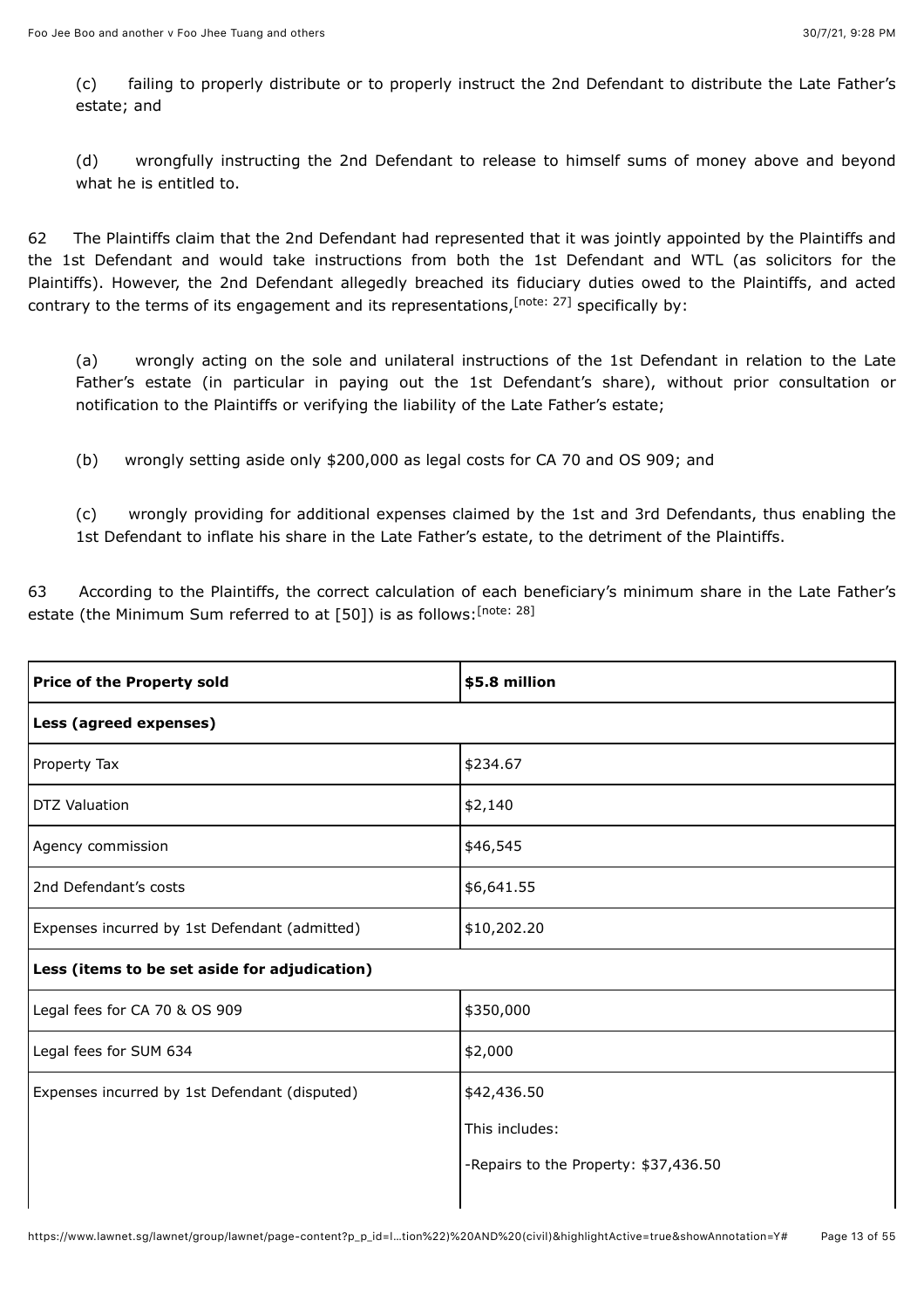(c) failing to properly distribute or to properly instruct the 2nd Defendant to distribute the Late Father's estate; and

(d) wrongfully instructing the 2nd Defendant to release to himself sums of money above and beyond what he is entitled to.

62 The Plaintiffs claim that the 2nd Defendant had represented that it was jointly appointed by the Plaintiffs and the 1st Defendant and would take instructions from both the 1st Defendant and WTL (as solicitors for the Plaintiffs). However, the 2nd Defendant allegedly breached its fiduciary duties owed to the Plaintiffs, and acted contrary to the terms of its engagement and its representations,[note: 27] specifically by:

(a) wrongly acting on the sole and unilateral instructions of the 1st Defendant in relation to the Late Father's estate (in particular in paying out the 1st Defendant's share), without prior consultation or notification to the Plaintiffs or verifying the liability of the Late Father's estate;

(b) wrongly setting aside only $200,000 as legal costs for CA 70 and OS 909; and

(c) wrongly providing for additional expenses claimed by the 1st and 3rd Defendants, thus enabling the 1st Defendant to inflate his share in the Late Father's estate, to the detriment of the Plaintiffs.

63 According to the Plaintiffs, the correct calculation of each beneficiary's minimum share in the Late Father's estate (the Minimum Sum referred to at [50]) is as follows:[note: 28]

| **Price of the Property sold** | **$5.8 million** |
|---|---|
| **Less (agreed expenses)** | |
| Property Tax | $234.67 |
| DTZ Valuation | $2,140 |
| Agency commission | $46,545 |
| 2nd Defendant's costs | $6,641.55 |
| Expenses incurred by 1st Defendant (admitted) | $10,202.20 |
| **Less (items to be set aside for adjudication)** | |
| Legal fees for CA 70 & OS 909 | $350,000 |
| Legal fees for SUM 634 | $2,000 |
| Expenses incurred by 1st Defendant (disputed) | $42,436.50<br>This includes:<br>-Repairs to the Property: $37,436.50 |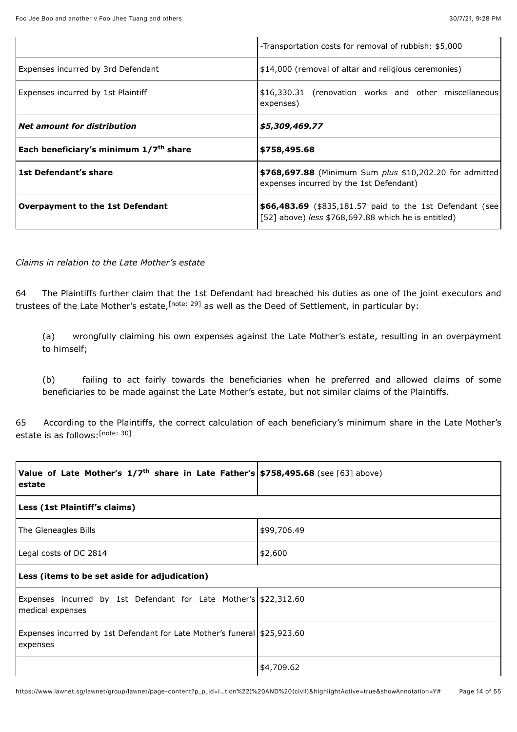| | |
|---|---|
| | -Transportation costs for removal of rubbish: $5,000 |
| Expenses incurred by 3rd Defendant | $14,000 (removal of altar and religious ceremonies) |
| Expenses incurred by 1st Plaintiff | $16,330.31 (renovation works and other miscellaneous expenses) |
| ***Net amount for distribution*** | ***$5,309,469.77*** |
| **Each beneficiary's minimum 1/7th share** | **$758,495.68** |
| **1st Defendant's share** | **$768,697.88** (Minimum Sum *plus* $10,202.20 for admitted expenses incurred by the 1st Defendant) |
| **Overpayment to the 1st Defendant** | **$66,483.69** ($835,181.57 paid to the 1st Defendant (see [52] above) *less* $768,697.88 which he is entitled) |

*Claims in relation to the Late Mother's estate*

64 The Plaintiffs further claim that the 1st Defendant had breached his duties as one of the joint executors and trustees of the Late Mother's estate,[note: 29] as well as the Deed of Settlement, in particular by:

(a) wrongfully claiming his own expenses against the Late Mother's estate, resulting in an overpayment to himself;

(b) failing to act fairly towards the beneficiaries when he preferred and allowed claims of some beneficiaries to be made against the Late Mother's estate, but not similar claims of the Plaintiffs.

65 According to the Plaintiffs, the correct calculation of each beneficiary's minimum share in the Late Mother's estate is as follows:[note: 30]

| **Value of Late Mother's 1/7th share in Late Father's estate** | **$758,495.68** (see [63] above) |
|---|---|
| **Less (1st Plaintiff's claims)** | |
| The Gleneagles Bills | $99,706.49 |
| Legal costs of DC 2814 | $2,600 |
| **Less (items to be set aside for adjudication)** | |
| Expenses incurred by 1st Defendant for Late Mother's medical expenses | $22,312.60 |
| Expenses incurred by 1st Defendant for Late Mother's funeral expenses | $25,923.60 |
| | $4,709.62 |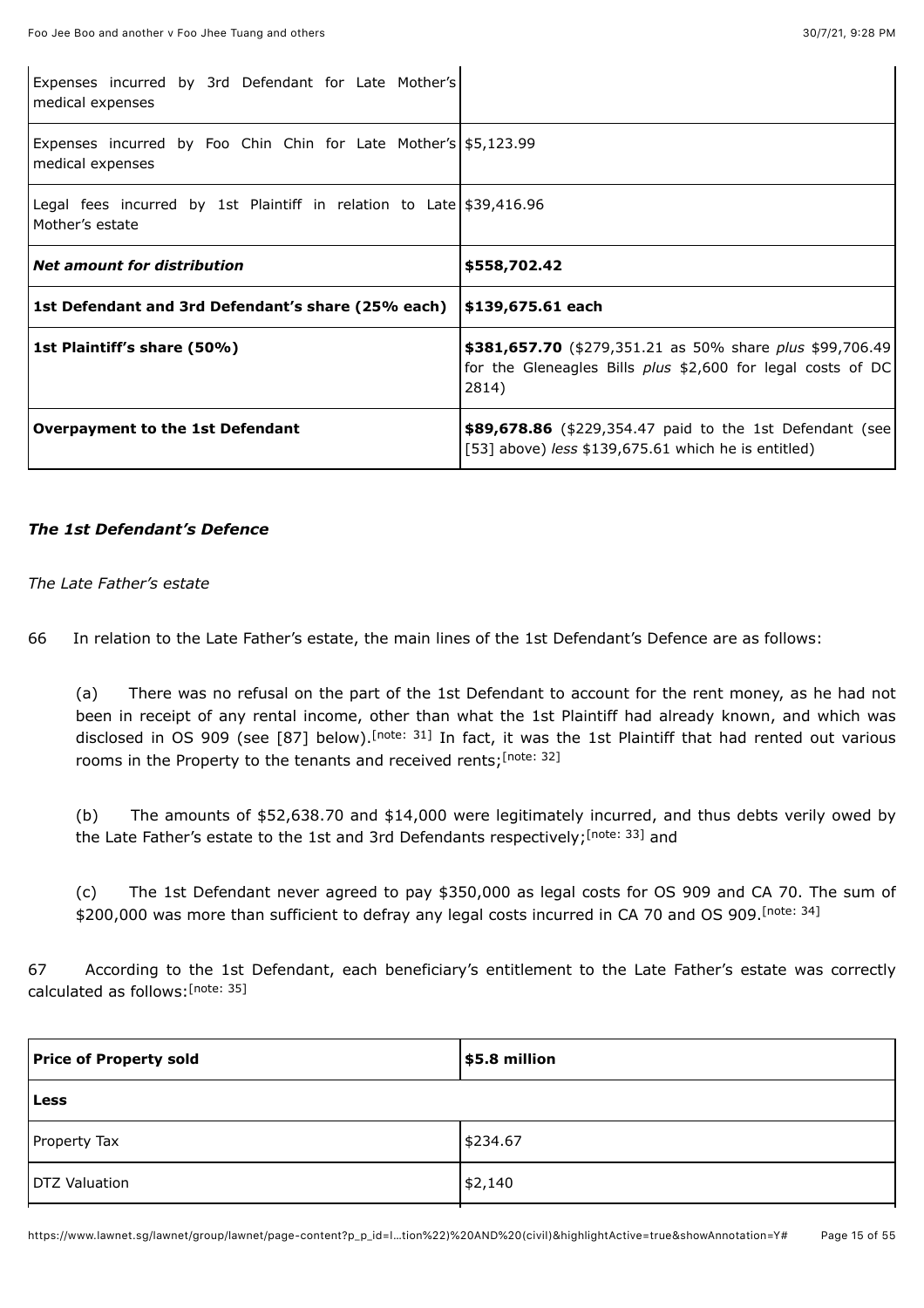| | |
|---|---|
| Expenses incurred by 3rd Defendant for Late Mother's medical expenses | |
| Expenses incurred by Foo Chin Chin for Late Mother's medical expenses | $5,123.99 |
| Legal fees incurred by 1st Plaintiff in relation to Late Mother's estate | $39,416.96 |
| ***Net amount for distribution*** | **$558,702.42** |
| **1st Defendant and 3rd Defendant's share (25% each)** | **$139,675.61 each** |
| **1st Plaintiff's share (50%)** | **$381,657.70** ($279,351.21 as 50% share *plus* $99,706.49 for the Gleneagles Bills *plus* $2,600 for legal costs of DC 2814) |
| **Overpayment to the 1st Defendant** | **$89,678.86** ($229,354.47 paid to the 1st Defendant (see [53] above) *less* $139,675.61 which he is entitled) |

### *The 1st Defendant's Defence*

*The Late Father's estate*

66 In relation to the Late Father's estate, the main lines of the 1st Defendant's Defence are as follows:

(a) There was no refusal on the part of the 1st Defendant to account for the rent money, as he had not been in receipt of any rental income, other than what the 1st Plaintiff had already known, and which was disclosed in OS 909 (see [87] below).[note: 31] In fact, it was the 1st Plaintiff that had rented out various rooms in the Property to the tenants and received rents;[note: 32]

(b) The amounts of $52,638.70 and $14,000 were legitimately incurred, and thus debts verily owed by the Late Father's estate to the 1st and 3rd Defendants respectively;[note: 33] and

(c) The 1st Defendant never agreed to pay $350,000 as legal costs for OS 909 and CA 70. The sum of $200,000 was more than sufficient to defray any legal costs incurred in CA 70 and OS 909.[note: 34]

67 According to the 1st Defendant, each beneficiary's entitlement to the Late Father's estate was correctly calculated as follows:[note: 35]

| **Price of Property sold** | **$5.8 million** |
|---|---|
| **Less** | |
| Property Tax | $234.67 |
| DTZ Valuation | $2,140 |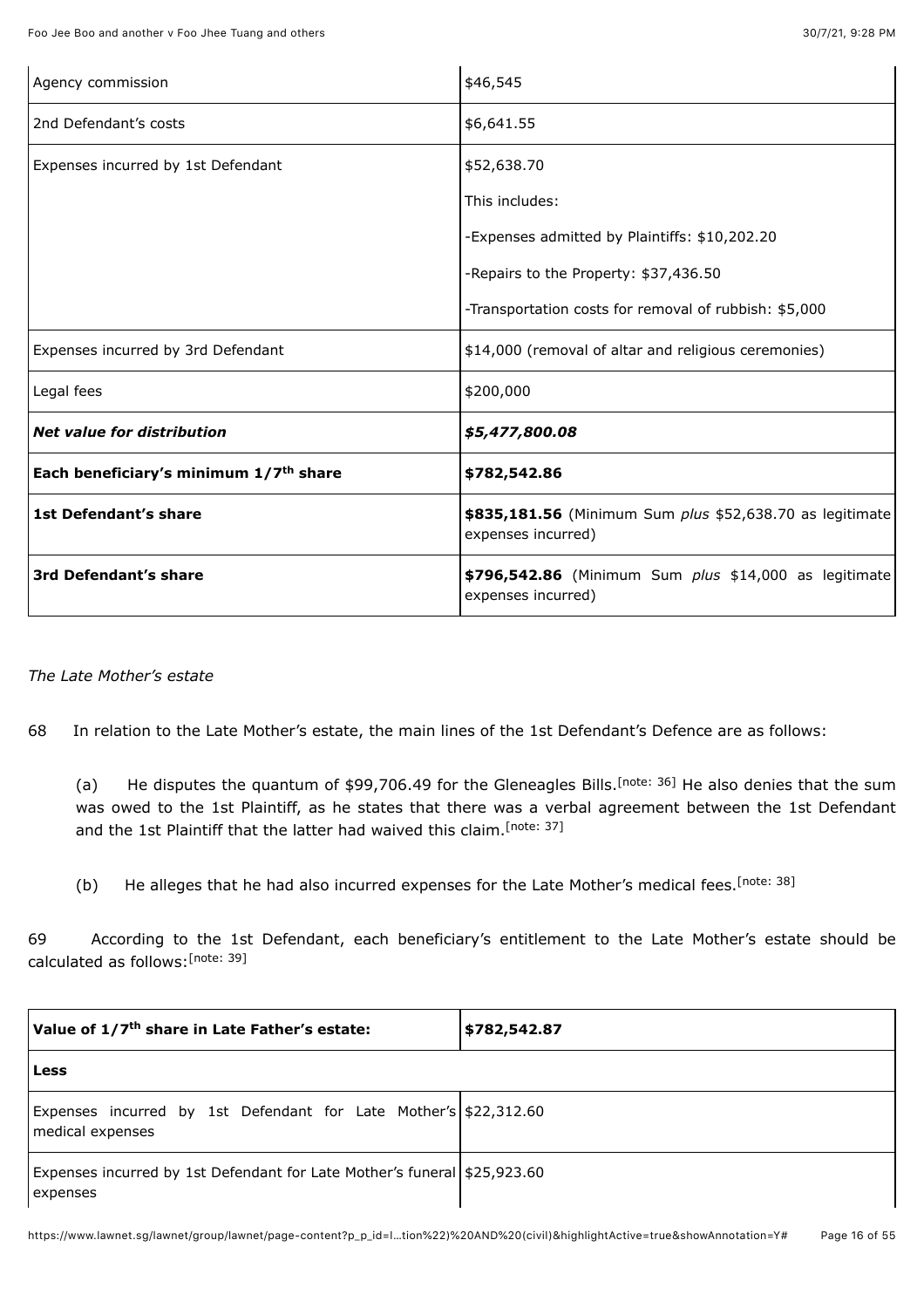| | |
|---|---|
| Agency commission | $46,545 |
| 2nd Defendant's costs | $6,641.55 |
| Expenses incurred by 1st Defendant | $52,638.70<br><br>This includes:<br><br>-Expenses admitted by Plaintiffs: $10,202.20<br><br>-Repairs to the Property: $37,436.50<br><br>-Transportation costs for removal of rubbish: $5,000 |
| Expenses incurred by 3rd Defendant | $14,000 (removal of altar and religious ceremonies) |
| Legal fees | $200,000 |
| ***Net value for distribution*** | ***$5,477,800.08*** |
| **Each beneficiary's minimum 1/7th share** | **$782,542.86** |
| **1st Defendant's share** | **$835,181.56** (Minimum Sum *plus* $52,638.70 as legitimate expenses incurred) |
| **3rd Defendant's share** | **$796,542.86** (Minimum Sum *plus* $14,000 as legitimate expenses incurred) |

*The Late Mother's estate*

68 In relation to the Late Mother's estate, the main lines of the 1st Defendant's Defence are as follows:

> (a) He disputes the quantum of $99,706.49 for the Gleneagles Bills.[note: 36] He also denies that the sum was owed to the 1st Plaintiff, as he states that there was a verbal agreement between the 1st Defendant and the 1st Plaintiff that the latter had waived this claim.[note: 37]
>
> (b) He alleges that he had also incurred expenses for the Late Mother's medical fees.[note: 38]

69 According to the 1st Defendant, each beneficiary's entitlement to the Late Mother's estate should be calculated as follows:[note: 39]

| **Value of 1/7th share in Late Father's estate:** | **$782,542.87** |
|---|---|
| **Less** | |
| Expenses incurred by 1st Defendant for Late Mother's medical expenses | $22,312.60 |
| Expenses incurred by 1st Defendant for Late Mother's funeral expenses | $25,923.60 |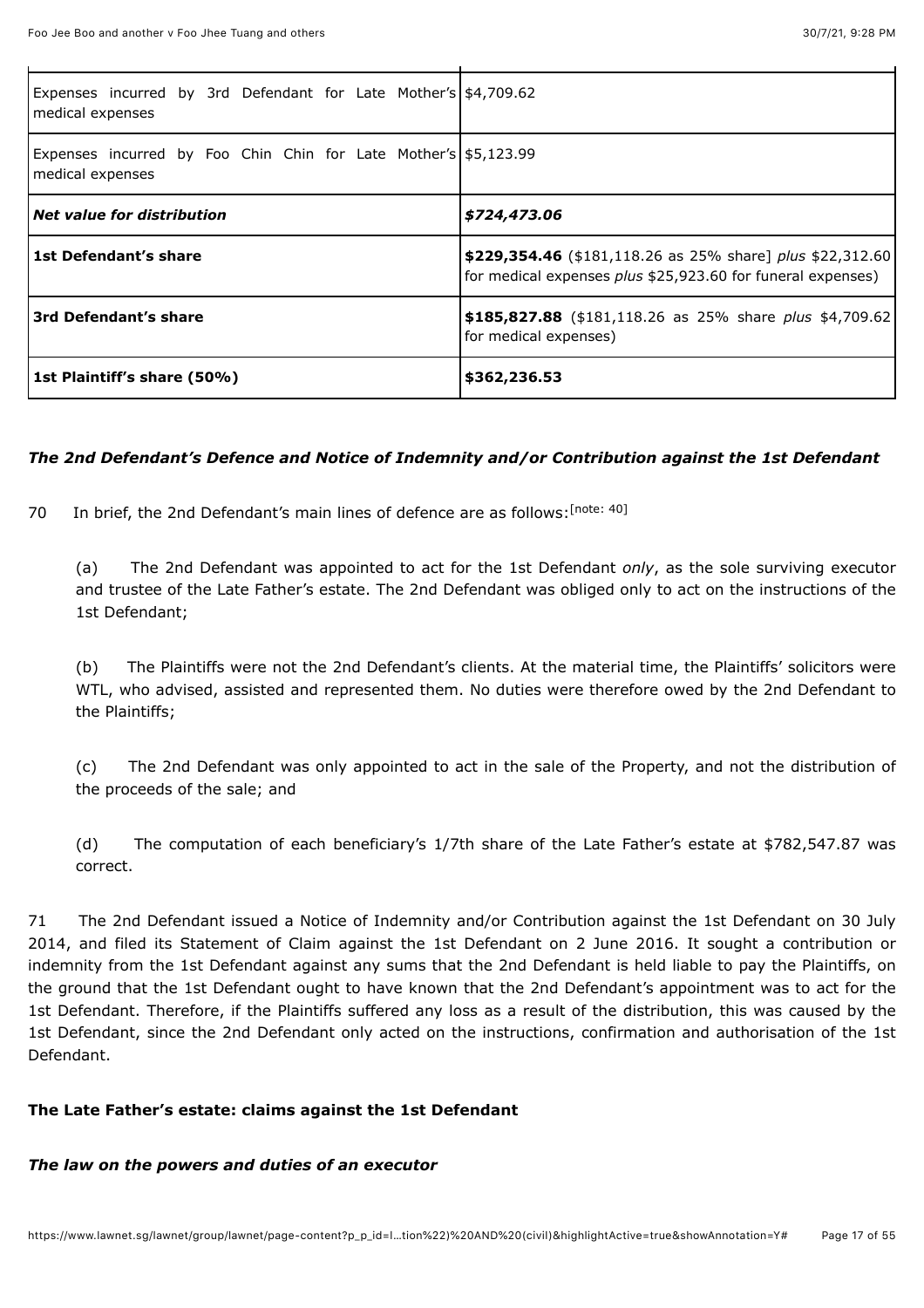| | |
|---|---|
| Expenses incurred by 3rd Defendant for Late Mother's medical expenses | $4,709.62 |
| Expenses incurred by Foo Chin Chin for Late Mother's medical expenses | $5,123.99 |
| ***Net value for distribution*** | ***$724,473.06*** |
| **1st Defendant's share** | **$229,354.46** ($181,118.26 as 25% share] *plus* $22,312.60 for medical expenses *plus* $25,923.60 for funeral expenses) |
| **3rd Defendant's share** | **$185,827.88** ($181,118.26 as 25% share *plus* $4,709.62 for medical expenses) |
| **1st Plaintiff's share (50%)** | **$362,236.53** |

### *The 2nd Defendant's Defence and Notice of Indemnity and/or Contribution against the 1st Defendant*

70 In brief, the 2nd Defendant's main lines of defence are as follows:[note: 40]

(a) The 2nd Defendant was appointed to act for the 1st Defendant *only*, as the sole surviving executor and trustee of the Late Father's estate. The 2nd Defendant was obliged only to act on the instructions of the 1st Defendant;

(b) The Plaintiffs were not the 2nd Defendant's clients. At the material time, the Plaintiffs' solicitors were WTL, who advised, assisted and represented them. No duties were therefore owed by the 2nd Defendant to the Plaintiffs;

(c) The 2nd Defendant was only appointed to act in the sale of the Property, and not the distribution of the proceeds of the sale; and

(d) The computation of each beneficiary's 1/7th share of the Late Father's estate at $782,547.87 was correct.

71 The 2nd Defendant issued a Notice of Indemnity and/or Contribution against the 1st Defendant on 30 July 2014, and filed its Statement of Claim against the 1st Defendant on 2 June 2016. It sought a contribution or indemnity from the 1st Defendant against any sums that the 2nd Defendant is held liable to pay the Plaintiffs, on the ground that the 1st Defendant ought to have known that the 2nd Defendant's appointment was to act for the 1st Defendant. Therefore, if the Plaintiffs suffered any loss as a result of the distribution, this was caused by the 1st Defendant, since the 2nd Defendant only acted on the instructions, confirmation and authorisation of the 1st Defendant.

## The Late Father's estate: claims against the 1st Defendant

### *The law on the powers and duties of an executor*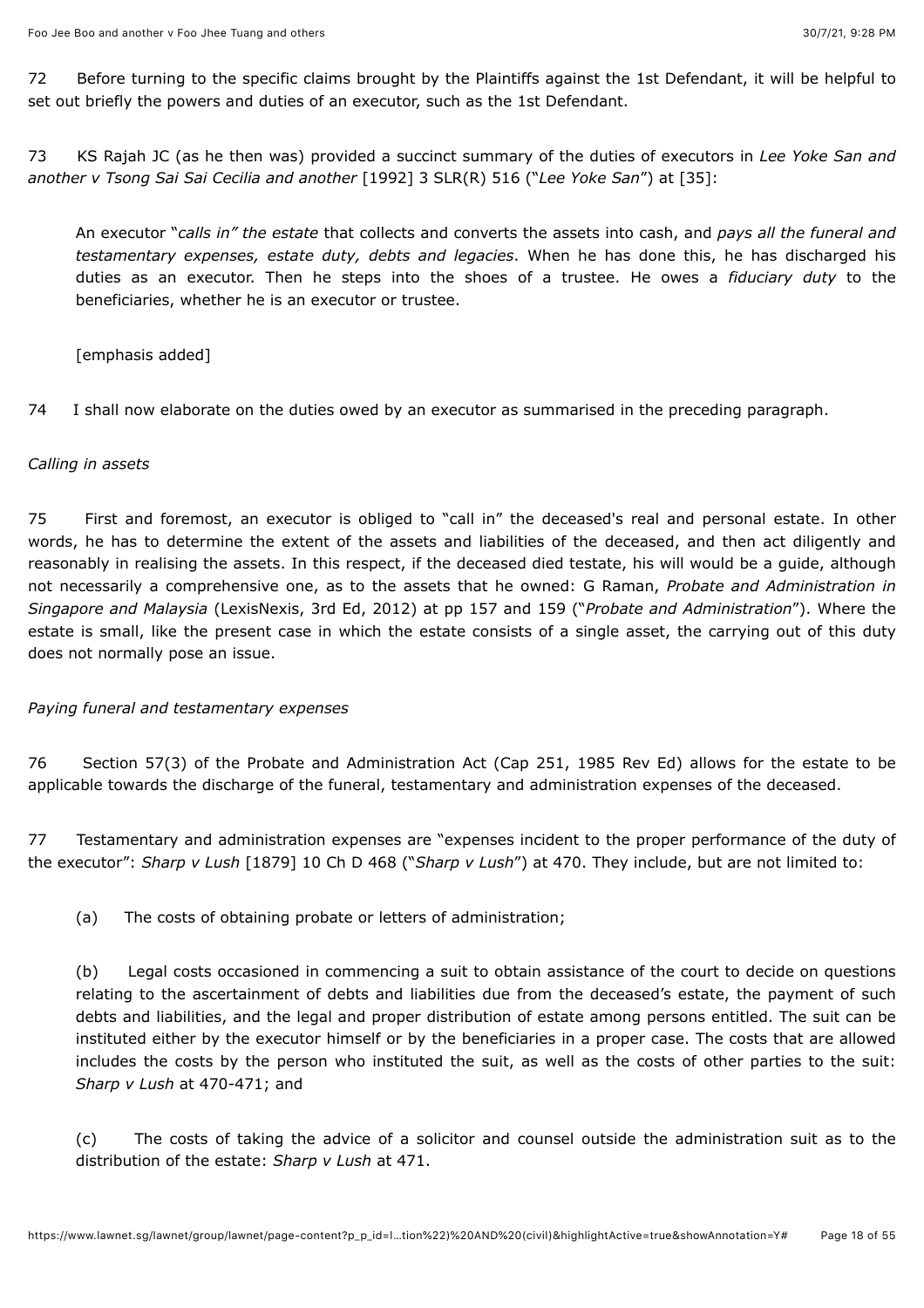72 Before turning to the specific claims brought by the Plaintiffs against the 1st Defendant, it will be helpful to set out briefly the powers and duties of an executor, such as the 1st Defendant.

73 KS Rajah JC (as he then was) provided a succinct summary of the duties of executors in *Lee Yoke San and another v Tsong Sai Sai Cecilia and another* [1992] 3 SLR(R) 516 ("*Lee Yoke San*") at [35]:

> An executor "*calls in" the estate* that collects and converts the assets into cash, and *pays all the funeral and testamentary expenses, estate duty, debts and legacies*. When he has done this, he has discharged his duties as an executor. Then he steps into the shoes of a trustee. He owes a *fiduciary duty* to the beneficiaries, whether he is an executor or trustee.
>
> [emphasis added]

74 I shall now elaborate on the duties owed by an executor as summarised in the preceding paragraph.

*Calling in assets*

75 First and foremost, an executor is obliged to "call in" the deceased's real and personal estate. In other words, he has to determine the extent of the assets and liabilities of the deceased, and then act diligently and reasonably in realising the assets. In this respect, if the deceased died testate, his will would be a guide, although not necessarily a comprehensive one, as to the assets that he owned: G Raman, *Probate and Administration in Singapore and Malaysia* (LexisNexis, 3rd Ed, 2012) at pp 157 and 159 ("*Probate and Administration*"). Where the estate is small, like the present case in which the estate consists of a single asset, the carrying out of this duty does not normally pose an issue.

*Paying funeral and testamentary expenses*

76 Section 57(3) of the Probate and Administration Act (Cap 251, 1985 Rev Ed) allows for the estate to be applicable towards the discharge of the funeral, testamentary and administration expenses of the deceased.

77 Testamentary and administration expenses are "expenses incident to the proper performance of the duty of the executor": *Sharp v Lush* [1879] 10 Ch D 468 ("*Sharp v Lush*") at 470. They include, but are not limited to:

> (a) The costs of obtaining probate or letters of administration;
>
> (b) Legal costs occasioned in commencing a suit to obtain assistance of the court to decide on questions relating to the ascertainment of debts and liabilities due from the deceased's estate, the payment of such debts and liabilities, and the legal and proper distribution of estate among persons entitled. The suit can be instituted either by the executor himself or by the beneficiaries in a proper case. The costs that are allowed includes the costs by the person who instituted the suit, as well as the costs of other parties to the suit: *Sharp v Lush* at 470-471; and
>
> (c) The costs of taking the advice of a solicitor and counsel outside the administration suit as to the distribution of the estate: *Sharp v Lush* at 471.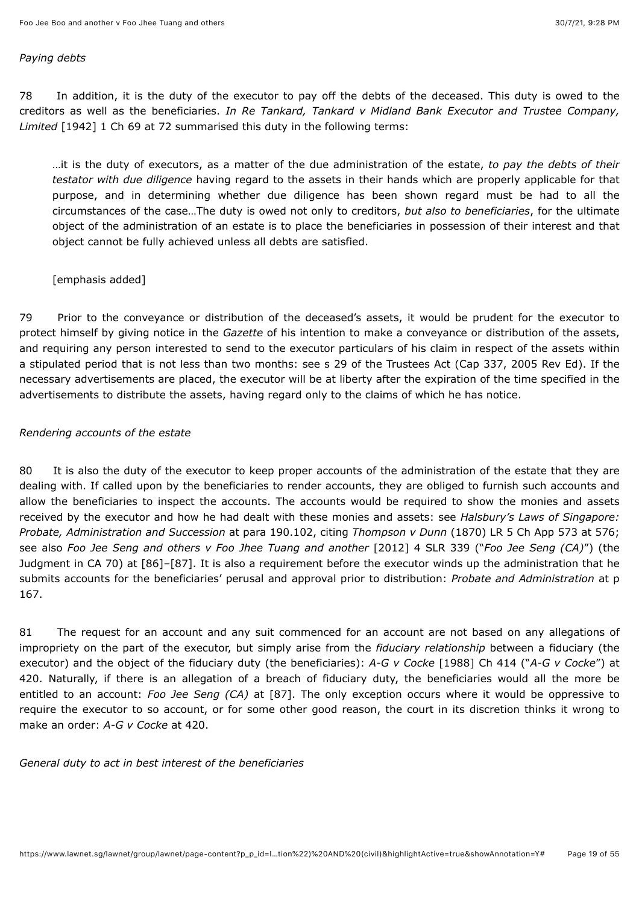*Paying debts*

78 In addition, it is the duty of the executor to pay off the debts of the deceased. This duty is owed to the creditors as well as the beneficiaries. *In Re Tankard, Tankard v Midland Bank Executor and Trustee Company, Limited* [1942] 1 Ch 69 at 72 summarised this duty in the following terms:

> …it is the duty of executors, as a matter of the due administration of the estate, *to pay the debts of their testator with due diligence* having regard to the assets in their hands which are properly applicable for that purpose, and in determining whether due diligence has been shown regard must be had to all the circumstances of the case…The duty is owed not only to creditors, *but also to beneficiaries*, for the ultimate object of the administration of an estate is to place the beneficiaries in possession of their interest and that object cannot be fully achieved unless all debts are satisfied.
>
> [emphasis added]

79 Prior to the conveyance or distribution of the deceased's assets, it would be prudent for the executor to protect himself by giving notice in the *Gazette* of his intention to make a conveyance or distribution of the assets, and requiring any person interested to send to the executor particulars of his claim in respect of the assets within a stipulated period that is not less than two months: see s 29 of the Trustees Act (Cap 337, 2005 Rev Ed). If the necessary advertisements are placed, the executor will be at liberty after the expiration of the time specified in the advertisements to distribute the assets, having regard only to the claims of which he has notice.

*Rendering accounts of the estate*

80 It is also the duty of the executor to keep proper accounts of the administration of the estate that they are dealing with. If called upon by the beneficiaries to render accounts, they are obliged to furnish such accounts and allow the beneficiaries to inspect the accounts. The accounts would be required to show the monies and assets received by the executor and how he had dealt with these monies and assets: see *Halsbury's Laws of Singapore: Probate, Administration and Succession* at para 190.102, citing *Thompson v Dunn* (1870) LR 5 Ch App 573 at 576; see also *Foo Jee Seng and others v Foo Jhee Tuang and another* [2012] 4 SLR 339 ("*Foo Jee Seng (CA)*") (the Judgment in CA 70) at [86]–[87]. It is also a requirement before the executor winds up the administration that he submits accounts for the beneficiaries' perusal and approval prior to distribution: *Probate and Administration* at p 167.

81 The request for an account and any suit commenced for an account are not based on any allegations of impropriety on the part of the executor, but simply arise from the *fiduciary relationship* between a fiduciary (the executor) and the object of the fiduciary duty (the beneficiaries): *A-G v Cocke* [1988] Ch 414 ("*A-G v Cocke*") at 420. Naturally, if there is an allegation of a breach of fiduciary duty, the beneficiaries would all the more be entitled to an account: *Foo Jee Seng (CA)* at [87]. The only exception occurs where it would be oppressive to require the executor to so account, or for some other good reason, the court in its discretion thinks it wrong to make an order: *A-G v Cocke* at 420.

*General duty to act in best interest of the beneficiaries*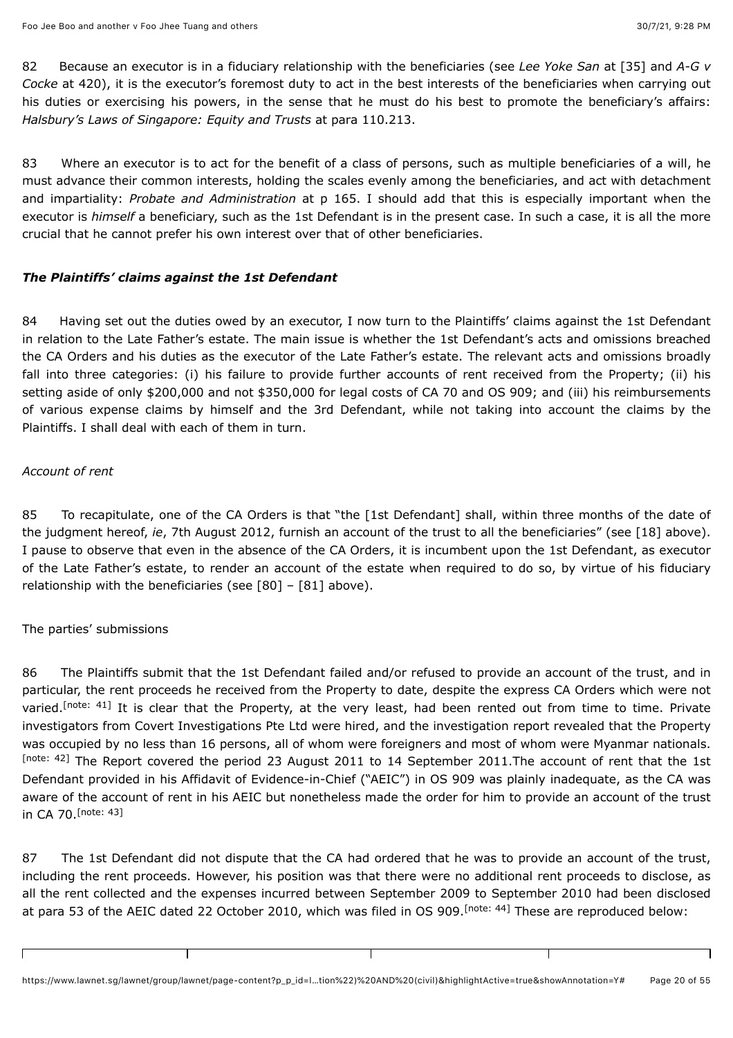82 Because an executor is in a fiduciary relationship with the beneficiaries (see *Lee Yoke San* at [35] and *A-G v Cocke* at 420), it is the executor's foremost duty to act in the best interests of the beneficiaries when carrying out his duties or exercising his powers, in the sense that he must do his best to promote the beneficiary's affairs: *Halsbury's Laws of Singapore: Equity and Trusts* at para 110.213.

83 Where an executor is to act for the benefit of a class of persons, such as multiple beneficiaries of a will, he must advance their common interests, holding the scales evenly among the beneficiaries, and act with detachment and impartiality: *Probate and Administration* at p 165. I should add that this is especially important when the executor is *himself* a beneficiary, such as the 1st Defendant is in the present case. In such a case, it is all the more crucial that he cannot prefer his own interest over that of other beneficiaries.

### *The Plaintiffs' claims against the 1st Defendant*

84 Having set out the duties owed by an executor, I now turn to the Plaintiffs' claims against the 1st Defendant in relation to the Late Father's estate. The main issue is whether the 1st Defendant's acts and omissions breached the CA Orders and his duties as the executor of the Late Father's estate. The relevant acts and omissions broadly fall into three categories: (i) his failure to provide further accounts of rent received from the Property; (ii) his setting aside of only $200,000 and not $350,000 for legal costs of CA 70 and OS 909; and (iii) his reimbursements of various expense claims by himself and the 3rd Defendant, while not taking into account the claims by the Plaintiffs. I shall deal with each of them in turn.

*Account of rent*

85 To recapitulate, one of the CA Orders is that "the [1st Defendant] shall, within three months of the date of the judgment hereof, *ie*, 7th August 2012, furnish an account of the trust to all the beneficiaries" (see [18] above). I pause to observe that even in the absence of the CA Orders, it is incumbent upon the 1st Defendant, as executor of the Late Father's estate, to render an account of the estate when required to do so, by virtue of his fiduciary relationship with the beneficiaries (see [80] – [81] above).

The parties' submissions

86 The Plaintiffs submit that the 1st Defendant failed and/or refused to provide an account of the trust, and in particular, the rent proceeds he received from the Property to date, despite the express CA Orders which were not varied.[note: 41] It is clear that the Property, at the very least, had been rented out from time to time. Private investigators from Covert Investigations Pte Ltd were hired, and the investigation report revealed that the Property was occupied by no less than 16 persons, all of whom were foreigners and most of whom were Myanmar nationals.[note: 42] The Report covered the period 23 August 2011 to 14 September 2011.The account of rent that the 1st Defendant provided in his Affidavit of Evidence-in-Chief ("AEIC") in OS 909 was plainly inadequate, as the CA was aware of the account of rent in his AEIC but nonetheless made the order for him to provide an account of the trust in CA 70.[note: 43]

87 The 1st Defendant did not dispute that the CA had ordered that he was to provide an account of the trust, including the rent proceeds. However, his position was that there were no additional rent proceeds to disclose, as all the rent collected and the expenses incurred between September 2009 to September 2010 had been disclosed at para 53 of the AEIC dated 22 October 2010, which was filed in OS 909.[note: 44] These are reproduced below: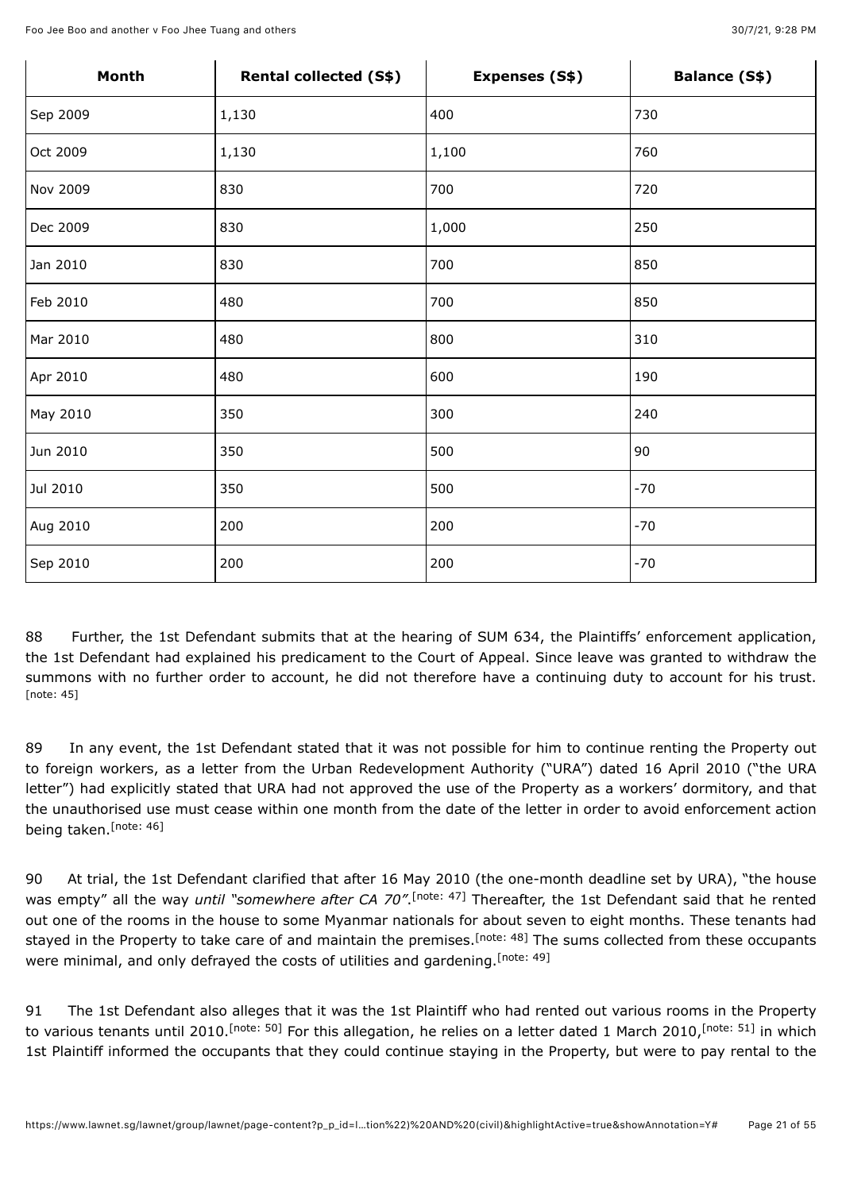| Month | Rental collected (S$) | Expenses (S$) | Balance (S$) |
|---|---|---|---|
| Sep 2009 | 1,130 | 400 | 730 |
| Oct 2009 | 1,130 | 1,100 | 760 |
| Nov 2009 | 830 | 700 | 720 |
| Dec 2009 | 830 | 1,000 | 250 |
| Jan 2010 | 830 | 700 | 850 |
| Feb 2010 | 480 | 700 | 850 |
| Mar 2010 | 480 | 800 | 310 |
| Apr 2010 | 480 | 600 | 190 |
| May 2010 | 350 | 300 | 240 |
| Jun 2010 | 350 | 500 | 90 |
| Jul 2010 | 350 | 500 | -70 |
| Aug 2010 | 200 | 200 | -70 |
| Sep 2010 | 200 | 200 | -70 |

88 Further, the 1st Defendant submits that at the hearing of SUM 634, the Plaintiffs' enforcement application, the 1st Defendant had explained his predicament to the Court of Appeal. Since leave was granted to withdraw the summons with no further order to account, he did not therefore have a continuing duty to account for his trust. [note: 45]

89 In any event, the 1st Defendant stated that it was not possible for him to continue renting the Property out to foreign workers, as a letter from the Urban Redevelopment Authority ("URA") dated 16 April 2010 ("the URA letter") had explicitly stated that URA had not approved the use of the Property as a workers' dormitory, and that the unauthorised use must cease within one month from the date of the letter in order to avoid enforcement action being taken.[note: 46]

90 At trial, the 1st Defendant clarified that after 16 May 2010 (the one-month deadline set by URA), "the house was empty" all the way *until "somewhere after CA 70"*.[note: 47] Thereafter, the 1st Defendant said that he rented out one of the rooms in the house to some Myanmar nationals for about seven to eight months. These tenants had stayed in the Property to take care of and maintain the premises.[note: 48] The sums collected from these occupants were minimal, and only defrayed the costs of utilities and gardening.[note: 49]

91 The 1st Defendant also alleges that it was the 1st Plaintiff who had rented out various rooms in the Property to various tenants until 2010.[note: 50] For this allegation, he relies on a letter dated 1 March 2010,[note: 51] in which 1st Plaintiff informed the occupants that they could continue staying in the Property, but were to pay rental to the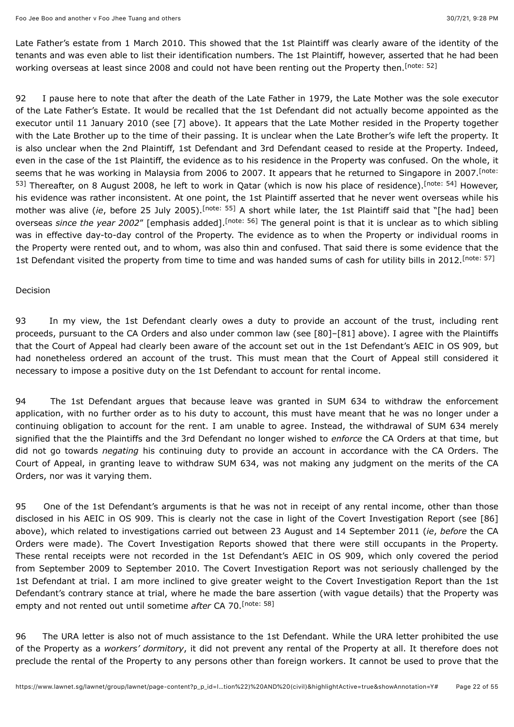Late Father's estate from 1 March 2010. This showed that the 1st Plaintiff was clearly aware of the identity of the tenants and was even able to list their identification numbers. The 1st Plaintiff, however, asserted that he had been working overseas at least since 2008 and could not have been renting out the Property then.[note: 52]

92 I pause here to note that after the death of the Late Father in 1979, the Late Mother was the sole executor of the Late Father's Estate. It would be recalled that the 1st Defendant did not actually become appointed as the executor until 11 January 2010 (see [7] above). It appears that the Late Mother resided in the Property together with the Late Brother up to the time of their passing. It is unclear when the Late Brother's wife left the property. It is also unclear when the 2nd Plaintiff, 1st Defendant and 3rd Defendant ceased to reside at the Property. Indeed, even in the case of the 1st Plaintiff, the evidence as to his residence in the Property was confused. On the whole, it seems that he was working in Malaysia from 2006 to 2007. It appears that he returned to Singapore in 2007.[note: 53] Thereafter, on 8 August 2008, he left to work in Qatar (which is now his place of residence).[note: 54] However, his evidence was rather inconsistent. At one point, the 1st Plaintiff asserted that he never went overseas while his mother was alive (*ie*, before 25 July 2005).[note: 55] A short while later, the 1st Plaintiff said that "[he had] been overseas *since the year 2002*" [emphasis added].[note: 56] The general point is that it is unclear as to which sibling was in effective day-to-day control of the Property. The evidence as to when the Property or individual rooms in the Property were rented out, and to whom, was also thin and confused. That said there is some evidence that the 1st Defendant visited the property from time to time and was handed sums of cash for utility bills in 2012.[note: 57]

Decision

93 In my view, the 1st Defendant clearly owes a duty to provide an account of the trust, including rent proceeds, pursuant to the CA Orders and also under common law (see [80]–[81] above). I agree with the Plaintiffs that the Court of Appeal had clearly been aware of the account set out in the 1st Defendant's AEIC in OS 909, but had nonetheless ordered an account of the trust. This must mean that the Court of Appeal still considered it necessary to impose a positive duty on the 1st Defendant to account for rental income.

94 The 1st Defendant argues that because leave was granted in SUM 634 to withdraw the enforcement application, with no further order as to his duty to account, this must have meant that he was no longer under a continuing obligation to account for the rent. I am unable to agree. Instead, the withdrawal of SUM 634 merely signified that the the Plaintiffs and the 3rd Defendant no longer wished to *enforce* the CA Orders at that time, but did not go towards *negating* his continuing duty to provide an account in accordance with the CA Orders. The Court of Appeal, in granting leave to withdraw SUM 634, was not making any judgment on the merits of the CA Orders, nor was it varying them.

95 One of the 1st Defendant's arguments is that he was not in receipt of any rental income, other than those disclosed in his AEIC in OS 909. This is clearly not the case in light of the Covert Investigation Report (see [86] above), which related to investigations carried out between 23 August and 14 September 2011 (*ie*, *before* the CA Orders were made). The Covert Investigation Reports showed that there were still occupants in the Property. These rental receipts were not recorded in the 1st Defendant's AEIC in OS 909, which only covered the period from September 2009 to September 2010. The Covert Investigation Report was not seriously challenged by the 1st Defendant at trial. I am more inclined to give greater weight to the Covert Investigation Report than the 1st Defendant's contrary stance at trial, where he made the bare assertion (with vague details) that the Property was empty and not rented out until sometime *after* CA 70.[note: 58]

96 The URA letter is also not of much assistance to the 1st Defendant. While the URA letter prohibited the use of the Property as a *workers' dormitory*, it did not prevent any rental of the Property at all. It therefore does not preclude the rental of the Property to any persons other than foreign workers. It cannot be used to prove that the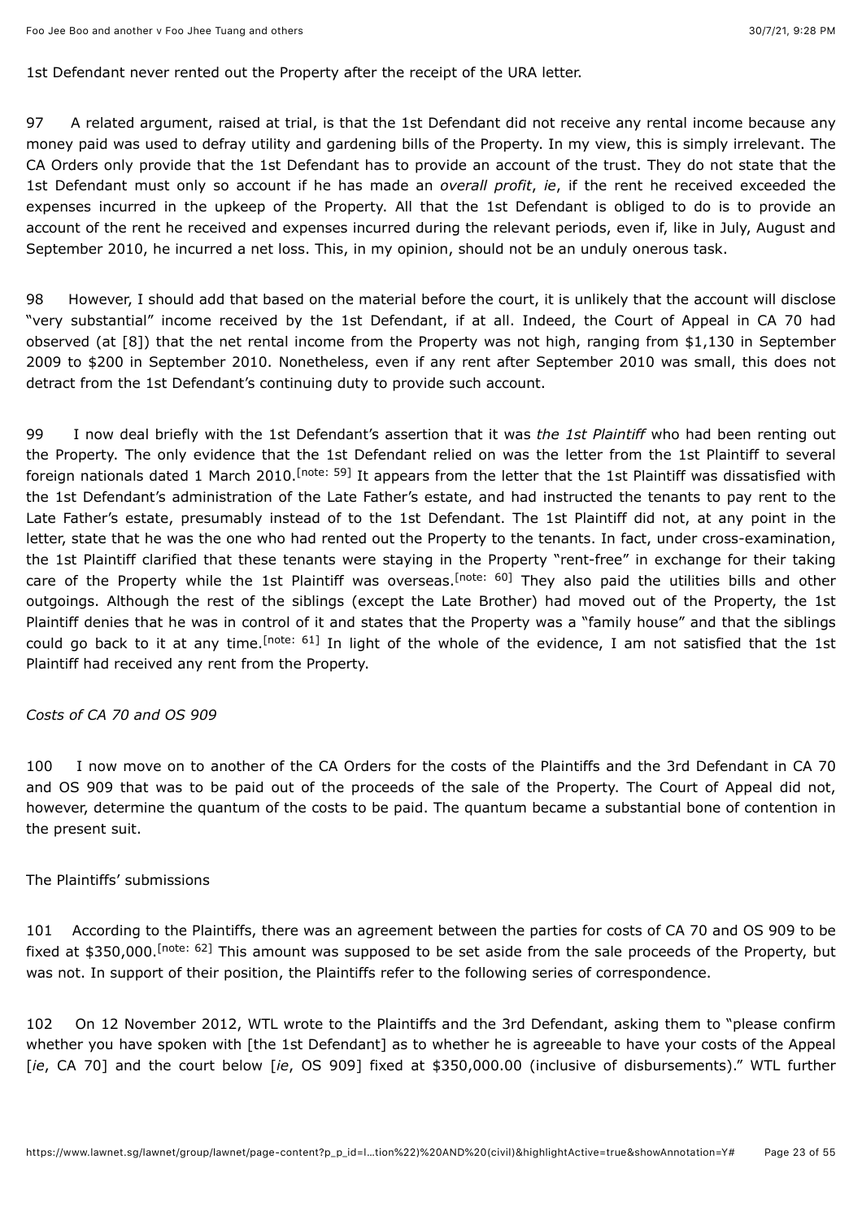1st Defendant never rented out the Property after the receipt of the URA letter.

97 A related argument, raised at trial, is that the 1st Defendant did not receive any rental income because any money paid was used to defray utility and gardening bills of the Property. In my view, this is simply irrelevant. The CA Orders only provide that the 1st Defendant has to provide an account of the trust. They do not state that the 1st Defendant must only so account if he has made an *overall profit*, *ie*, if the rent he received exceeded the expenses incurred in the upkeep of the Property. All that the 1st Defendant is obliged to do is to provide an account of the rent he received and expenses incurred during the relevant periods, even if, like in July, August and September 2010, he incurred a net loss. This, in my opinion, should not be an unduly onerous task.

98 However, I should add that based on the material before the court, it is unlikely that the account will disclose "very substantial" income received by the 1st Defendant, if at all. Indeed, the Court of Appeal in CA 70 had observed (at [8]) that the net rental income from the Property was not high, ranging from $1,130 in September 2009 to $200 in September 2010. Nonetheless, even if any rent after September 2010 was small, this does not detract from the 1st Defendant's continuing duty to provide such account.

99 I now deal briefly with the 1st Defendant's assertion that it was *the 1st Plaintiff* who had been renting out the Property. The only evidence that the 1st Defendant relied on was the letter from the 1st Plaintiff to several foreign nationals dated 1 March 2010.[note: 59] It appears from the letter that the 1st Plaintiff was dissatisfied with the 1st Defendant's administration of the Late Father's estate, and had instructed the tenants to pay rent to the Late Father's estate, presumably instead of to the 1st Defendant. The 1st Plaintiff did not, at any point in the letter, state that he was the one who had rented out the Property to the tenants. In fact, under cross-examination, the 1st Plaintiff clarified that these tenants were staying in the Property "rent-free" in exchange for their taking care of the Property while the 1st Plaintiff was overseas.[note: 60] They also paid the utilities bills and other outgoings. Although the rest of the siblings (except the Late Brother) had moved out of the Property, the 1st Plaintiff denies that he was in control of it and states that the Property was a "family house" and that the siblings could go back to it at any time.[note: 61] In light of the whole of the evidence, I am not satisfied that the 1st Plaintiff had received any rent from the Property.

*Costs of CA 70 and OS 909*

100 I now move on to another of the CA Orders for the costs of the Plaintiffs and the 3rd Defendant in CA 70 and OS 909 that was to be paid out of the proceeds of the sale of the Property. The Court of Appeal did not, however, determine the quantum of the costs to be paid. The quantum became a substantial bone of contention in the present suit.

The Plaintiffs' submissions

101 According to the Plaintiffs, there was an agreement between the parties for costs of CA 70 and OS 909 to be fixed at $350,000.[note: 62] This amount was supposed to be set aside from the sale proceeds of the Property, but was not. In support of their position, the Plaintiffs refer to the following series of correspondence.

102 On 12 November 2012, WTL wrote to the Plaintiffs and the 3rd Defendant, asking them to "please confirm whether you have spoken with [the 1st Defendant] as to whether he is agreeable to have your costs of the Appeal [*ie*, CA 70] and the court below [*ie*, OS 909] fixed at $350,000.00 (inclusive of disbursements)." WTL further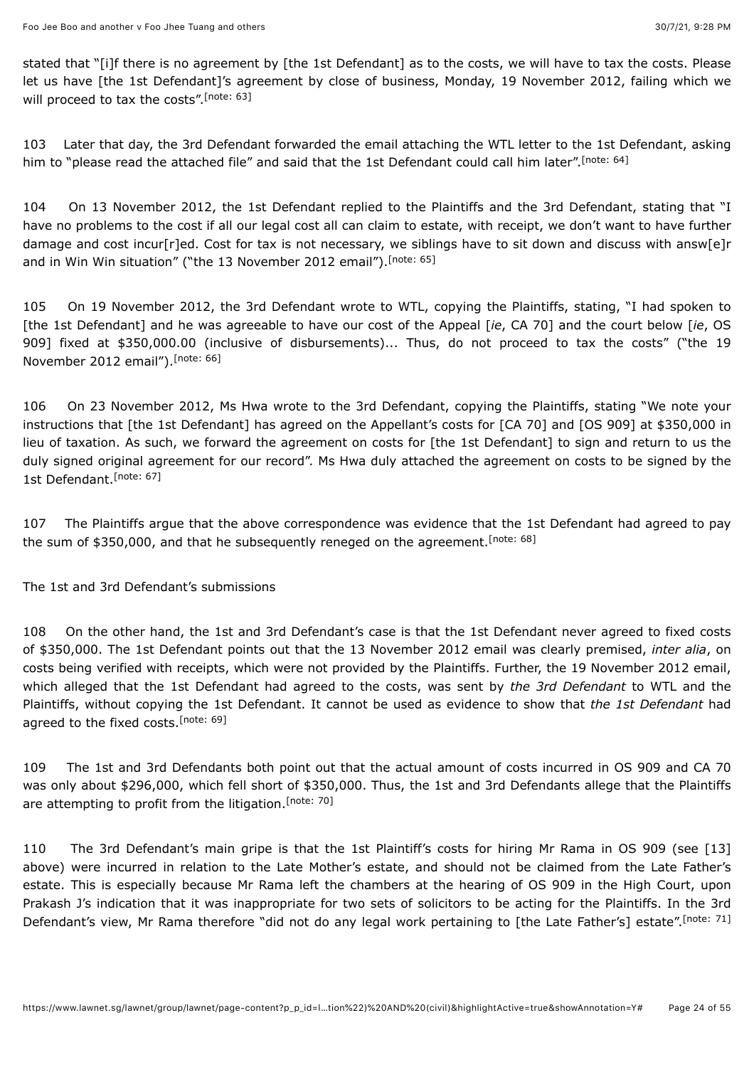stated that "[i]f there is no agreement by [the 1st Defendant] as to the costs, we will have to tax the costs. Please let us have [the 1st Defendant]'s agreement by close of business, Monday, 19 November 2012, failing which we will proceed to tax the costs".[note: 63]

103 Later that day, the 3rd Defendant forwarded the email attaching the WTL letter to the 1st Defendant, asking him to "please read the attached file" and said that the 1st Defendant could call him later".[note: 64]

104 On 13 November 2012, the 1st Defendant replied to the Plaintiffs and the 3rd Defendant, stating that "I have no problems to the cost if all our legal cost all can claim to estate, with receipt, we don't want to have further damage and cost incur[r]ed. Cost for tax is not necessary, we siblings have to sit down and discuss with answ[e]r and in Win Win situation" ("the 13 November 2012 email").[note: 65]

105 On 19 November 2012, the 3rd Defendant wrote to WTL, copying the Plaintiffs, stating, "I had spoken to [the 1st Defendant] and he was agreeable to have our cost of the Appeal [*ie*, CA 70] and the court below [*ie*, OS 909] fixed at $350,000.00 (inclusive of disbursements)... Thus, do not proceed to tax the costs" ("the 19 November 2012 email").[note: 66]

106 On 23 November 2012, Ms Hwa wrote to the 3rd Defendant, copying the Plaintiffs, stating "We note your instructions that [the 1st Defendant] has agreed on the Appellant's costs for [CA 70] and [OS 909] at $350,000 in lieu of taxation. As such, we forward the agreement on costs for [the 1st Defendant] to sign and return to us the duly signed original agreement for our record". Ms Hwa duly attached the agreement on costs to be signed by the 1st Defendant.[note: 67]

107 The Plaintiffs argue that the above correspondence was evidence that the 1st Defendant had agreed to pay the sum of $350,000, and that he subsequently reneged on the agreement.[note: 68]

The 1st and 3rd Defendant's submissions

108 On the other hand, the 1st and 3rd Defendant's case is that the 1st Defendant never agreed to fixed costs of $350,000. The 1st Defendant points out that the 13 November 2012 email was clearly premised, *inter alia*, on costs being verified with receipts, which were not provided by the Plaintiffs. Further, the 19 November 2012 email, which alleged that the 1st Defendant had agreed to the costs, was sent by *the 3rd Defendant* to WTL and the Plaintiffs, without copying the 1st Defendant. It cannot be used as evidence to show that *the 1st Defendant* had agreed to the fixed costs.[note: 69]

109 The 1st and 3rd Defendants both point out that the actual amount of costs incurred in OS 909 and CA 70 was only about $296,000, which fell short of $350,000. Thus, the 1st and 3rd Defendants allege that the Plaintiffs are attempting to profit from the litigation.[note: 70]

110 The 3rd Defendant's main gripe is that the 1st Plaintiff's costs for hiring Mr Rama in OS 909 (see [13] above) were incurred in relation to the Late Mother's estate, and should not be claimed from the Late Father's estate. This is especially because Mr Rama left the chambers at the hearing of OS 909 in the High Court, upon Prakash J's indication that it was inappropriate for two sets of solicitors to be acting for the Plaintiffs. In the 3rd Defendant's view, Mr Rama therefore "did not do any legal work pertaining to [the Late Father's] estate".[note: 71]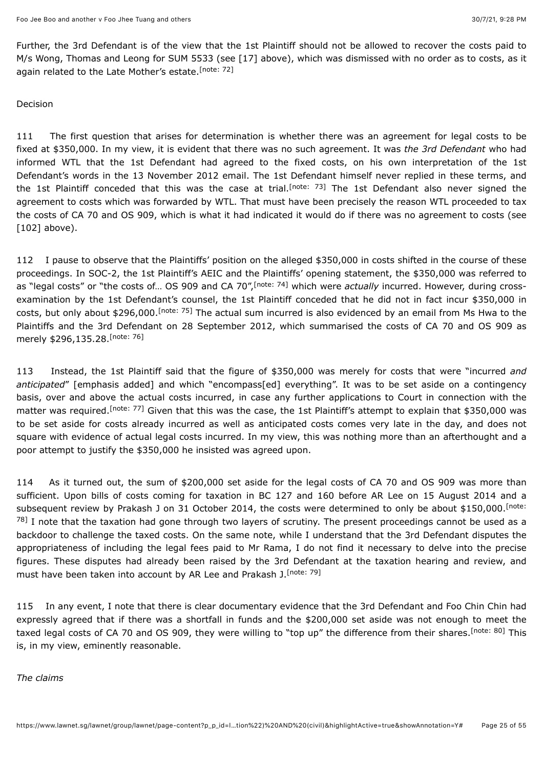Further, the 3rd Defendant is of the view that the 1st Plaintiff should not be allowed to recover the costs paid to M/s Wong, Thomas and Leong for SUM 5533 (see [17] above), which was dismissed with no order as to costs, as it again related to the Late Mother's estate.[note: 72]

Decision

111 The first question that arises for determination is whether there was an agreement for legal costs to be fixed at $350,000. In my view, it is evident that there was no such agreement. It was *the 3rd Defendant* who had informed WTL that the 1st Defendant had agreed to the fixed costs, on his own interpretation of the 1st Defendant's words in the 13 November 2012 email. The 1st Defendant himself never replied in these terms, and the 1st Plaintiff conceded that this was the case at trial.[note: 73] The 1st Defendant also never signed the agreement to costs which was forwarded by WTL. That must have been precisely the reason WTL proceeded to tax the costs of CA 70 and OS 909, which is what it had indicated it would do if there was no agreement to costs (see [102] above).

112 I pause to observe that the Plaintiffs' position on the alleged $350,000 in costs shifted in the course of these proceedings. In SOC-2, the 1st Plaintiff's AEIC and the Plaintiffs' opening statement, the $350,000 was referred to as "legal costs" or "the costs of… OS 909 and CA 70",[note: 74] which were *actually* incurred. However, during cross-examination by the 1st Defendant's counsel, the 1st Plaintiff conceded that he did not in fact incur $350,000 in costs, but only about $296,000.[note: 75] The actual sum incurred is also evidenced by an email from Ms Hwa to the Plaintiffs and the 3rd Defendant on 28 September 2012, which summarised the costs of CA 70 and OS 909 as merely $296,135.28.[note: 76]

113 Instead, the 1st Plaintiff said that the figure of $350,000 was merely for costs that were "incurred *and anticipated*" [emphasis added] and which "encompass[ed] everything". It was to be set aside on a contingency basis, over and above the actual costs incurred, in case any further applications to Court in connection with the matter was required.[note: 77] Given that this was the case, the 1st Plaintiff's attempt to explain that $350,000 was to be set aside for costs already incurred as well as anticipated costs comes very late in the day, and does not square with evidence of actual legal costs incurred. In my view, this was nothing more than an afterthought and a poor attempt to justify the $350,000 he insisted was agreed upon.

114 As it turned out, the sum of $200,000 set aside for the legal costs of CA 70 and OS 909 was more than sufficient. Upon bills of costs coming for taxation in BC 127 and 160 before AR Lee on 15 August 2014 and a subsequent review by Prakash J on 31 October 2014, the costs were determined to only be about $150,000.[note: 78] I note that the taxation had gone through two layers of scrutiny. The present proceedings cannot be used as a backdoor to challenge the taxed costs. On the same note, while I understand that the 3rd Defendant disputes the appropriateness of including the legal fees paid to Mr Rama, I do not find it necessary to delve into the precise figures. These disputes had already been raised by the 3rd Defendant at the taxation hearing and review, and must have been taken into account by AR Lee and Prakash J.[note: 79]

115 In any event, I note that there is clear documentary evidence that the 3rd Defendant and Foo Chin Chin had expressly agreed that if there was a shortfall in funds and the $200,000 set aside was not enough to meet the taxed legal costs of CA 70 and OS 909, they were willing to "top up" the difference from their shares.[note: 80] This is, in my view, eminently reasonable.

*The claims*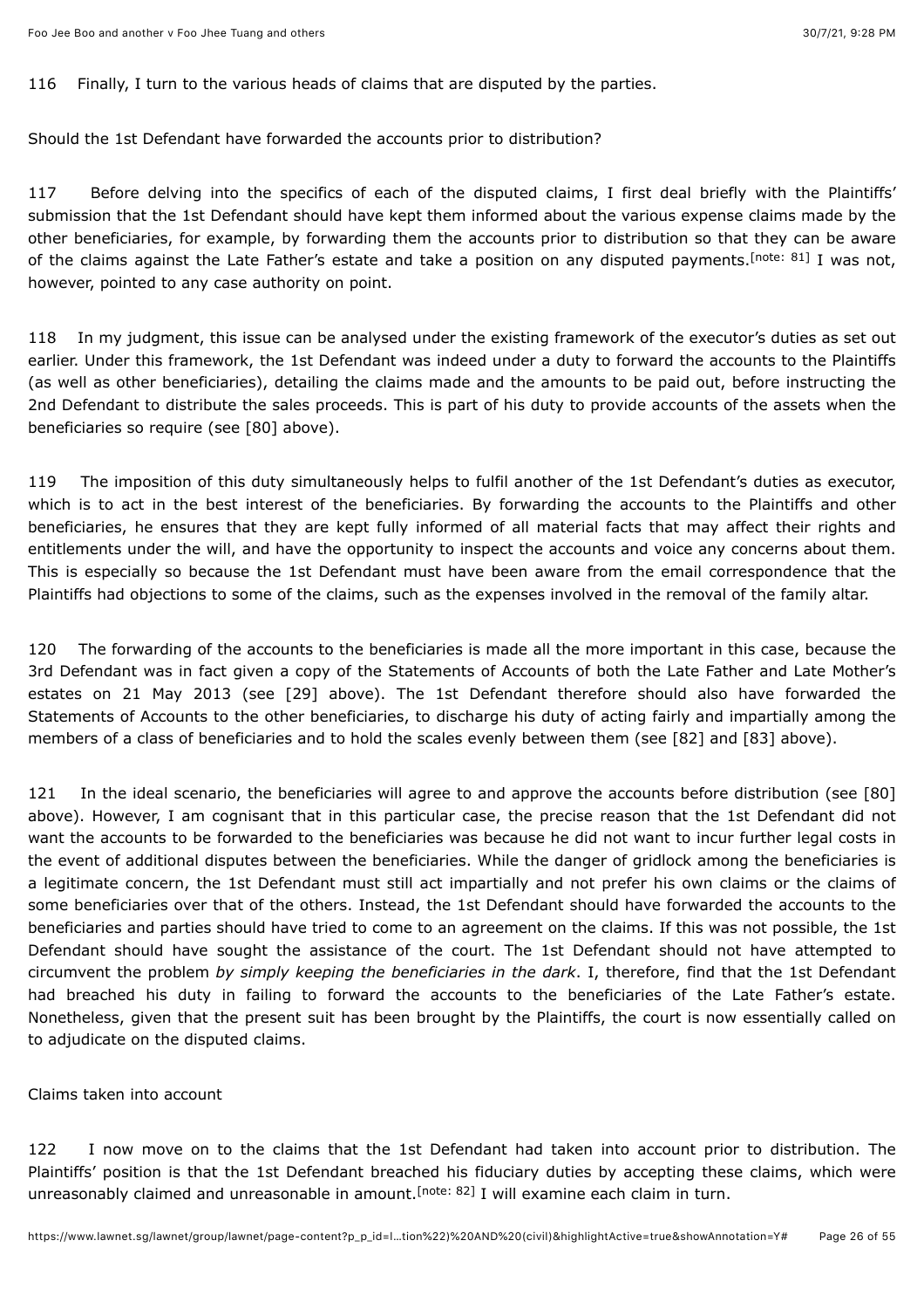116 Finally, I turn to the various heads of claims that are disputed by the parties.

Should the 1st Defendant have forwarded the accounts prior to distribution?

117 Before delving into the specifics of each of the disputed claims, I first deal briefly with the Plaintiffs' submission that the 1st Defendant should have kept them informed about the various expense claims made by the other beneficiaries, for example, by forwarding them the accounts prior to distribution so that they can be aware of the claims against the Late Father's estate and take a position on any disputed payments.[note: 81] I was not, however, pointed to any case authority on point.

118 In my judgment, this issue can be analysed under the existing framework of the executor's duties as set out earlier. Under this framework, the 1st Defendant was indeed under a duty to forward the accounts to the Plaintiffs (as well as other beneficiaries), detailing the claims made and the amounts to be paid out, before instructing the 2nd Defendant to distribute the sales proceeds. This is part of his duty to provide accounts of the assets when the beneficiaries so require (see [80] above).

119 The imposition of this duty simultaneously helps to fulfil another of the 1st Defendant's duties as executor, which is to act in the best interest of the beneficiaries. By forwarding the accounts to the Plaintiffs and other beneficiaries, he ensures that they are kept fully informed of all material facts that may affect their rights and entitlements under the will, and have the opportunity to inspect the accounts and voice any concerns about them. This is especially so because the 1st Defendant must have been aware from the email correspondence that the Plaintiffs had objections to some of the claims, such as the expenses involved in the removal of the family altar.

120 The forwarding of the accounts to the beneficiaries is made all the more important in this case, because the 3rd Defendant was in fact given a copy of the Statements of Accounts of both the Late Father and Late Mother's estates on 21 May 2013 (see [29] above). The 1st Defendant therefore should also have forwarded the Statements of Accounts to the other beneficiaries, to discharge his duty of acting fairly and impartially among the members of a class of beneficiaries and to hold the scales evenly between them (see [82] and [83] above).

121 In the ideal scenario, the beneficiaries will agree to and approve the accounts before distribution (see [80] above). However, I am cognisant that in this particular case, the precise reason that the 1st Defendant did not want the accounts to be forwarded to the beneficiaries was because he did not want to incur further legal costs in the event of additional disputes between the beneficiaries. While the danger of gridlock among the beneficiaries is a legitimate concern, the 1st Defendant must still act impartially and not prefer his own claims or the claims of some beneficiaries over that of the others. Instead, the 1st Defendant should have forwarded the accounts to the beneficiaries and parties should have tried to come to an agreement on the claims. If this was not possible, the 1st Defendant should have sought the assistance of the court. The 1st Defendant should not have attempted to circumvent the problem *by simply keeping the beneficiaries in the dark*. I, therefore, find that the 1st Defendant had breached his duty in failing to forward the accounts to the beneficiaries of the Late Father's estate. Nonetheless, given that the present suit has been brought by the Plaintiffs, the court is now essentially called on to adjudicate on the disputed claims.

Claims taken into account

122 I now move on to the claims that the 1st Defendant had taken into account prior to distribution. The Plaintiffs' position is that the 1st Defendant breached his fiduciary duties by accepting these claims, which were unreasonably claimed and unreasonable in amount.[note: 82] I will examine each claim in turn.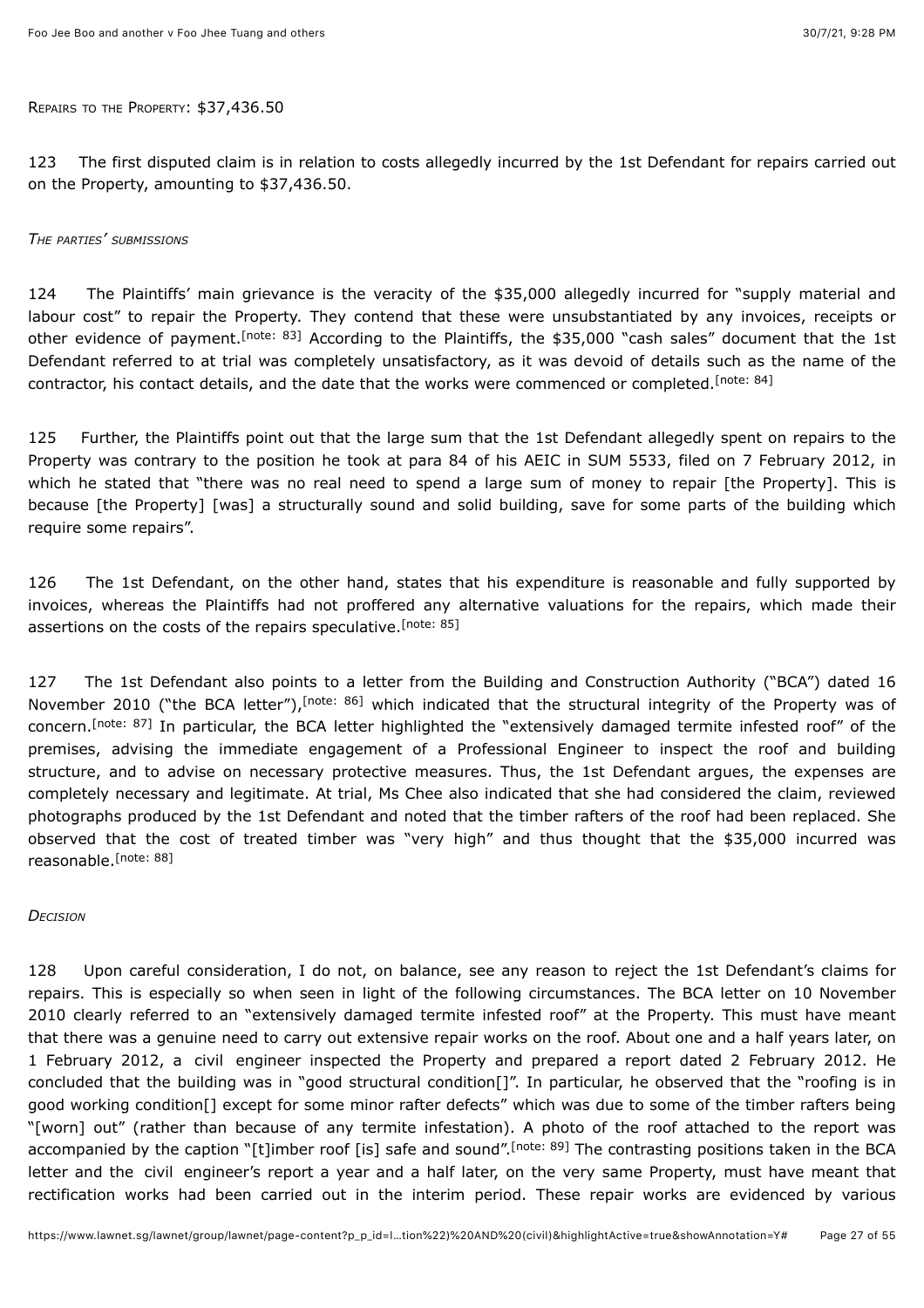Repairs to the Property: $37,436.50

123 The first disputed claim is in relation to costs allegedly incurred by the 1st Defendant for repairs carried out on the Property, amounting to $37,436.50.

*The parties' submissions*

124 The Plaintiffs' main grievance is the veracity of the $35,000 allegedly incurred for "supply material and labour cost" to repair the Property. They contend that these were unsubstantiated by any invoices, receipts or other evidence of payment.[note: 83] According to the Plaintiffs, the $35,000 "cash sales" document that the 1st Defendant referred to at trial was completely unsatisfactory, as it was devoid of details such as the name of the contractor, his contact details, and the date that the works were commenced or completed.[note: 84]

125 Further, the Plaintiffs point out that the large sum that the 1st Defendant allegedly spent on repairs to the Property was contrary to the position he took at para 84 of his AEIC in SUM 5533, filed on 7 February 2012, in which he stated that "there was no real need to spend a large sum of money to repair [the Property]. This is because [the Property] [was] a structurally sound and solid building, save for some parts of the building which require some repairs".

126 The 1st Defendant, on the other hand, states that his expenditure is reasonable and fully supported by invoices, whereas the Plaintiffs had not proffered any alternative valuations for the repairs, which made their assertions on the costs of the repairs speculative.[note: 85]

127 The 1st Defendant also points to a letter from the Building and Construction Authority ("BCA") dated 16 November 2010 ("the BCA letter"),[note: 86] which indicated that the structural integrity of the Property was of concern.[note: 87] In particular, the BCA letter highlighted the "extensively damaged termite infested roof" of the premises, advising the immediate engagement of a Professional Engineer to inspect the roof and building structure, and to advise on necessary protective measures. Thus, the 1st Defendant argues, the expenses are completely necessary and legitimate. At trial, Ms Chee also indicated that she had considered the claim, reviewed photographs produced by the 1st Defendant and noted that the timber rafters of the roof had been replaced. She observed that the cost of treated timber was "very high" and thus thought that the $35,000 incurred was reasonable.[note: 88]

*Decision*

128 Upon careful consideration, I do not, on balance, see any reason to reject the 1st Defendant's claims for repairs. This is especially so when seen in light of the following circumstances. The BCA letter on 10 November 2010 clearly referred to an "extensively damaged termite infested roof" at the Property. This must have meant that there was a genuine need to carry out extensive repair works on the roof. About one and a half years later, on 1 February 2012, a civil engineer inspected the Property and prepared a report dated 2 February 2012. He concluded that the building was in "good structural condition[]". In particular, he observed that the "roofing is in good working condition[] except for some minor rafter defects" which was due to some of the timber rafters being "[worn] out" (rather than because of any termite infestation). A photo of the roof attached to the report was accompanied by the caption "[t]imber roof [is] safe and sound".[note: 89] The contrasting positions taken in the BCA letter and the civil engineer's report a year and a half later, on the very same Property, must have meant that rectification works had been carried out in the interim period. These repair works are evidenced by various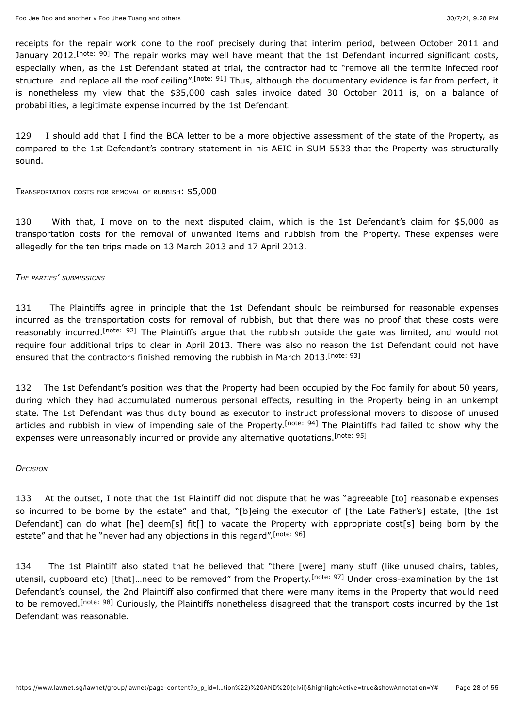receipts for the repair work done to the roof precisely during that interim period, between October 2011 and January 2012.[note: 90] The repair works may well have meant that the 1st Defendant incurred significant costs, especially when, as the 1st Defendant stated at trial, the contractor had to "remove all the termite infected roof structure…and replace all the roof ceiling".[note: 91] Thus, although the documentary evidence is far from perfect, it is nonetheless my view that the $35,000 cash sales invoice dated 30 October 2011 is, on a balance of probabilities, a legitimate expense incurred by the 1st Defendant.

129 I should add that I find the BCA letter to be a more objective assessment of the state of the Property, as compared to the 1st Defendant's contrary statement in his AEIC in SUM 5533 that the Property was structurally sound.

Transportation costs for removal of rubbish: $5,000

130 With that, I move on to the next disputed claim, which is the 1st Defendant's claim for $5,000 as transportation costs for the removal of unwanted items and rubbish from the Property. These expenses were allegedly for the ten trips made on 13 March 2013 and 17 April 2013.

*The parties' submissions*

131 The Plaintiffs agree in principle that the 1st Defendant should be reimbursed for reasonable expenses incurred as the transportation costs for removal of rubbish, but that there was no proof that these costs were reasonably incurred.[note: 92] The Plaintiffs argue that the rubbish outside the gate was limited, and would not require four additional trips to clear in April 2013. There was also no reason the 1st Defendant could not have ensured that the contractors finished removing the rubbish in March 2013.[note: 93]

132 The 1st Defendant's position was that the Property had been occupied by the Foo family for about 50 years, during which they had accumulated numerous personal effects, resulting in the Property being in an unkempt state. The 1st Defendant was thus duty bound as executor to instruct professional movers to dispose of unused articles and rubbish in view of impending sale of the Property.[note: 94] The Plaintiffs had failed to show why the expenses were unreasonably incurred or provide any alternative quotations.[note: 95]

*Decision*

133 At the outset, I note that the 1st Plaintiff did not dispute that he was "agreeable [to] reasonable expenses so incurred to be borne by the estate" and that, "[b]eing the executor of [the Late Father's] estate, [the 1st Defendant] can do what [he] deem[s] fit[] to vacate the Property with appropriate cost[s] being born by the estate" and that he "never had any objections in this regard".[note: 96]

134 The 1st Plaintiff also stated that he believed that "there [were] many stuff (like unused chairs, tables, utensil, cupboard etc) [that]…need to be removed" from the Property.[note: 97] Under cross-examination by the 1st Defendant's counsel, the 2nd Plaintiff also confirmed that there were many items in the Property that would need to be removed.[note: 98] Curiously, the Plaintiffs nonetheless disagreed that the transport costs incurred by the 1st Defendant was reasonable.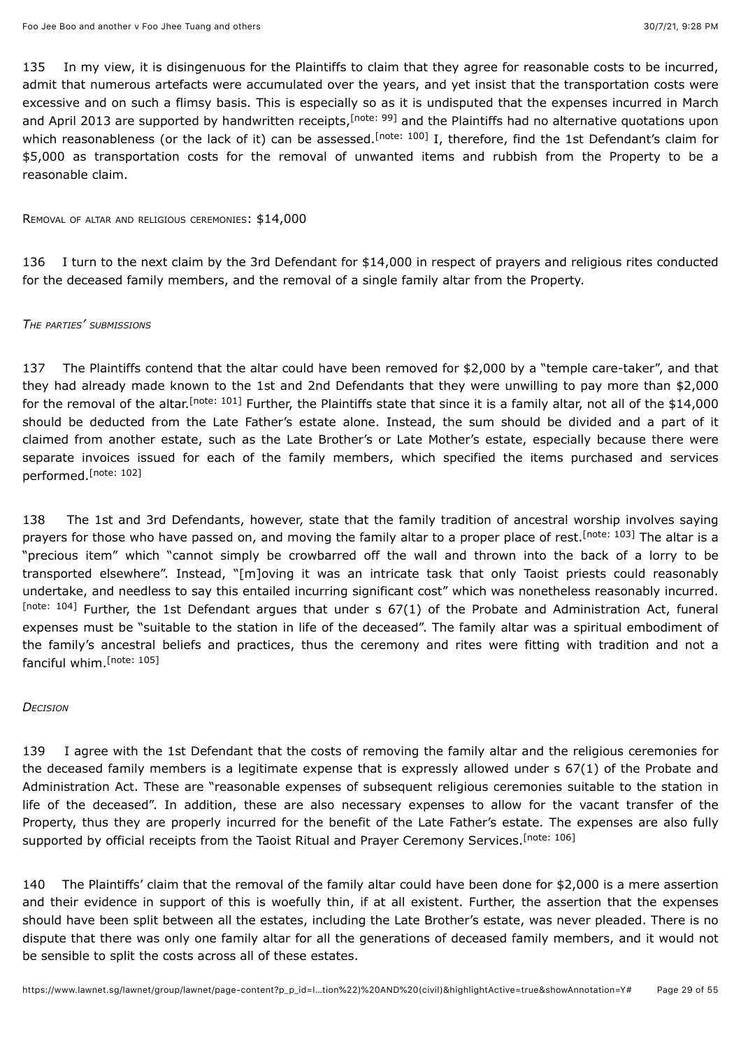135 In my view, it is disingenuous for the Plaintiffs to claim that they agree for reasonable costs to be incurred, admit that numerous artefacts were accumulated over the years, and yet insist that the transportation costs were excessive and on such a flimsy basis. This is especially so as it is undisputed that the expenses incurred in March and April 2013 are supported by handwritten receipts,[note: 99] and the Plaintiffs had no alternative quotations upon which reasonableness (or the lack of it) can be assessed.[note: 100] I, therefore, find the 1st Defendant's claim for $5,000 as transportation costs for the removal of unwanted items and rubbish from the Property to be a reasonable claim.

Removal of altar and religious ceremonies: $14,000

136 I turn to the next claim by the 3rd Defendant for $14,000 in respect of prayers and religious rites conducted for the deceased family members, and the removal of a single family altar from the Property.

*The parties' submissions*

137 The Plaintiffs contend that the altar could have been removed for $2,000 by a "temple care-taker", and that they had already made known to the 1st and 2nd Defendants that they were unwilling to pay more than $2,000 for the removal of the altar.[note: 101] Further, the Plaintiffs state that since it is a family altar, not all of the $14,000 should be deducted from the Late Father's estate alone. Instead, the sum should be divided and a part of it claimed from another estate, such as the Late Brother's or Late Mother's estate, especially because there were separate invoices issued for each of the family members, which specified the items purchased and services performed.[note: 102]

138 The 1st and 3rd Defendants, however, state that the family tradition of ancestral worship involves saying prayers for those who have passed on, and moving the family altar to a proper place of rest.[note: 103] The altar is a "precious item" which "cannot simply be crowbarred off the wall and thrown into the back of a lorry to be transported elsewhere". Instead, "[m]oving it was an intricate task that only Taoist priests could reasonably undertake, and needless to say this entailed incurring significant cost" which was nonetheless reasonably incurred.[note: 104] Further, the 1st Defendant argues that under s 67(1) of the Probate and Administration Act, funeral expenses must be "suitable to the station in life of the deceased". The family altar was a spiritual embodiment of the family's ancestral beliefs and practices, thus the ceremony and rites were fitting with tradition and not a fanciful whim.[note: 105]

*Decision*

139 I agree with the 1st Defendant that the costs of removing the family altar and the religious ceremonies for the deceased family members is a legitimate expense that is expressly allowed under s 67(1) of the Probate and Administration Act. These are "reasonable expenses of subsequent religious ceremonies suitable to the station in life of the deceased". In addition, these are also necessary expenses to allow for the vacant transfer of the Property, thus they are properly incurred for the benefit of the Late Father's estate. The expenses are also fully supported by official receipts from the Taoist Ritual and Prayer Ceremony Services.[note: 106]

140 The Plaintiffs' claim that the removal of the family altar could have been done for $2,000 is a mere assertion and their evidence in support of this is woefully thin, if at all existent. Further, the assertion that the expenses should have been split between all the estates, including the Late Brother's estate, was never pleaded. There is no dispute that there was only one family altar for all the generations of deceased family members, and it would not be sensible to split the costs across all of these estates.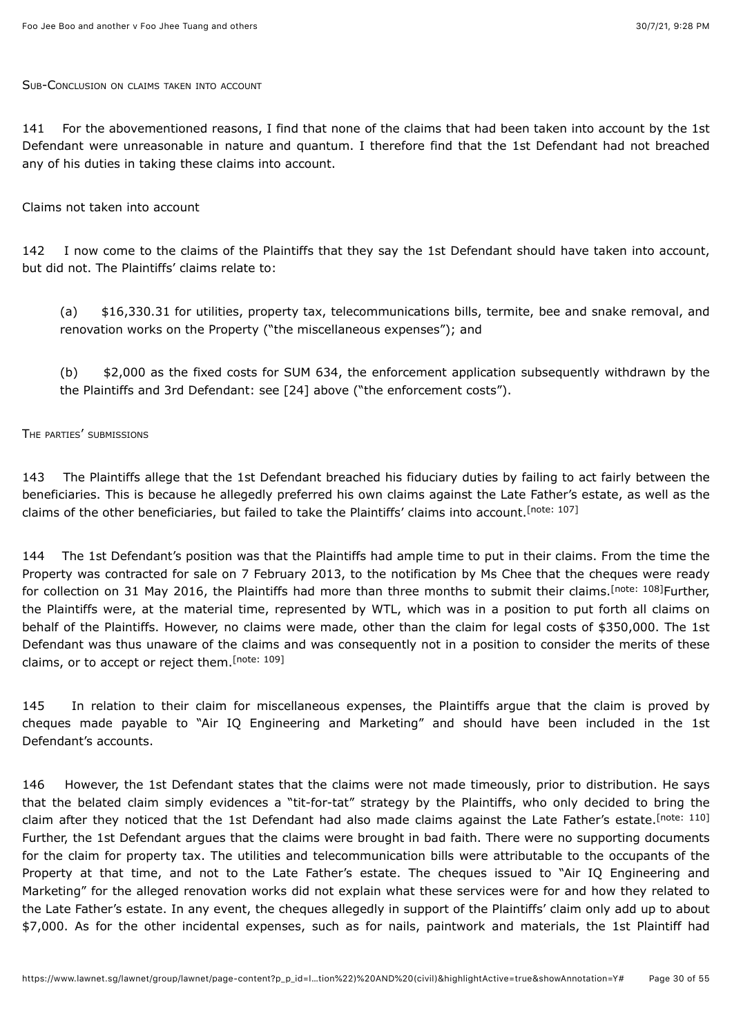Sub-Conclusion on claims taken into account

141 For the abovementioned reasons, I find that none of the claims that had been taken into account by the 1st Defendant were unreasonable in nature and quantum. I therefore find that the 1st Defendant had not breached any of his duties in taking these claims into account.

Claims not taken into account

142 I now come to the claims of the Plaintiffs that they say the 1st Defendant should have taken into account, but did not. The Plaintiffs' claims relate to:

(a) $16,330.31 for utilities, property tax, telecommunications bills, termite, bee and snake removal, and renovation works on the Property ("the miscellaneous expenses"); and

(b) $2,000 as the fixed costs for SUM 634, the enforcement application subsequently withdrawn by the the Plaintiffs and 3rd Defendant: see [24] above ("the enforcement costs").

The parties' submissions

143 The Plaintiffs allege that the 1st Defendant breached his fiduciary duties by failing to act fairly between the beneficiaries. This is because he allegedly preferred his own claims against the Late Father's estate, as well as the claims of the other beneficiaries, but failed to take the Plaintiffs' claims into account.[note: 107]

144 The 1st Defendant's position was that the Plaintiffs had ample time to put in their claims. From the time the Property was contracted for sale on 7 February 2013, to the notification by Ms Chee that the cheques were ready for collection on 31 May 2016, the Plaintiffs had more than three months to submit their claims.[note: 108]Further, the Plaintiffs were, at the material time, represented by WTL, which was in a position to put forth all claims on behalf of the Plaintiffs. However, no claims were made, other than the claim for legal costs of $350,000. The 1st Defendant was thus unaware of the claims and was consequently not in a position to consider the merits of these claims, or to accept or reject them.[note: 109]

145 In relation to their claim for miscellaneous expenses, the Plaintiffs argue that the claim is proved by cheques made payable to "Air IQ Engineering and Marketing" and should have been included in the 1st Defendant's accounts.

146 However, the 1st Defendant states that the claims were not made timeously, prior to distribution. He says that the belated claim simply evidences a "tit-for-tat" strategy by the Plaintiffs, who only decided to bring the claim after they noticed that the 1st Defendant had also made claims against the Late Father's estate.[note: 110] Further, the 1st Defendant argues that the claims were brought in bad faith. There were no supporting documents for the claim for property tax. The utilities and telecommunication bills were attributable to the occupants of the Property at that time, and not to the Late Father's estate. The cheques issued to "Air IQ Engineering and Marketing" for the alleged renovation works did not explain what these services were for and how they related to the Late Father's estate. In any event, the cheques allegedly in support of the Plaintiffs' claim only add up to about $7,000. As for the other incidental expenses, such as for nails, paintwork and materials, the 1st Plaintiff had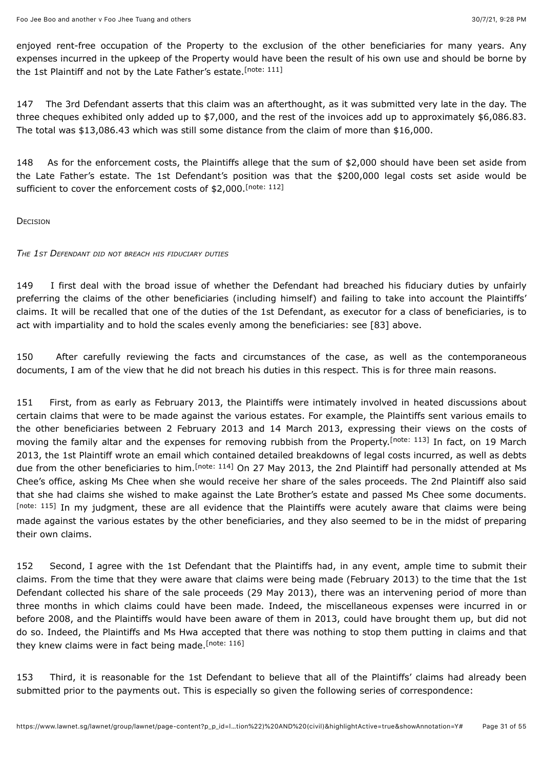enjoyed rent-free occupation of the Property to the exclusion of the other beneficiaries for many years. Any expenses incurred in the upkeep of the Property would have been the result of his own use and should be borne by the 1st Plaintiff and not by the Late Father's estate.[note: 111]

147 The 3rd Defendant asserts that this claim was an afterthought, as it was submitted very late in the day. The three cheques exhibited only added up to $7,000, and the rest of the invoices add up to approximately $6,086.83. The total was $13,086.43 which was still some distance from the claim of more than $16,000.

148 As for the enforcement costs, the Plaintiffs allege that the sum of $2,000 should have been set aside from the Late Father's estate. The 1st Defendant's position was that the $200,000 legal costs set aside would be sufficient to cover the enforcement costs of $2,000.[note: 112]

Decision

*The 1st Defendant did not breach his fiduciary duties*

149 I first deal with the broad issue of whether the Defendant had breached his fiduciary duties by unfairly preferring the claims of the other beneficiaries (including himself) and failing to take into account the Plaintiffs' claims. It will be recalled that one of the duties of the 1st Defendant, as executor for a class of beneficiaries, is to act with impartiality and to hold the scales evenly among the beneficiaries: see [83] above.

150 After carefully reviewing the facts and circumstances of the case, as well as the contemporaneous documents, I am of the view that he did not breach his duties in this respect. This is for three main reasons.

151 First, from as early as February 2013, the Plaintiffs were intimately involved in heated discussions about certain claims that were to be made against the various estates. For example, the Plaintiffs sent various emails to the other beneficiaries between 2 February 2013 and 14 March 2013, expressing their views on the costs of moving the family altar and the expenses for removing rubbish from the Property.[note: 113] In fact, on 19 March 2013, the 1st Plaintiff wrote an email which contained detailed breakdowns of legal costs incurred, as well as debts due from the other beneficiaries to him.[note: 114] On 27 May 2013, the 2nd Plaintiff had personally attended at Ms Chee's office, asking Ms Chee when she would receive her share of the sales proceeds. The 2nd Plaintiff also said that she had claims she wished to make against the Late Brother's estate and passed Ms Chee some documents.[note: 115] In my judgment, these are all evidence that the Plaintiffs were acutely aware that claims were being made against the various estates by the other beneficiaries, and they also seemed to be in the midst of preparing their own claims.

152 Second, I agree with the 1st Defendant that the Plaintiffs had, in any event, ample time to submit their claims. From the time that they were aware that claims were being made (February 2013) to the time that the 1st Defendant collected his share of the sale proceeds (29 May 2013), there was an intervening period of more than three months in which claims could have been made. Indeed, the miscellaneous expenses were incurred in or before 2008, and the Plaintiffs would have been aware of them in 2013, could have brought them up, but did not do so. Indeed, the Plaintiffs and Ms Hwa accepted that there was nothing to stop them putting in claims and that they knew claims were in fact being made.[note: 116]

153 Third, it is reasonable for the 1st Defendant to believe that all of the Plaintiffs' claims had already been submitted prior to the payments out. This is especially so given the following series of correspondence: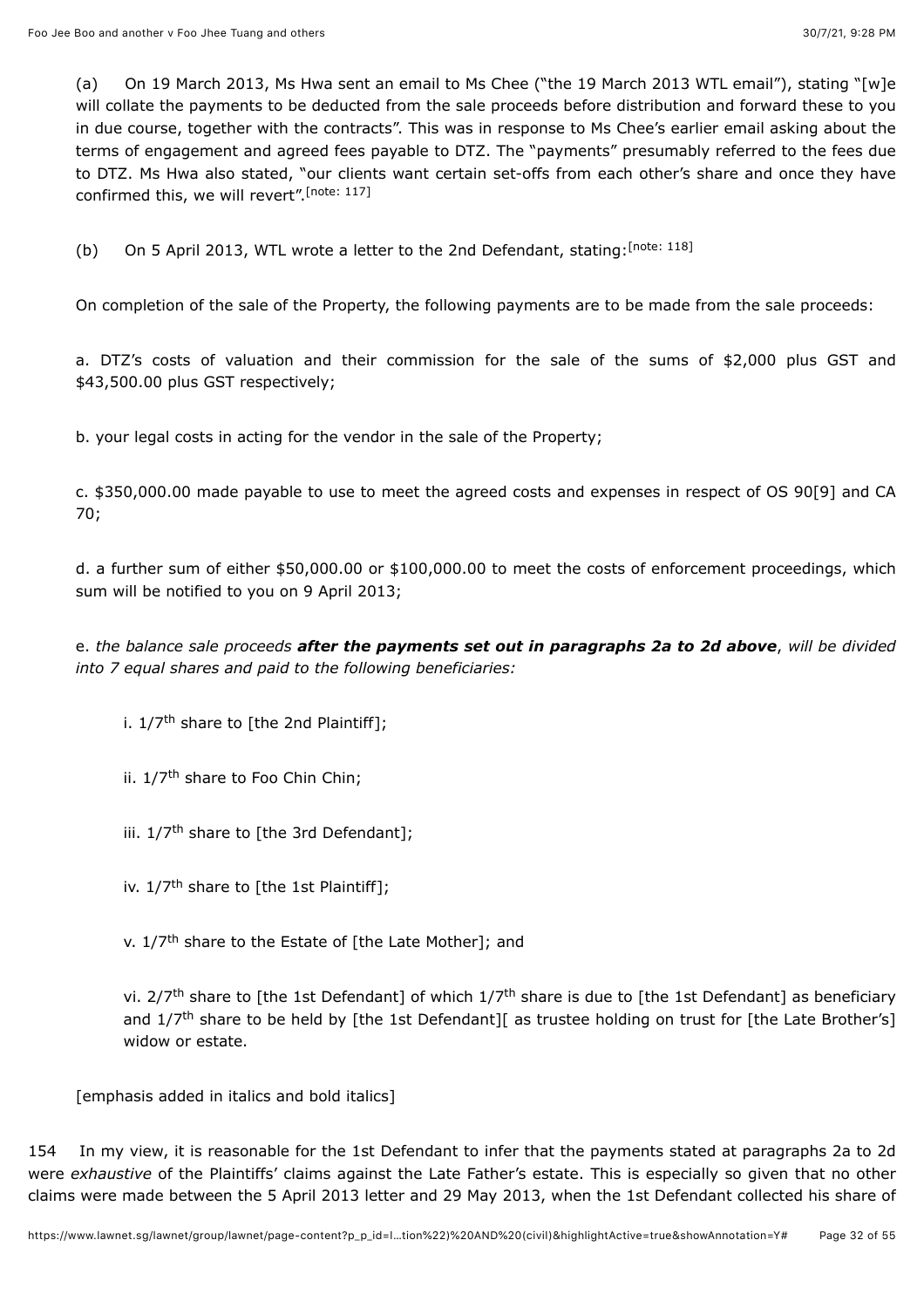(a) On 19 March 2013, Ms Hwa sent an email to Ms Chee ("the 19 March 2013 WTL email"), stating "[w]e will collate the payments to be deducted from the sale proceeds before distribution and forward these to you in due course, together with the contracts". This was in response to Ms Chee's earlier email asking about the terms of engagement and agreed fees payable to DTZ. The "payments" presumably referred to the fees due to DTZ. Ms Hwa also stated, "our clients want certain set-offs from each other's share and once they have confirmed this, we will revert".[note: 117]

(b) On 5 April 2013, WTL wrote a letter to the 2nd Defendant, stating:[note: 118]

On completion of the sale of the Property, the following payments are to be made from the sale proceeds:

a. DTZ's costs of valuation and their commission for the sale of the sums of $2,000 plus GST and $43,500.00 plus GST respectively;

b. your legal costs in acting for the vendor in the sale of the Property;

c. $350,000.00 made payable to use to meet the agreed costs and expenses in respect of OS 90[9] and CA 70;

d. a further sum of either $50,000.00 or $100,000.00 to meet the costs of enforcement proceedings, which sum will be notified to you on 9 April 2013;

e. *the balance sale proceeds* ***after the payments set out in paragraphs 2a to 2d above***, *will be divided into 7 equal shares and paid to the following beneficiaries:*

> i. 1/7th share to [the 2nd Plaintiff];
>
> ii. 1/7th share to Foo Chin Chin;
>
> iii. 1/7th share to [the 3rd Defendant];
>
> iv. 1/7th share to [the 1st Plaintiff];
>
> v. 1/7th share to the Estate of [the Late Mother]; and
>
> vi. 2/7th share to [the 1st Defendant] of which 1/7th share is due to [the 1st Defendant] as beneficiary and 1/7th share to be held by [the 1st Defendant][ as trustee holding on trust for [the Late Brother's] widow or estate.

[emphasis added in italics and bold italics]

154 In my view, it is reasonable for the 1st Defendant to infer that the payments stated at paragraphs 2a to 2d were *exhaustive* of the Plaintiffs' claims against the Late Father's estate. This is especially so given that no other claims were made between the 5 April 2013 letter and 29 May 2013, when the 1st Defendant collected his share of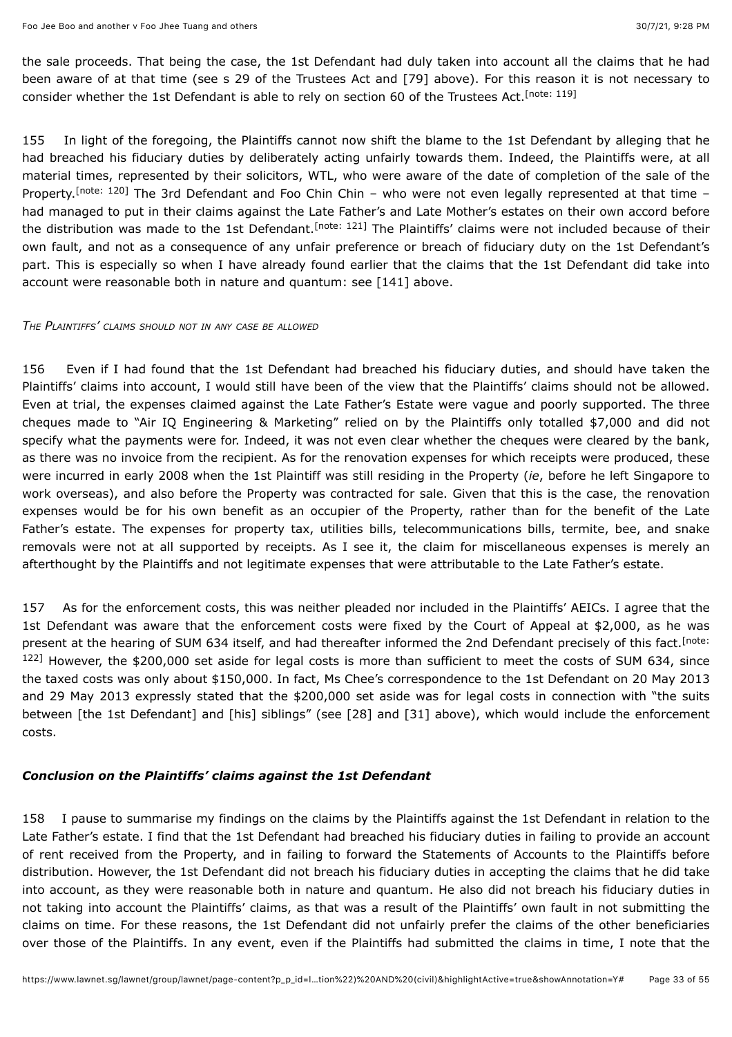the sale proceeds. That being the case, the 1st Defendant had duly taken into account all the claims that he had been aware of at that time (see s 29 of the Trustees Act and [79] above). For this reason it is not necessary to consider whether the 1st Defendant is able to rely on section 60 of the Trustees Act.[note: 119]

155 In light of the foregoing, the Plaintiffs cannot now shift the blame to the 1st Defendant by alleging that he had breached his fiduciary duties by deliberately acting unfairly towards them. Indeed, the Plaintiffs were, at all material times, represented by their solicitors, WTL, who were aware of the date of completion of the sale of the Property.[note: 120] The 3rd Defendant and Foo Chin Chin – who were not even legally represented at that time – had managed to put in their claims against the Late Father's and Late Mother's estates on their own accord before the distribution was made to the 1st Defendant.[note: 121] The Plaintiffs' claims were not included because of their own fault, and not as a consequence of any unfair preference or breach of fiduciary duty on the 1st Defendant's part. This is especially so when I have already found earlier that the claims that the 1st Defendant did take into account were reasonable both in nature and quantum: see [141] above.

*The Plaintiffs' claims should not in any case be allowed*

156 Even if I had found that the 1st Defendant had breached his fiduciary duties, and should have taken the Plaintiffs' claims into account, I would still have been of the view that the Plaintiffs' claims should not be allowed. Even at trial, the expenses claimed against the Late Father's Estate were vague and poorly supported. The three cheques made to "Air IQ Engineering & Marketing" relied on by the Plaintiffs only totalled $7,000 and did not specify what the payments were for. Indeed, it was not even clear whether the cheques were cleared by the bank, as there was no invoice from the recipient. As for the renovation expenses for which receipts were produced, these were incurred in early 2008 when the 1st Plaintiff was still residing in the Property (*ie*, before he left Singapore to work overseas), and also before the Property was contracted for sale. Given that this is the case, the renovation expenses would be for his own benefit as an occupier of the Property, rather than for the benefit of the Late Father's estate. The expenses for property tax, utilities bills, telecommunications bills, termite, bee, and snake removals were not at all supported by receipts. As I see it, the claim for miscellaneous expenses is merely an afterthought by the Plaintiffs and not legitimate expenses that were attributable to the Late Father's estate.

157 As for the enforcement costs, this was neither pleaded nor included in the Plaintiffs' AEICs. I agree that the 1st Defendant was aware that the enforcement costs were fixed by the Court of Appeal at $2,000, as he was present at the hearing of SUM 634 itself, and had thereafter informed the 2nd Defendant precisely of this fact.[note: 122] However, the $200,000 set aside for legal costs is more than sufficient to meet the costs of SUM 634, since the taxed costs was only about $150,000. In fact, Ms Chee's correspondence to the 1st Defendant on 20 May 2013 and 29 May 2013 expressly stated that the $200,000 set aside was for legal costs in connection with "the suits between [the 1st Defendant] and [his] siblings" (see [28] and [31] above), which would include the enforcement costs.

### *Conclusion on the Plaintiffs' claims against the 1st Defendant*

158 I pause to summarise my findings on the claims by the Plaintiffs against the 1st Defendant in relation to the Late Father's estate. I find that the 1st Defendant had breached his fiduciary duties in failing to provide an account of rent received from the Property, and in failing to forward the Statements of Accounts to the Plaintiffs before distribution. However, the 1st Defendant did not breach his fiduciary duties in accepting the claims that he did take into account, as they were reasonable both in nature and quantum. He also did not breach his fiduciary duties in not taking into account the Plaintiffs' claims, as that was a result of the Plaintiffs' own fault in not submitting the claims on time. For these reasons, the 1st Defendant did not unfairly prefer the claims of the other beneficiaries over those of the Plaintiffs. In any event, even if the Plaintiffs had submitted the claims in time, I note that the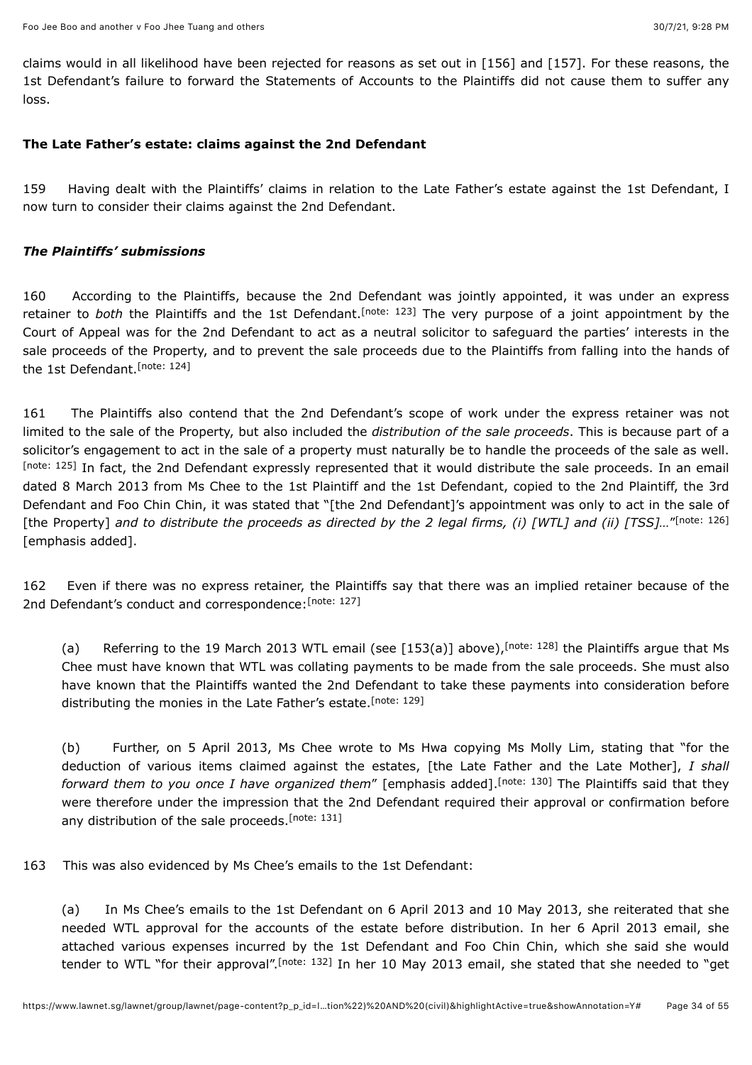claims would in all likelihood have been rejected for reasons as set out in [156] and [157]. For these reasons, the 1st Defendant's failure to forward the Statements of Accounts to the Plaintiffs did not cause them to suffer any loss.

### The Late Father's estate: claims against the 2nd Defendant

159 Having dealt with the Plaintiffs' claims in relation to the Late Father's estate against the 1st Defendant, I now turn to consider their claims against the 2nd Defendant.

#### *The Plaintiffs' submissions*

160 According to the Plaintiffs, because the 2nd Defendant was jointly appointed, it was under an express retainer to *both* the Plaintiffs and the 1st Defendant.[note: 123] The very purpose of a joint appointment by the Court of Appeal was for the 2nd Defendant to act as a neutral solicitor to safeguard the parties' interests in the sale proceeds of the Property, and to prevent the sale proceeds due to the Plaintiffs from falling into the hands of the 1st Defendant.[note: 124]

161 The Plaintiffs also contend that the 2nd Defendant's scope of work under the express retainer was not limited to the sale of the Property, but also included the *distribution of the sale proceeds*. This is because part of a solicitor's engagement to act in the sale of a property must naturally be to handle the proceeds of the sale as well. [note: 125] In fact, the 2nd Defendant expressly represented that it would distribute the sale proceeds. In an email dated 8 March 2013 from Ms Chee to the 1st Plaintiff and the 1st Defendant, copied to the 2nd Plaintiff, the 3rd Defendant and Foo Chin Chin, it was stated that "[the 2nd Defendant]'s appointment was only to act in the sale of [the Property] *and to distribute the proceeds as directed by the 2 legal firms, (i) [WTL] and (ii) [TSS]…*"[note: 126] [emphasis added].

162 Even if there was no express retainer, the Plaintiffs say that there was an implied retainer because of the 2nd Defendant's conduct and correspondence:[note: 127]

(a) Referring to the 19 March 2013 WTL email (see [153(a)] above),[note: 128] the Plaintiffs argue that Ms Chee must have known that WTL was collating payments to be made from the sale proceeds. She must also have known that the Plaintiffs wanted the 2nd Defendant to take these payments into consideration before distributing the monies in the Late Father's estate.[note: 129]

(b) Further, on 5 April 2013, Ms Chee wrote to Ms Hwa copying Ms Molly Lim, stating that "for the deduction of various items claimed against the estates, [the Late Father and the Late Mother], *I shall forward them to you once I have organized them*" [emphasis added].[note: 130] The Plaintiffs said that they were therefore under the impression that the 2nd Defendant required their approval or confirmation before any distribution of the sale proceeds.[note: 131]

163 This was also evidenced by Ms Chee's emails to the 1st Defendant:

(a) In Ms Chee's emails to the 1st Defendant on 6 April 2013 and 10 May 2013, she reiterated that she needed WTL approval for the accounts of the estate before distribution. In her 6 April 2013 email, she attached various expenses incurred by the 1st Defendant and Foo Chin Chin, which she said she would tender to WTL "for their approval".[note: 132] In her 10 May 2013 email, she stated that she needed to "get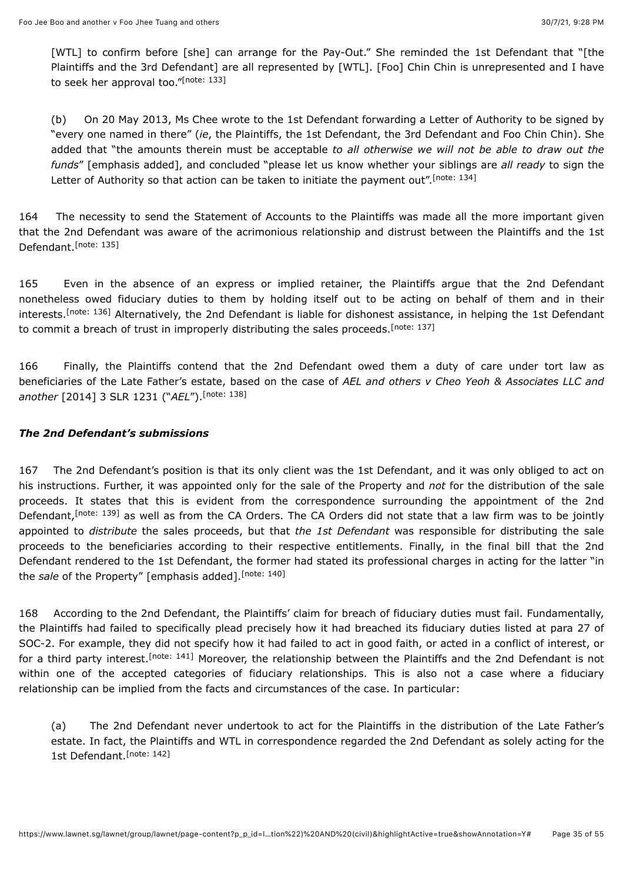[WTL] to confirm before [she] can arrange for the Pay-Out." She reminded the 1st Defendant that "[the Plaintiffs and the 3rd Defendant] are all represented by [WTL]. [Foo] Chin Chin is unrepresented and I have to seek her approval too."[note: 133]

(b) On 20 May 2013, Ms Chee wrote to the 1st Defendant forwarding a Letter of Authority to be signed by "every one named in there" (*ie*, the Plaintiffs, the 1st Defendant, the 3rd Defendant and Foo Chin Chin). She added that "the amounts therein must be acceptable *to all otherwise we will not be able to draw out the funds*" [emphasis added], and concluded "please let us know whether your siblings are *all ready* to sign the Letter of Authority so that action can be taken to initiate the payment out".[note: 134]

164 The necessity to send the Statement of Accounts to the Plaintiffs was made all the more important given that the 2nd Defendant was aware of the acrimonious relationship and distrust between the Plaintiffs and the 1st Defendant.[note: 135]

165 Even in the absence of an express or implied retainer, the Plaintiffs argue that the 2nd Defendant nonetheless owed fiduciary duties to them by holding itself out to be acting on behalf of them and in their interests.[note: 136] Alternatively, the 2nd Defendant is liable for dishonest assistance, in helping the 1st Defendant to commit a breach of trust in improperly distributing the sales proceeds.[note: 137]

166 Finally, the Plaintiffs contend that the 2nd Defendant owed them a duty of care under tort law as beneficiaries of the Late Father's estate, based on the case of *AEL and others v Cheo Yeoh & Associates LLC and another* [2014] 3 SLR 1231 ("*AEL*").[note: 138]

### *The 2nd Defendant's submissions*

167 The 2nd Defendant's position is that its only client was the 1st Defendant, and it was only obliged to act on his instructions. Further, it was appointed only for the sale of the Property and *not* for the distribution of the sale proceeds. It states that this is evident from the correspondence surrounding the appointment of the 2nd Defendant,[note: 139] as well as from the CA Orders. The CA Orders did not state that a law firm was to be jointly appointed to *distribute* the sales proceeds, but that *the 1st Defendant* was responsible for distributing the sale proceeds to the beneficiaries according to their respective entitlements. Finally, in the final bill that the 2nd Defendant rendered to the 1st Defendant, the former had stated its professional charges in acting for the latter "in the *sale* of the Property" [emphasis added].[note: 140]

168 According to the 2nd Defendant, the Plaintiffs' claim for breach of fiduciary duties must fail. Fundamentally, the Plaintiffs had failed to specifically plead precisely how it had breached its fiduciary duties listed at para 27 of SOC-2. For example, they did not specify how it had failed to act in good faith, or acted in a conflict of interest, or for a third party interest.[note: 141] Moreover, the relationship between the Plaintiffs and the 2nd Defendant is not within one of the accepted categories of fiduciary relationships. This is also not a case where a fiduciary relationship can be implied from the facts and circumstances of the case. In particular:

(a) The 2nd Defendant never undertook to act for the Plaintiffs in the distribution of the Late Father's estate. In fact, the Plaintiffs and WTL in correspondence regarded the 2nd Defendant as solely acting for the 1st Defendant.[note: 142]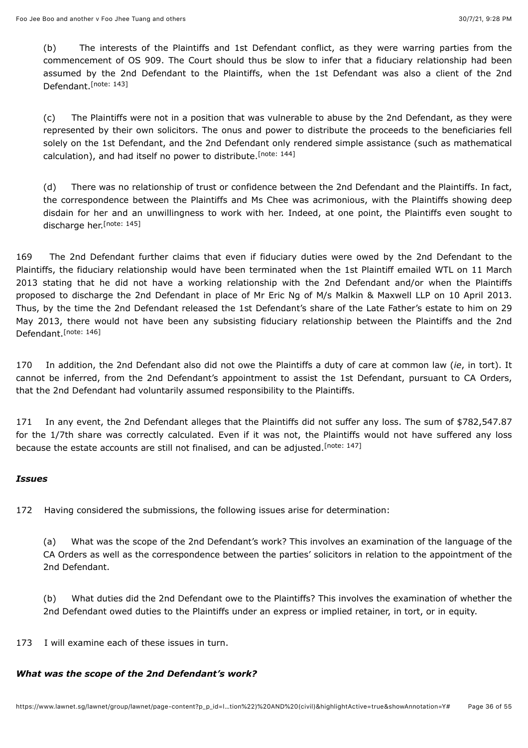(b) The interests of the Plaintiffs and 1st Defendant conflict, as they were warring parties from the commencement of OS 909. The Court should thus be slow to infer that a fiduciary relationship had been assumed by the 2nd Defendant to the Plaintiffs, when the 1st Defendant was also a client of the 2nd Defendant.[note: 143]

(c) The Plaintiffs were not in a position that was vulnerable to abuse by the 2nd Defendant, as they were represented by their own solicitors. The onus and power to distribute the proceeds to the beneficiaries fell solely on the 1st Defendant, and the 2nd Defendant only rendered simple assistance (such as mathematical calculation), and had itself no power to distribute.[note: 144]

(d) There was no relationship of trust or confidence between the 2nd Defendant and the Plaintiffs. In fact, the correspondence between the Plaintiffs and Ms Chee was acrimonious, with the Plaintiffs showing deep disdain for her and an unwillingness to work with her. Indeed, at one point, the Plaintiffs even sought to discharge her.[note: 145]

169 The 2nd Defendant further claims that even if fiduciary duties were owed by the 2nd Defendant to the Plaintiffs, the fiduciary relationship would have been terminated when the 1st Plaintiff emailed WTL on 11 March 2013 stating that he did not have a working relationship with the 2nd Defendant and/or when the Plaintiffs proposed to discharge the 2nd Defendant in place of Mr Eric Ng of M/s Malkin & Maxwell LLP on 10 April 2013. Thus, by the time the 2nd Defendant released the 1st Defendant's share of the Late Father's estate to him on 29 May 2013, there would not have been any subsisting fiduciary relationship between the Plaintiffs and the 2nd Defendant.[note: 146]

170 In addition, the 2nd Defendant also did not owe the Plaintiffs a duty of care at common law (*ie*, in tort). It cannot be inferred, from the 2nd Defendant's appointment to assist the 1st Defendant, pursuant to CA Orders, that the 2nd Defendant had voluntarily assumed responsibility to the Plaintiffs.

171 In any event, the 2nd Defendant alleges that the Plaintiffs did not suffer any loss. The sum of $782,547.87 for the 1/7th share was correctly calculated. Even if it was not, the Plaintiffs would not have suffered any loss because the estate accounts are still not finalised, and can be adjusted.[note: 147]

### *Issues*

172 Having considered the submissions, the following issues arise for determination:

(a) What was the scope of the 2nd Defendant's work? This involves an examination of the language of the CA Orders as well as the correspondence between the parties' solicitors in relation to the appointment of the 2nd Defendant.

(b) What duties did the 2nd Defendant owe to the Plaintiffs? This involves the examination of whether the 2nd Defendant owed duties to the Plaintiffs under an express or implied retainer, in tort, or in equity.

173 I will examine each of these issues in turn.

### *What was the scope of the 2nd Defendant's work?*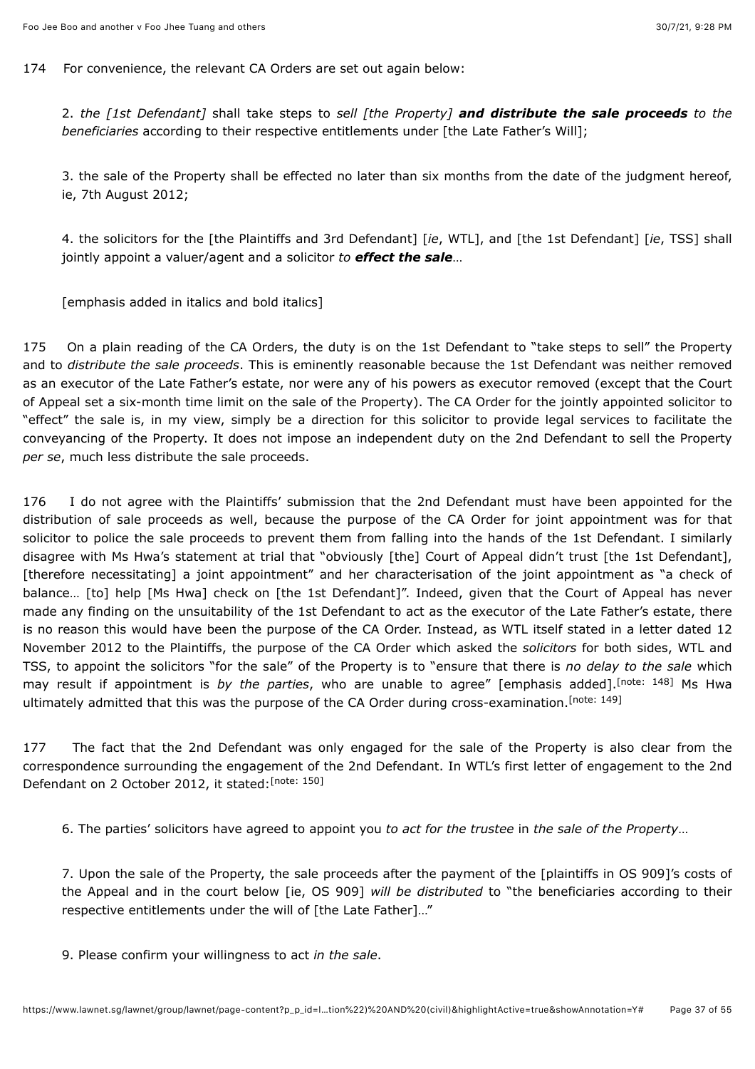174 For convenience, the relevant CA Orders are set out again below:

> 2. *the [1st Defendant]* shall take steps to *sell [the Property]* ***and distribute the sale proceeds*** *to the beneficiaries* according to their respective entitlements under [the Late Father's Will];
>
> 3. the sale of the Property shall be effected no later than six months from the date of the judgment hereof, ie, 7th August 2012;
>
> 4. the solicitors for the [the Plaintiffs and 3rd Defendant] [*ie*, WTL], and [the 1st Defendant] [*ie*, TSS] shall jointly appoint a valuer/agent and a solicitor *to* ***effect the sale***…
>
> [emphasis added in italics and bold italics]

175 On a plain reading of the CA Orders, the duty is on the 1st Defendant to "take steps to sell" the Property and to *distribute the sale proceeds*. This is eminently reasonable because the 1st Defendant was neither removed as an executor of the Late Father's estate, nor were any of his powers as executor removed (except that the Court of Appeal set a six-month time limit on the sale of the Property). The CA Order for the jointly appointed solicitor to "effect" the sale is, in my view, simply be a direction for this solicitor to provide legal services to facilitate the conveyancing of the Property. It does not impose an independent duty on the 2nd Defendant to sell the Property *per se*, much less distribute the sale proceeds.

176 I do not agree with the Plaintiffs' submission that the 2nd Defendant must have been appointed for the distribution of sale proceeds as well, because the purpose of the CA Order for joint appointment was for that solicitor to police the sale proceeds to prevent them from falling into the hands of the 1st Defendant. I similarly disagree with Ms Hwa's statement at trial that "obviously [the] Court of Appeal didn't trust [the 1st Defendant], [therefore necessitating] a joint appointment" and her characterisation of the joint appointment as "a check of balance… [to] help [Ms Hwa] check on [the 1st Defendant]". Indeed, given that the Court of Appeal has never made any finding on the unsuitability of the 1st Defendant to act as the executor of the Late Father's estate, there is no reason this would have been the purpose of the CA Order. Instead, as WTL itself stated in a letter dated 12 November 2012 to the Plaintiffs, the purpose of the CA Order which asked the *solicitors* for both sides, WTL and TSS, to appoint the solicitors "for the sale" of the Property is to "ensure that there is *no delay to the sale* which may result if appointment is *by the parties*, who are unable to agree" [emphasis added].[note: 148] Ms Hwa ultimately admitted that this was the purpose of the CA Order during cross-examination.[note: 149]

177 The fact that the 2nd Defendant was only engaged for the sale of the Property is also clear from the correspondence surrounding the engagement of the 2nd Defendant. In WTL's first letter of engagement to the 2nd Defendant on 2 October 2012, it stated:[note: 150]

> 6. The parties' solicitors have agreed to appoint you *to act for the trustee* in *the sale of the Property*…
>
> 7. Upon the sale of the Property, the sale proceeds after the payment of the [plaintiffs in OS 909]'s costs of the Appeal and in the court below [ie, OS 909] *will be distributed* to "the beneficiaries according to their respective entitlements under the will of [the Late Father]…"
>
> 9. Please confirm your willingness to act *in the sale*.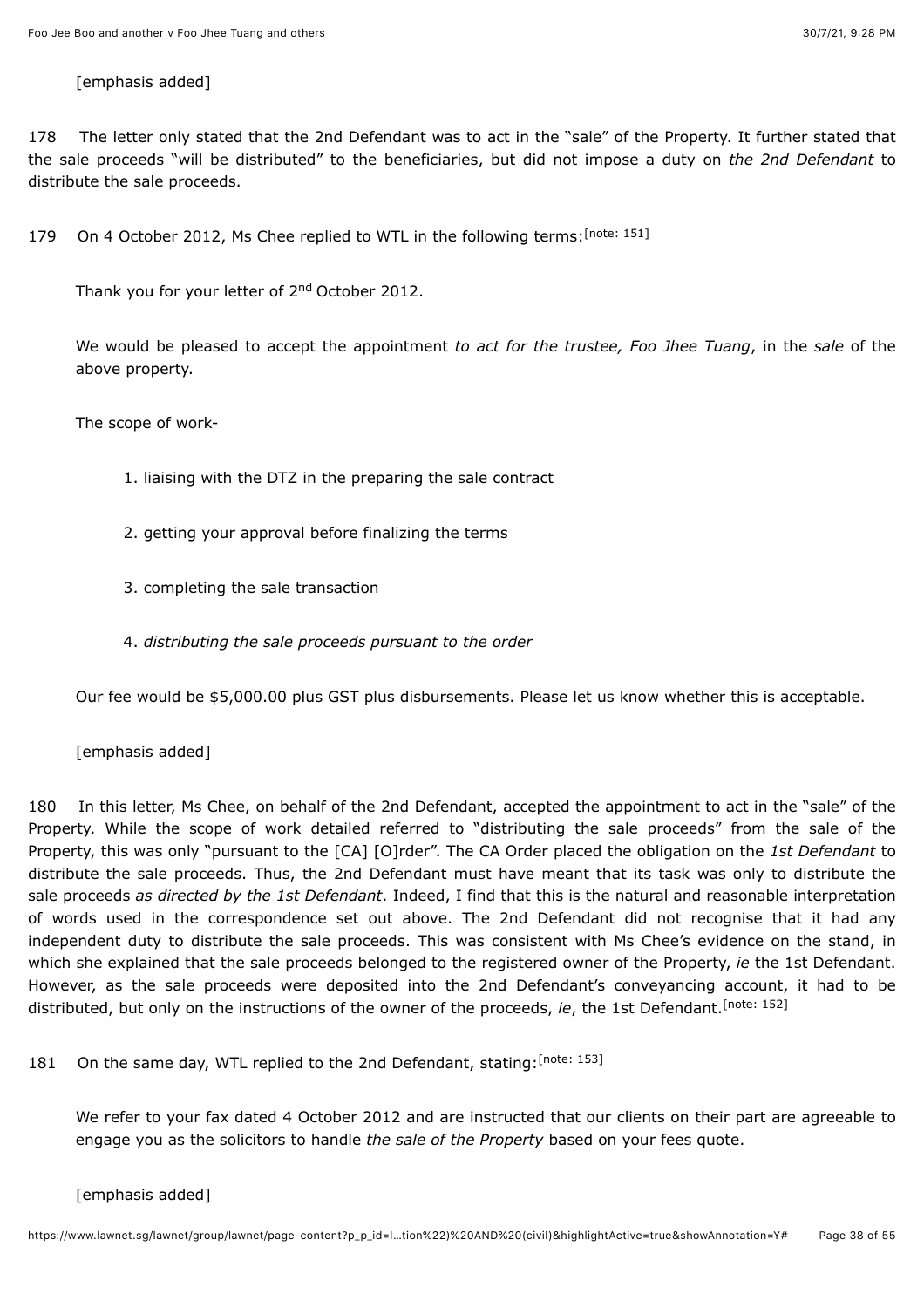[emphasis added]

178 The letter only stated that the 2nd Defendant was to act in the "sale" of the Property. It further stated that the sale proceeds "will be distributed" to the beneficiaries, but did not impose a duty on *the 2nd Defendant* to distribute the sale proceeds.

179 On 4 October 2012, Ms Chee replied to WTL in the following terms:[note: 151]

> Thank you for your letter of 2nd October 2012.
>
> We would be pleased to accept the appointment *to act for the trustee, Foo Jhee Tuang*, in the *sale* of the above property.
>
> The scope of work-
>
> 1. liaising with the DTZ in the preparing the sale contract
> 2. getting your approval before finalizing the terms
> 3. completing the sale transaction
> 4. *distributing the sale proceeds pursuant to the order*
>
> Our fee would be $5,000.00 plus GST plus disbursements. Please let us know whether this is acceptable.
>
> [emphasis added]

180 In this letter, Ms Chee, on behalf of the 2nd Defendant, accepted the appointment to act in the "sale" of the Property. While the scope of work detailed referred to "distributing the sale proceeds" from the sale of the Property, this was only "pursuant to the [CA] [O]rder". The CA Order placed the obligation on the *1st Defendant* to distribute the sale proceeds. Thus, the 2nd Defendant must have meant that its task was only to distribute the sale proceeds *as directed by the 1st Defendant*. Indeed, I find that this is the natural and reasonable interpretation of words used in the correspondence set out above. The 2nd Defendant did not recognise that it had any independent duty to distribute the sale proceeds. This was consistent with Ms Chee's evidence on the stand, in which she explained that the sale proceeds belonged to the registered owner of the Property, *ie* the 1st Defendant. However, as the sale proceeds were deposited into the 2nd Defendant's conveyancing account, it had to be distributed, but only on the instructions of the owner of the proceeds, *ie*, the 1st Defendant.[note: 152]

181 On the same day, WTL replied to the 2nd Defendant, stating:[note: 153]

> We refer to your fax dated 4 October 2012 and are instructed that our clients on their part are agreeable to engage you as the solicitors to handle *the sale of the Property* based on your fees quote.
>
> [emphasis added]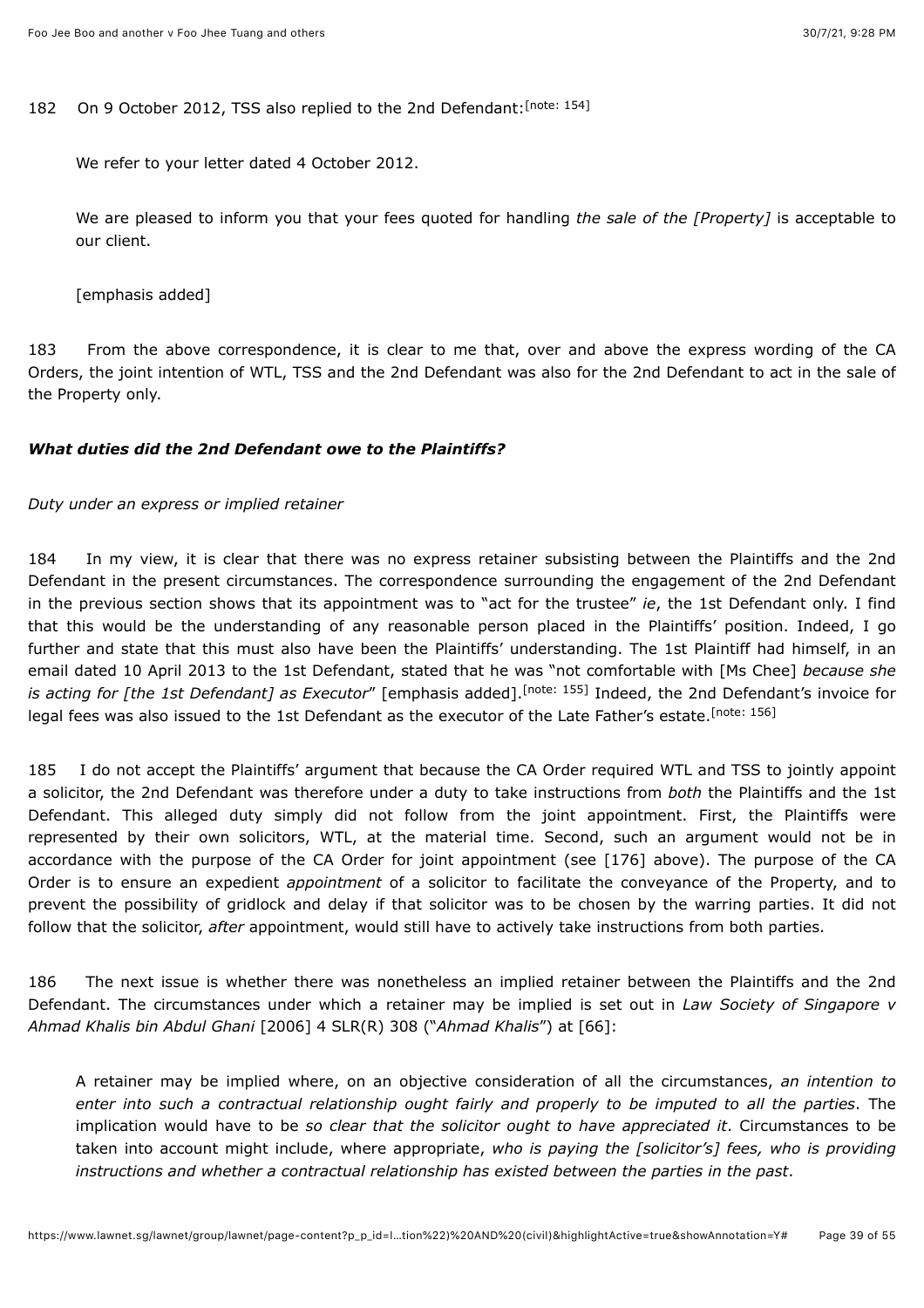182 On 9 October 2012, TSS also replied to the 2nd Defendant:[note: 154]

> We refer to your letter dated 4 October 2012.
>
> We are pleased to inform you that your fees quoted for handling *the sale of the [Property]* is acceptable to our client.
>
> [emphasis added]

183 From the above correspondence, it is clear to me that, over and above the express wording of the CA Orders, the joint intention of WTL, TSS and the 2nd Defendant was also for the 2nd Defendant to act in the sale of the Property only.

### *What duties did the 2nd Defendant owe to the Plaintiffs?*

*Duty under an express or implied retainer*

184 In my view, it is clear that there was no express retainer subsisting between the Plaintiffs and the 2nd Defendant in the present circumstances. The correspondence surrounding the engagement of the 2nd Defendant in the previous section shows that its appointment was to "act for the trustee" *ie*, the 1st Defendant only. I find that this would be the understanding of any reasonable person placed in the Plaintiffs' position. Indeed, I go further and state that this must also have been the Plaintiffs' understanding. The 1st Plaintiff had himself, in an email dated 10 April 2013 to the 1st Defendant, stated that he was "not comfortable with [Ms Chee] *because she is acting for [the 1st Defendant] as Executor*" [emphasis added].[note: 155] Indeed, the 2nd Defendant's invoice for legal fees was also issued to the 1st Defendant as the executor of the Late Father's estate.[note: 156]

185 I do not accept the Plaintiffs' argument that because the CA Order required WTL and TSS to jointly appoint a solicitor, the 2nd Defendant was therefore under a duty to take instructions from *both* the Plaintiffs and the 1st Defendant. This alleged duty simply did not follow from the joint appointment. First, the Plaintiffs were represented by their own solicitors, WTL, at the material time. Second, such an argument would not be in accordance with the purpose of the CA Order for joint appointment (see [176] above). The purpose of the CA Order is to ensure an expedient *appointment* of a solicitor to facilitate the conveyance of the Property, and to prevent the possibility of gridlock and delay if that solicitor was to be chosen by the warring parties. It did not follow that the solicitor, *after* appointment, would still have to actively take instructions from both parties.

186 The next issue is whether there was nonetheless an implied retainer between the Plaintiffs and the 2nd Defendant. The circumstances under which a retainer may be implied is set out in *Law Society of Singapore v Ahmad Khalis bin Abdul Ghani* [2006] 4 SLR(R) 308 ("*Ahmad Khalis*") at [66]:

> A retainer may be implied where, on an objective consideration of all the circumstances, *an intention to enter into such a contractual relationship ought fairly and properly to be imputed to all the parties*. The implication would have to be *so clear that the solicitor ought to have appreciated it*. Circumstances to be taken into account might include, where appropriate, *who is paying the [solicitor's] fees, who is providing instructions and whether a contractual relationship has existed between the parties in the past*.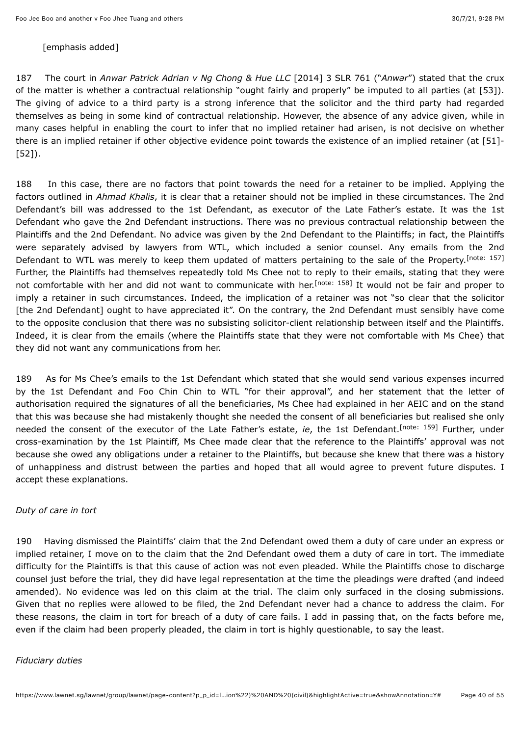[emphasis added]

187 The court in *Anwar Patrick Adrian v Ng Chong & Hue LLC* [2014] 3 SLR 761 ("*Anwar*") stated that the crux of the matter is whether a contractual relationship "ought fairly and properly" be imputed to all parties (at [53]). The giving of advice to a third party is a strong inference that the solicitor and the third party had regarded themselves as being in some kind of contractual relationship. However, the absence of any advice given, while in many cases helpful in enabling the court to infer that no implied retainer had arisen, is not decisive on whether there is an implied retainer if other objective evidence point towards the existence of an implied retainer (at [51]-[52]).

188 In this case, there are no factors that point towards the need for a retainer to be implied. Applying the factors outlined in *Ahmad Khalis*, it is clear that a retainer should not be implied in these circumstances. The 2nd Defendant's bill was addressed to the 1st Defendant, as executor of the Late Father's estate. It was the 1st Defendant who gave the 2nd Defendant instructions. There was no previous contractual relationship between the Plaintiffs and the 2nd Defendant. No advice was given by the 2nd Defendant to the Plaintiffs; in fact, the Plaintiffs were separately advised by lawyers from WTL, which included a senior counsel. Any emails from the 2nd Defendant to WTL was merely to keep them updated of matters pertaining to the sale of the Property.[note: 157] Further, the Plaintiffs had themselves repeatedly told Ms Chee not to reply to their emails, stating that they were not comfortable with her and did not want to communicate with her.[note: 158] It would not be fair and proper to imply a retainer in such circumstances. Indeed, the implication of a retainer was not "so clear that the solicitor [the 2nd Defendant] ought to have appreciated it". On the contrary, the 2nd Defendant must sensibly have come to the opposite conclusion that there was no subsisting solicitor-client relationship between itself and the Plaintiffs. Indeed, it is clear from the emails (where the Plaintiffs state that they were not comfortable with Ms Chee) that they did not want any communications from her.

189 As for Ms Chee's emails to the 1st Defendant which stated that she would send various expenses incurred by the 1st Defendant and Foo Chin Chin to WTL "for their approval", and her statement that the letter of authorisation required the signatures of all the beneficiaries, Ms Chee had explained in her AEIC and on the stand that this was because she had mistakenly thought she needed the consent of all beneficiaries but realised she only needed the consent of the executor of the Late Father's estate, *ie*, the 1st Defendant.[note: 159] Further, under cross-examination by the 1st Plaintiff, Ms Chee made clear that the reference to the Plaintiffs' approval was not because she owed any obligations under a retainer to the Plaintiffs, but because she knew that there was a history of unhappiness and distrust between the parties and hoped that all would agree to prevent future disputes. I accept these explanations.

*Duty of care in tort*

190 Having dismissed the Plaintiffs' claim that the 2nd Defendant owed them a duty of care under an express or implied retainer, I move on to the claim that the 2nd Defendant owed them a duty of care in tort. The immediate difficulty for the Plaintiffs is that this cause of action was not even pleaded. While the Plaintiffs chose to discharge counsel just before the trial, they did have legal representation at the time the pleadings were drafted (and indeed amended). No evidence was led on this claim at the trial. The claim only surfaced in the closing submissions. Given that no replies were allowed to be filed, the 2nd Defendant never had a chance to address the claim. For these reasons, the claim in tort for breach of a duty of care fails. I add in passing that, on the facts before me, even if the claim had been properly pleaded, the claim in tort is highly questionable, to say the least.

*Fiduciary duties*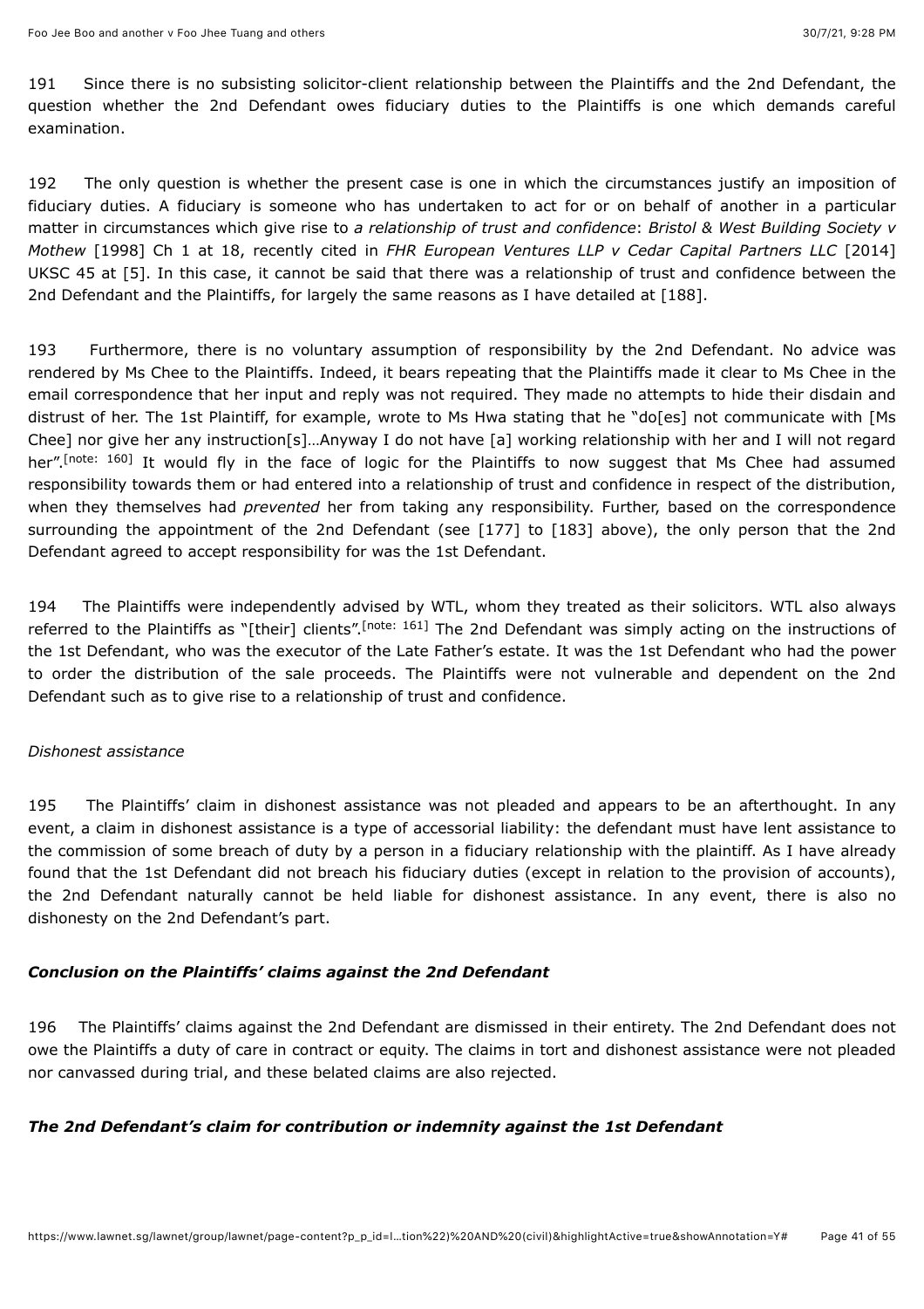191 Since there is no subsisting solicitor-client relationship between the Plaintiffs and the 2nd Defendant, the question whether the 2nd Defendant owes fiduciary duties to the Plaintiffs is one which demands careful examination.

192 The only question is whether the present case is one in which the circumstances justify an imposition of fiduciary duties. A fiduciary is someone who has undertaken to act for or on behalf of another in a particular matter in circumstances which give rise to *a relationship of trust and confidence*: *Bristol & West Building Society v Mothew* [1998] Ch 1 at 18, recently cited in *FHR European Ventures LLP v Cedar Capital Partners LLC* [2014] UKSC 45 at [5]. In this case, it cannot be said that there was a relationship of trust and confidence between the 2nd Defendant and the Plaintiffs, for largely the same reasons as I have detailed at [188].

193 Furthermore, there is no voluntary assumption of responsibility by the 2nd Defendant. No advice was rendered by Ms Chee to the Plaintiffs. Indeed, it bears repeating that the Plaintiffs made it clear to Ms Chee in the email correspondence that her input and reply was not required. They made no attempts to hide their disdain and distrust of her. The 1st Plaintiff, for example, wrote to Ms Hwa stating that he "do[es] not communicate with [Ms Chee] nor give her any instruction[s]…Anyway I do not have [a] working relationship with her and I will not regard her".[note: 160] It would fly in the face of logic for the Plaintiffs to now suggest that Ms Chee had assumed responsibility towards them or had entered into a relationship of trust and confidence in respect of the distribution, when they themselves had *prevented* her from taking any responsibility. Further, based on the correspondence surrounding the appointment of the 2nd Defendant (see [177] to [183] above), the only person that the 2nd Defendant agreed to accept responsibility for was the 1st Defendant.

194 The Plaintiffs were independently advised by WTL, whom they treated as their solicitors. WTL also always referred to the Plaintiffs as "[their] clients".[note: 161] The 2nd Defendant was simply acting on the instructions of the 1st Defendant, who was the executor of the Late Father's estate. It was the 1st Defendant who had the power to order the distribution of the sale proceeds. The Plaintiffs were not vulnerable and dependent on the 2nd Defendant such as to give rise to a relationship of trust and confidence.

*Dishonest assistance*

195 The Plaintiffs' claim in dishonest assistance was not pleaded and appears to be an afterthought. In any event, a claim in dishonest assistance is a type of accessorial liability: the defendant must have lent assistance to the commission of some breach of duty by a person in a fiduciary relationship with the plaintiff. As I have already found that the 1st Defendant did not breach his fiduciary duties (except in relation to the provision of accounts), the 2nd Defendant naturally cannot be held liable for dishonest assistance. In any event, there is also no dishonesty on the 2nd Defendant's part.

***Conclusion on the Plaintiffs' claims against the 2nd Defendant***

196 The Plaintiffs' claims against the 2nd Defendant are dismissed in their entirety. The 2nd Defendant does not owe the Plaintiffs a duty of care in contract or equity. The claims in tort and dishonest assistance were not pleaded nor canvassed during trial, and these belated claims are also rejected.

***The 2nd Defendant's claim for contribution or indemnity against the 1st Defendant***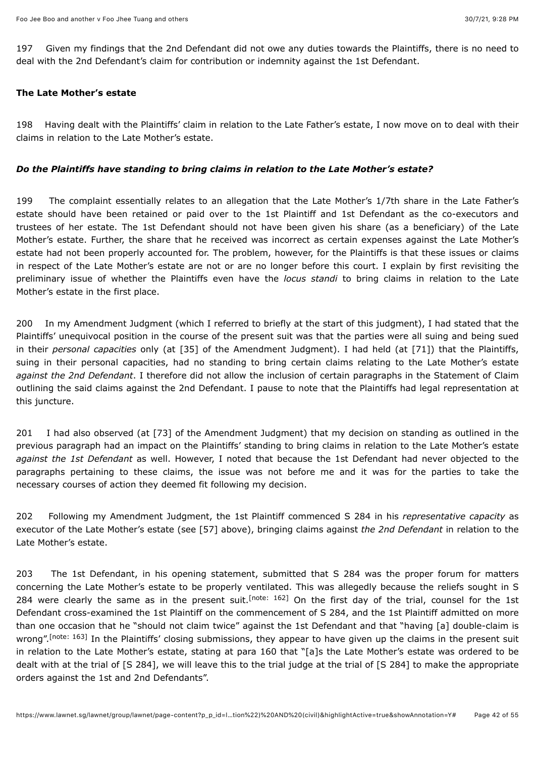197 Given my findings that the 2nd Defendant did not owe any duties towards the Plaintiffs, there is no need to deal with the 2nd Defendant's claim for contribution or indemnity against the 1st Defendant.

**The Late Mother's estate**

198 Having dealt with the Plaintiffs' claim in relation to the Late Father's estate, I now move on to deal with their claims in relation to the Late Mother's estate.

***Do the Plaintiffs have standing to bring claims in relation to the Late Mother's estate?***

199 The complaint essentially relates to an allegation that the Late Mother's 1/7th share in the Late Father's estate should have been retained or paid over to the 1st Plaintiff and 1st Defendant as the co-executors and trustees of her estate. The 1st Defendant should not have been given his share (as a beneficiary) of the Late Mother's estate. Further, the share that he received was incorrect as certain expenses against the Late Mother's estate had not been properly accounted for. The problem, however, for the Plaintiffs is that these issues or claims in respect of the Late Mother's estate are not or are no longer before this court. I explain by first revisiting the preliminary issue of whether the Plaintiffs even have the *locus standi* to bring claims in relation to the Late Mother's estate in the first place.

200 In my Amendment Judgment (which I referred to briefly at the start of this judgment), I had stated that the Plaintiffs' unequivocal position in the course of the present suit was that the parties were all suing and being sued in their *personal capacities* only (at [35] of the Amendment Judgment). I had held (at [71]) that the Plaintiffs, suing in their personal capacities, had no standing to bring certain claims relating to the Late Mother's estate *against the 2nd Defendant*. I therefore did not allow the inclusion of certain paragraphs in the Statement of Claim outlining the said claims against the 2nd Defendant. I pause to note that the Plaintiffs had legal representation at this juncture.

201 I had also observed (at [73] of the Amendment Judgment) that my decision on standing as outlined in the previous paragraph had an impact on the Plaintiffs' standing to bring claims in relation to the Late Mother's estate *against the 1st Defendant* as well. However, I noted that because the 1st Defendant had never objected to the paragraphs pertaining to these claims, the issue was not before me and it was for the parties to take the necessary courses of action they deemed fit following my decision.

202 Following my Amendment Judgment, the 1st Plaintiff commenced S 284 in his *representative capacity* as executor of the Late Mother's estate (see [57] above), bringing claims against *the 2nd Defendant* in relation to the Late Mother's estate.

203 The 1st Defendant, in his opening statement, submitted that S 284 was the proper forum for matters concerning the Late Mother's estate to be properly ventilated. This was allegedly because the reliefs sought in S 284 were clearly the same as in the present suit.[note: 162] On the first day of the trial, counsel for the 1st Defendant cross-examined the 1st Plaintiff on the commencement of S 284, and the 1st Plaintiff admitted on more than one occasion that he "should not claim twice" against the 1st Defendant and that "having [a] double-claim is wrong".[note: 163] In the Plaintiffs' closing submissions, they appear to have given up the claims in the present suit in relation to the Late Mother's estate, stating at para 160 that "[a]s the Late Mother's estate was ordered to be dealt with at the trial of [S 284], we will leave this to the trial judge at the trial of [S 284] to make the appropriate orders against the 1st and 2nd Defendants".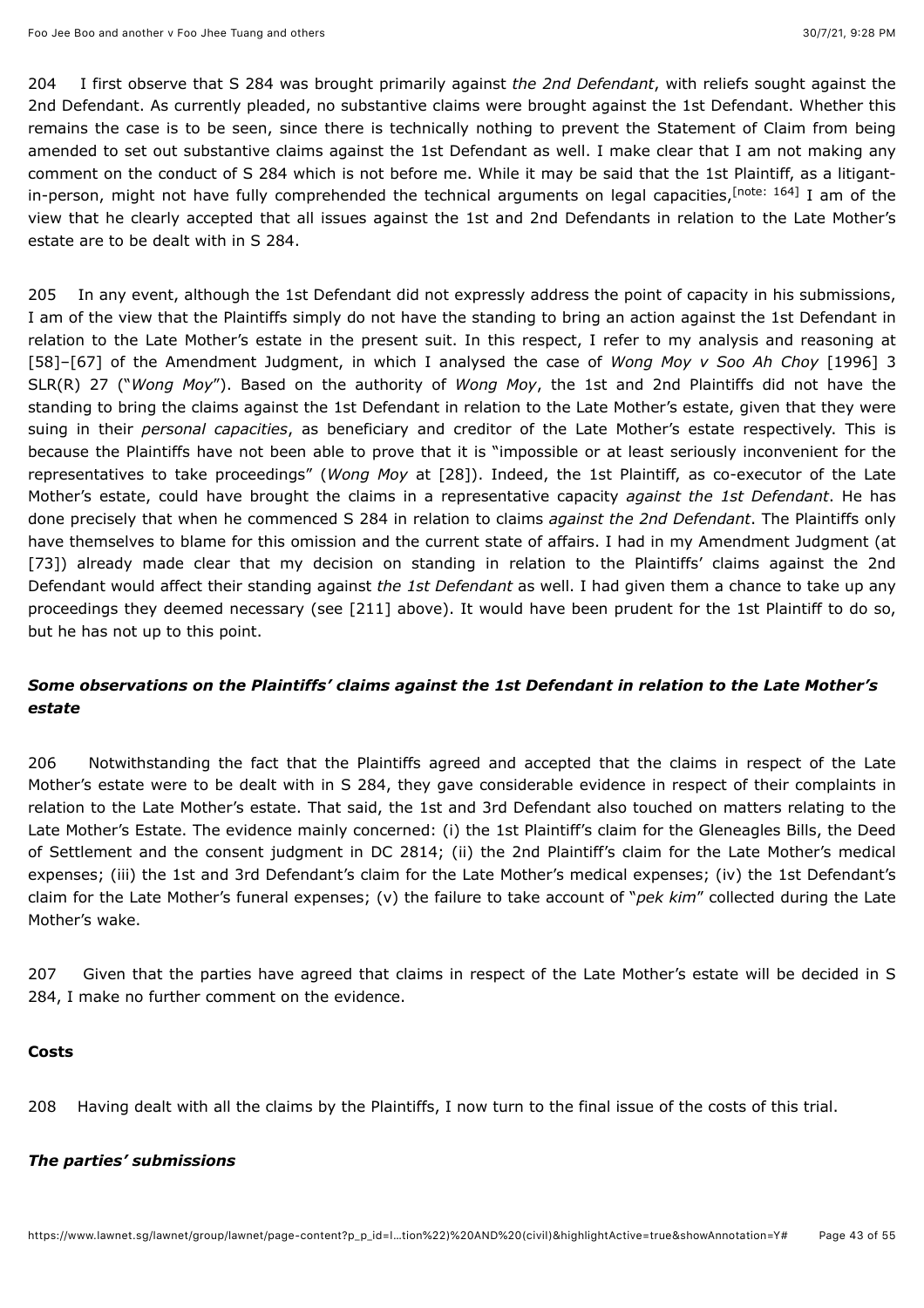204 I first observe that S 284 was brought primarily against *the 2nd Defendant*, with reliefs sought against the 2nd Defendant. As currently pleaded, no substantive claims were brought against the 1st Defendant. Whether this remains the case is to be seen, since there is technically nothing to prevent the Statement of Claim from being amended to set out substantive claims against the 1st Defendant as well. I make clear that I am not making any comment on the conduct of S 284 which is not before me. While it may be said that the 1st Plaintiff, as a litigant-in-person, might not have fully comprehended the technical arguments on legal capacities,[note: 164] I am of the view that he clearly accepted that all issues against the 1st and 2nd Defendants in relation to the Late Mother's estate are to be dealt with in S 284.

205 In any event, although the 1st Defendant did not expressly address the point of capacity in his submissions, I am of the view that the Plaintiffs simply do not have the standing to bring an action against the 1st Defendant in relation to the Late Mother's estate in the present suit. In this respect, I refer to my analysis and reasoning at [58]–[67] of the Amendment Judgment, in which I analysed the case of *Wong Moy v Soo Ah Choy* [1996] 3 SLR(R) 27 ("*Wong Moy*"). Based on the authority of *Wong Moy*, the 1st and 2nd Plaintiffs did not have the standing to bring the claims against the 1st Defendant in relation to the Late Mother's estate, given that they were suing in their *personal capacities*, as beneficiary and creditor of the Late Mother's estate respectively. This is because the Plaintiffs have not been able to prove that it is "impossible or at least seriously inconvenient for the representatives to take proceedings" (*Wong Moy* at [28]). Indeed, the 1st Plaintiff, as co-executor of the Late Mother's estate, could have brought the claims in a representative capacity *against the 1st Defendant*. He has done precisely that when he commenced S 284 in relation to claims *against the 2nd Defendant*. The Plaintiffs only have themselves to blame for this omission and the current state of affairs. I had in my Amendment Judgment (at [73]) already made clear that my decision on standing in relation to the Plaintiffs' claims against the 2nd Defendant would affect their standing against *the 1st Defendant* as well. I had given them a chance to take up any proceedings they deemed necessary (see [211] above). It would have been prudent for the 1st Plaintiff to do so, but he has not up to this point.

### *Some observations on the Plaintiffs' claims against the 1st Defendant in relation to the Late Mother's estate*

206 Notwithstanding the fact that the Plaintiffs agreed and accepted that the claims in respect of the Late Mother's estate were to be dealt with in S 284, they gave considerable evidence in respect of their complaints in relation to the Late Mother's estate. That said, the 1st and 3rd Defendant also touched on matters relating to the Late Mother's Estate. The evidence mainly concerned: (i) the 1st Plaintiff's claim for the Gleneagles Bills, the Deed of Settlement and the consent judgment in DC 2814; (ii) the 2nd Plaintiff's claim for the Late Mother's medical expenses; (iii) the 1st and 3rd Defendant's claim for the Late Mother's medical expenses; (iv) the 1st Defendant's claim for the Late Mother's funeral expenses; (v) the failure to take account of "*pek kim*" collected during the Late Mother's wake.

207 Given that the parties have agreed that claims in respect of the Late Mother's estate will be decided in S 284, I make no further comment on the evidence.

## Costs

208 Having dealt with all the claims by the Plaintiffs, I now turn to the final issue of the costs of this trial.

### *The parties' submissions*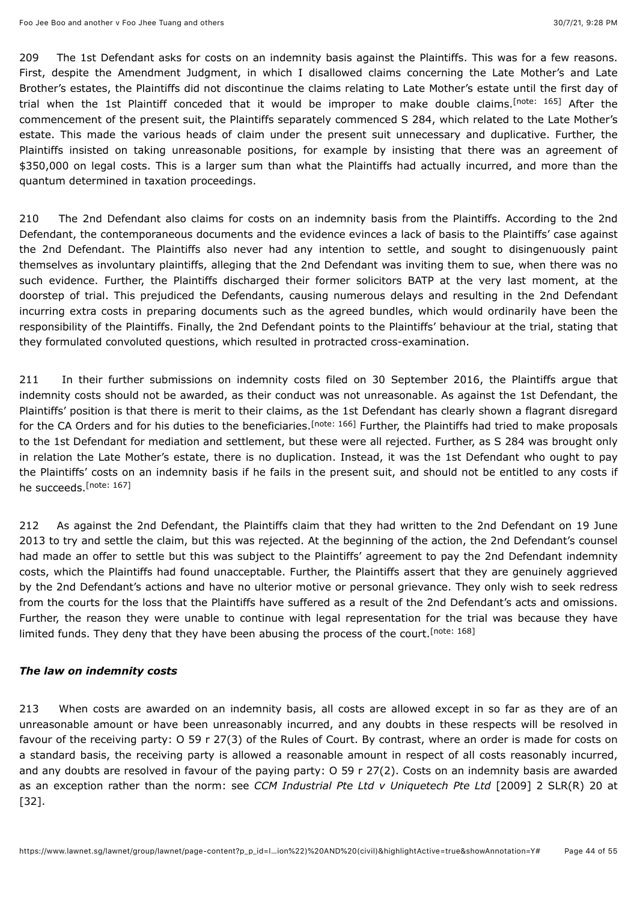209 The 1st Defendant asks for costs on an indemnity basis against the Plaintiffs. This was for a few reasons. First, despite the Amendment Judgment, in which I disallowed claims concerning the Late Mother's and Late Brother's estates, the Plaintiffs did not discontinue the claims relating to Late Mother's estate until the first day of trial when the 1st Plaintiff conceded that it would be improper to make double claims.[note: 165] After the commencement of the present suit, the Plaintiffs separately commenced S 284, which related to the Late Mother's estate. This made the various heads of claim under the present suit unnecessary and duplicative. Further, the Plaintiffs insisted on taking unreasonable positions, for example by insisting that there was an agreement of $350,000 on legal costs. This is a larger sum than what the Plaintiffs had actually incurred, and more than the quantum determined in taxation proceedings.

210 The 2nd Defendant also claims for costs on an indemnity basis from the Plaintiffs. According to the 2nd Defendant, the contemporaneous documents and the evidence evinces a lack of basis to the Plaintiffs' case against the 2nd Defendant. The Plaintiffs also never had any intention to settle, and sought to disingenuously paint themselves as involuntary plaintiffs, alleging that the 2nd Defendant was inviting them to sue, when there was no such evidence. Further, the Plaintiffs discharged their former solicitors BATP at the very last moment, at the doorstep of trial. This prejudiced the Defendants, causing numerous delays and resulting in the 2nd Defendant incurring extra costs in preparing documents such as the agreed bundles, which would ordinarily have been the responsibility of the Plaintiffs. Finally, the 2nd Defendant points to the Plaintiffs' behaviour at the trial, stating that they formulated convoluted questions, which resulted in protracted cross-examination.

211 In their further submissions on indemnity costs filed on 30 September 2016, the Plaintiffs argue that indemnity costs should not be awarded, as their conduct was not unreasonable. As against the 1st Defendant, the Plaintiffs' position is that there is merit to their claims, as the 1st Defendant has clearly shown a flagrant disregard for the CA Orders and for his duties to the beneficiaries.[note: 166] Further, the Plaintiffs had tried to make proposals to the 1st Defendant for mediation and settlement, but these were all rejected. Further, as S 284 was brought only in relation the Late Mother's estate, there is no duplication. Instead, it was the 1st Defendant who ought to pay the Plaintiffs' costs on an indemnity basis if he fails in the present suit, and should not be entitled to any costs if he succeeds.[note: 167]

212 As against the 2nd Defendant, the Plaintiffs claim that they had written to the 2nd Defendant on 19 June 2013 to try and settle the claim, but this was rejected. At the beginning of the action, the 2nd Defendant's counsel had made an offer to settle but this was subject to the Plaintiffs' agreement to pay the 2nd Defendant indemnity costs, which the Plaintiffs had found unacceptable. Further, the Plaintiffs assert that they are genuinely aggrieved by the 2nd Defendant's actions and have no ulterior motive or personal grievance. They only wish to seek redress from the courts for the loss that the Plaintiffs have suffered as a result of the 2nd Defendant's acts and omissions. Further, the reason they were unable to continue with legal representation for the trial was because they have limited funds. They deny that they have been abusing the process of the court.[note: 168]

### *The law on indemnity costs*

213 When costs are awarded on an indemnity basis, all costs are allowed except in so far as they are of an unreasonable amount or have been unreasonably incurred, and any doubts in these respects will be resolved in favour of the receiving party: O 59 r 27(3) of the Rules of Court. By contrast, where an order is made for costs on a standard basis, the receiving party is allowed a reasonable amount in respect of all costs reasonably incurred, and any doubts are resolved in favour of the paying party: O 59 r 27(2). Costs on an indemnity basis are awarded as an exception rather than the norm: see *CCM Industrial Pte Ltd v Uniquetech Pte Ltd* [2009] 2 SLR(R) 20 at [32].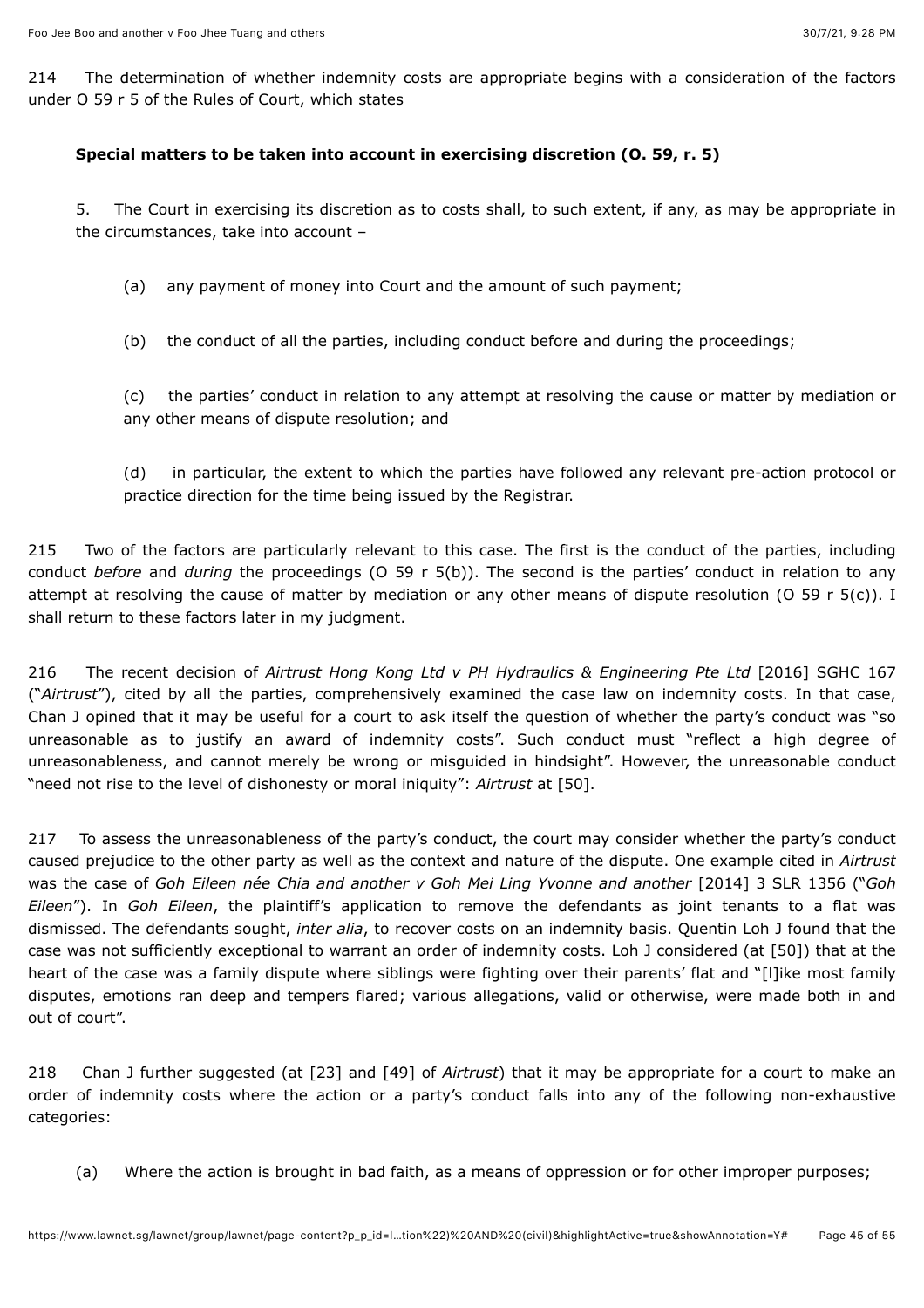214 The determination of whether indemnity costs are appropriate begins with a consideration of the factors under O 59 r 5 of the Rules of Court, which states

**Special matters to be taken into account in exercising discretion (O. 59, r. 5)**

5. The Court in exercising its discretion as to costs shall, to such extent, if any, as may be appropriate in the circumstances, take into account –

(a) any payment of money into Court and the amount of such payment;

(b) the conduct of all the parties, including conduct before and during the proceedings;

(c) the parties' conduct in relation to any attempt at resolving the cause or matter by mediation or any other means of dispute resolution; and

(d) in particular, the extent to which the parties have followed any relevant pre-action protocol or practice direction for the time being issued by the Registrar.

215 Two of the factors are particularly relevant to this case. The first is the conduct of the parties, including conduct *before* and *during* the proceedings (O 59 r 5(b)). The second is the parties' conduct in relation to any attempt at resolving the cause of matter by mediation or any other means of dispute resolution (O 59 r 5(c)). I shall return to these factors later in my judgment.

216 The recent decision of *Airtrust Hong Kong Ltd v PH Hydraulics & Engineering Pte Ltd* [2016] SGHC 167 ("*Airtrust*"), cited by all the parties, comprehensively examined the case law on indemnity costs. In that case, Chan J opined that it may be useful for a court to ask itself the question of whether the party's conduct was "so unreasonable as to justify an award of indemnity costs". Such conduct must "reflect a high degree of unreasonableness, and cannot merely be wrong or misguided in hindsight". However, the unreasonable conduct "need not rise to the level of dishonesty or moral iniquity": *Airtrust* at [50].

217 To assess the unreasonableness of the party's conduct, the court may consider whether the party's conduct caused prejudice to the other party as well as the context and nature of the dispute. One example cited in *Airtrust* was the case of *Goh Eileen née Chia and another v Goh Mei Ling Yvonne and another* [2014] 3 SLR 1356 ("*Goh Eileen*"). In *Goh Eileen*, the plaintiff's application to remove the defendants as joint tenants to a flat was dismissed. The defendants sought, *inter alia*, to recover costs on an indemnity basis. Quentin Loh J found that the case was not sufficiently exceptional to warrant an order of indemnity costs. Loh J considered (at [50]) that at the heart of the case was a family dispute where siblings were fighting over their parents' flat and "[l]ike most family disputes, emotions ran deep and tempers flared; various allegations, valid or otherwise, were made both in and out of court".

218 Chan J further suggested (at [23] and [49] of *Airtrust*) that it may be appropriate for a court to make an order of indemnity costs where the action or a party's conduct falls into any of the following non-exhaustive categories:

(a) Where the action is brought in bad faith, as a means of oppression or for other improper purposes;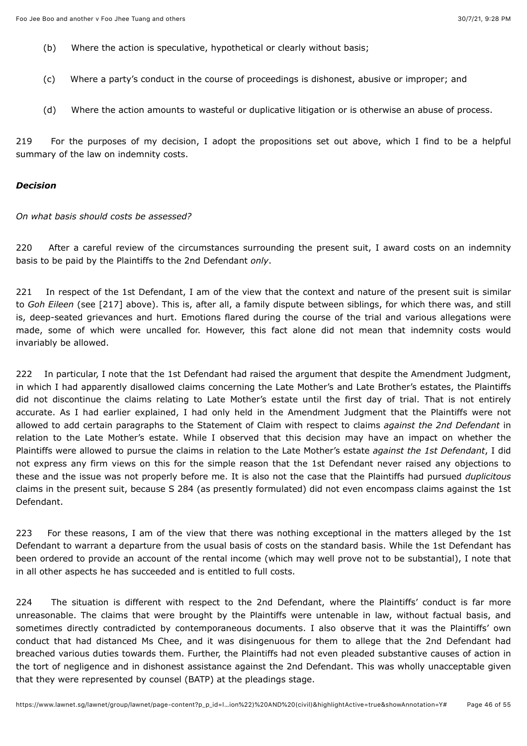(b) Where the action is speculative, hypothetical or clearly without basis;

(c) Where a party's conduct in the course of proceedings is dishonest, abusive or improper; and

(d) Where the action amounts to wasteful or duplicative litigation or is otherwise an abuse of process.

219 For the purposes of my decision, I adopt the propositions set out above, which I find to be a helpful summary of the law on indemnity costs.

### *Decision*

*On what basis should costs be assessed?*

220 After a careful review of the circumstances surrounding the present suit, I award costs on an indemnity basis to be paid by the Plaintiffs to the 2nd Defendant *only*.

221 In respect of the 1st Defendant, I am of the view that the context and nature of the present suit is similar to *Goh Eileen* (see [217] above). This is, after all, a family dispute between siblings, for which there was, and still is, deep-seated grievances and hurt. Emotions flared during the course of the trial and various allegations were made, some of which were uncalled for. However, this fact alone did not mean that indemnity costs would invariably be allowed.

222 In particular, I note that the 1st Defendant had raised the argument that despite the Amendment Judgment, in which I had apparently disallowed claims concerning the Late Mother's and Late Brother's estates, the Plaintiffs did not discontinue the claims relating to Late Mother's estate until the first day of trial. That is not entirely accurate. As I had earlier explained, I had only held in the Amendment Judgment that the Plaintiffs were not allowed to add certain paragraphs to the Statement of Claim with respect to claims *against the 2nd Defendant* in relation to the Late Mother's estate. While I observed that this decision may have an impact on whether the Plaintiffs were allowed to pursue the claims in relation to the Late Mother's estate *against the 1st Defendant*, I did not express any firm views on this for the simple reason that the 1st Defendant never raised any objections to these and the issue was not properly before me. It is also not the case that the Plaintiffs had pursued *duplicitous* claims in the present suit, because S 284 (as presently formulated) did not even encompass claims against the 1st Defendant.

223 For these reasons, I am of the view that there was nothing exceptional in the matters alleged by the 1st Defendant to warrant a departure from the usual basis of costs on the standard basis. While the 1st Defendant has been ordered to provide an account of the rental income (which may well prove not to be substantial), I note that in all other aspects he has succeeded and is entitled to full costs.

224 The situation is different with respect to the 2nd Defendant, where the Plaintiffs' conduct is far more unreasonable. The claims that were brought by the Plaintiffs were untenable in law, without factual basis, and sometimes directly contradicted by contemporaneous documents. I also observe that it was the Plaintiffs' own conduct that had distanced Ms Chee, and it was disingenuous for them to allege that the 2nd Defendant had breached various duties towards them. Further, the Plaintiffs had not even pleaded substantive causes of action in the tort of negligence and in dishonest assistance against the 2nd Defendant. This was wholly unacceptable given that they were represented by counsel (BATP) at the pleadings stage.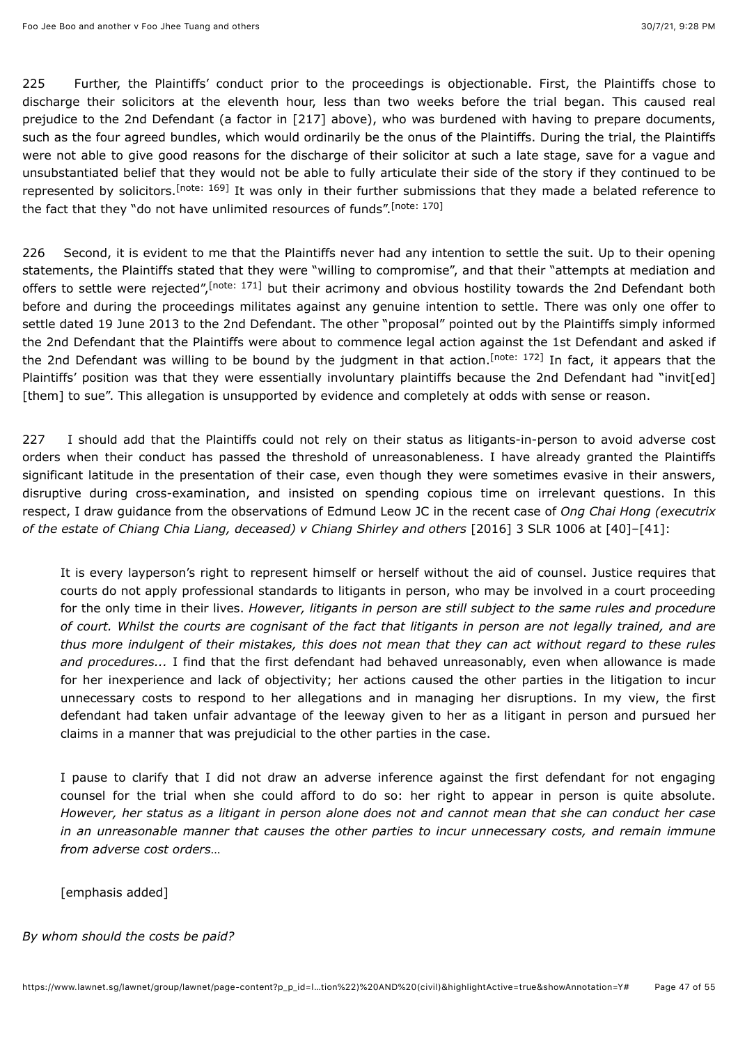225 Further, the Plaintiffs' conduct prior to the proceedings is objectionable. First, the Plaintiffs chose to discharge their solicitors at the eleventh hour, less than two weeks before the trial began. This caused real prejudice to the 2nd Defendant (a factor in [217] above), who was burdened with having to prepare documents, such as the four agreed bundles, which would ordinarily be the onus of the Plaintiffs. During the trial, the Plaintiffs were not able to give good reasons for the discharge of their solicitor at such a late stage, save for a vague and unsubstantiated belief that they would not be able to fully articulate their side of the story if they continued to be represented by solicitors.[note: 169] It was only in their further submissions that they made a belated reference to the fact that they "do not have unlimited resources of funds".[note: 170]

226 Second, it is evident to me that the Plaintiffs never had any intention to settle the suit. Up to their opening statements, the Plaintiffs stated that they were "willing to compromise", and that their "attempts at mediation and offers to settle were rejected",[note: 171] but their acrimony and obvious hostility towards the 2nd Defendant both before and during the proceedings militates against any genuine intention to settle. There was only one offer to settle dated 19 June 2013 to the 2nd Defendant. The other "proposal" pointed out by the Plaintiffs simply informed the 2nd Defendant that the Plaintiffs were about to commence legal action against the 1st Defendant and asked if the 2nd Defendant was willing to be bound by the judgment in that action.[note: 172] In fact, it appears that the Plaintiffs' position was that they were essentially involuntary plaintiffs because the 2nd Defendant had "invit[ed] [them] to sue". This allegation is unsupported by evidence and completely at odds with sense or reason.

227 I should add that the Plaintiffs could not rely on their status as litigants-in-person to avoid adverse cost orders when their conduct has passed the threshold of unreasonableness. I have already granted the Plaintiffs significant latitude in the presentation of their case, even though they were sometimes evasive in their answers, disruptive during cross-examination, and insisted on spending copious time on irrelevant questions. In this respect, I draw guidance from the observations of Edmund Leow JC in the recent case of *Ong Chai Hong (executrix of the estate of Chiang Chia Liang, deceased) v Chiang Shirley and others* [2016] 3 SLR 1006 at [40]–[41]:

> It is every layperson's right to represent himself or herself without the aid of counsel. Justice requires that courts do not apply professional standards to litigants in person, who may be involved in a court proceeding for the only time in their lives. *However, litigants in person are still subject to the same rules and procedure of court. Whilst the courts are cognisant of the fact that litigants in person are not legally trained, and are thus more indulgent of their mistakes, this does not mean that they can act without regard to these rules and procedures...* I find that the first defendant had behaved unreasonably, even when allowance is made for her inexperience and lack of objectivity; her actions caused the other parties in the litigation to incur unnecessary costs to respond to her allegations and in managing her disruptions. In my view, the first defendant had taken unfair advantage of the leeway given to her as a litigant in person and pursued her claims in a manner that was prejudicial to the other parties in the case.
>
> I pause to clarify that I did not draw an adverse inference against the first defendant for not engaging counsel for the trial when she could afford to do so: her right to appear in person is quite absolute. *However, her status as a litigant in person alone does not and cannot mean that she can conduct her case in an unreasonable manner that causes the other parties to incur unnecessary costs, and remain immune from adverse cost orders…*
>
> [emphasis added]

*By whom should the costs be paid?*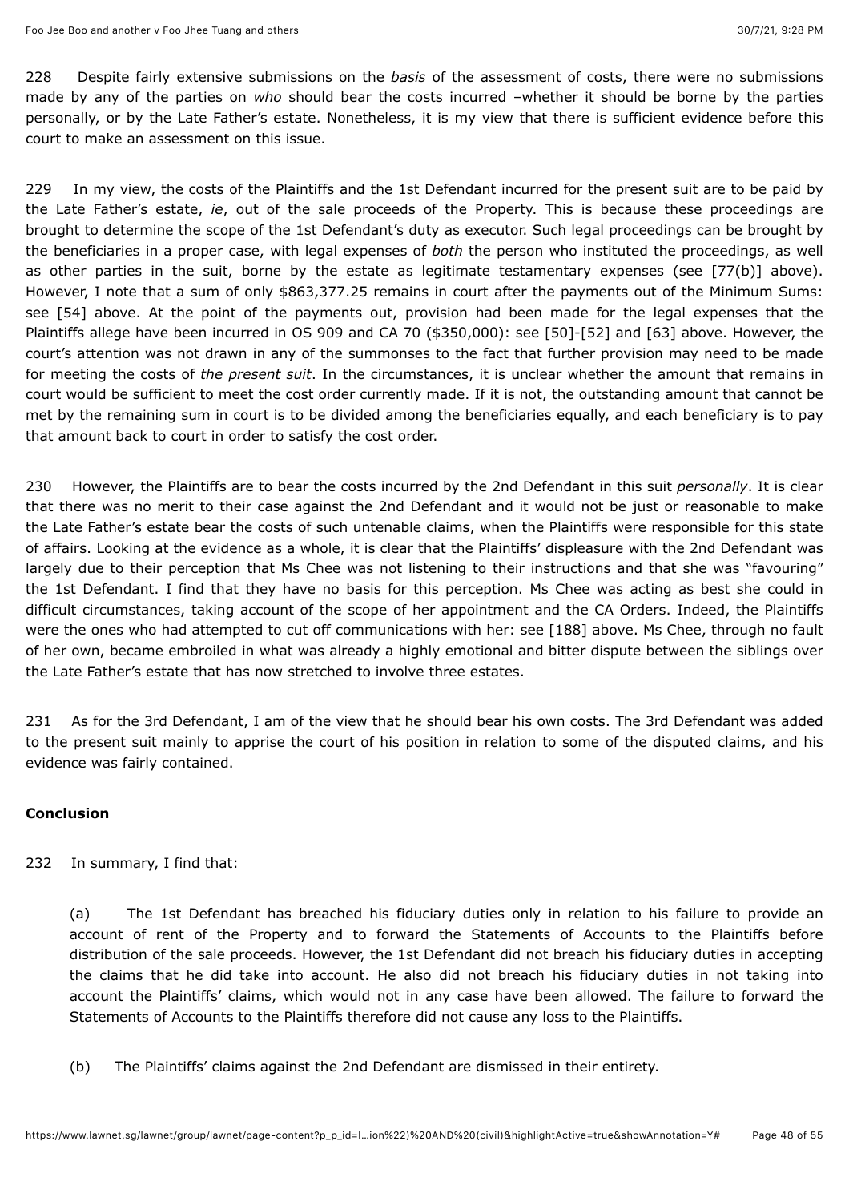228 Despite fairly extensive submissions on the *basis* of the assessment of costs, there were no submissions made by any of the parties on *who* should bear the costs incurred –whether it should be borne by the parties personally, or by the Late Father's estate. Nonetheless, it is my view that there is sufficient evidence before this court to make an assessment on this issue.

229 In my view, the costs of the Plaintiffs and the 1st Defendant incurred for the present suit are to be paid by the Late Father's estate, *ie*, out of the sale proceeds of the Property. This is because these proceedings are brought to determine the scope of the 1st Defendant's duty as executor. Such legal proceedings can be brought by the beneficiaries in a proper case, with legal expenses of *both* the person who instituted the proceedings, as well as other parties in the suit, borne by the estate as legitimate testamentary expenses (see [77(b)] above). However, I note that a sum of only $863,377.25 remains in court after the payments out of the Minimum Sums: see [54] above. At the point of the payments out, provision had been made for the legal expenses that the Plaintiffs allege have been incurred in OS 909 and CA 70 ($350,000): see [50]-[52] and [63] above. However, the court's attention was not drawn in any of the summonses to the fact that further provision may need to be made for meeting the costs of *the present suit*. In the circumstances, it is unclear whether the amount that remains in court would be sufficient to meet the cost order currently made. If it is not, the outstanding amount that cannot be met by the remaining sum in court is to be divided among the beneficiaries equally, and each beneficiary is to pay that amount back to court in order to satisfy the cost order.

230 However, the Plaintiffs are to bear the costs incurred by the 2nd Defendant in this suit *personally*. It is clear that there was no merit to their case against the 2nd Defendant and it would not be just or reasonable to make the Late Father's estate bear the costs of such untenable claims, when the Plaintiffs were responsible for this state of affairs. Looking at the evidence as a whole, it is clear that the Plaintiffs' displeasure with the 2nd Defendant was largely due to their perception that Ms Chee was not listening to their instructions and that she was "favouring" the 1st Defendant. I find that they have no basis for this perception. Ms Chee was acting as best she could in difficult circumstances, taking account of the scope of her appointment and the CA Orders. Indeed, the Plaintiffs were the ones who had attempted to cut off communications with her: see [188] above. Ms Chee, through no fault of her own, became embroiled in what was already a highly emotional and bitter dispute between the siblings over the Late Father's estate that has now stretched to involve three estates.

231 As for the 3rd Defendant, I am of the view that he should bear his own costs. The 3rd Defendant was added to the present suit mainly to apprise the court of his position in relation to some of the disputed claims, and his evidence was fairly contained.

**Conclusion**

232 In summary, I find that:

(a) The 1st Defendant has breached his fiduciary duties only in relation to his failure to provide an account of rent of the Property and to forward the Statements of Accounts to the Plaintiffs before distribution of the sale proceeds. However, the 1st Defendant did not breach his fiduciary duties in accepting the claims that he did take into account. He also did not breach his fiduciary duties in not taking into account the Plaintiffs' claims, which would not in any case have been allowed. The failure to forward the Statements of Accounts to the Plaintiffs therefore did not cause any loss to the Plaintiffs.

(b) The Plaintiffs' claims against the 2nd Defendant are dismissed in their entirety.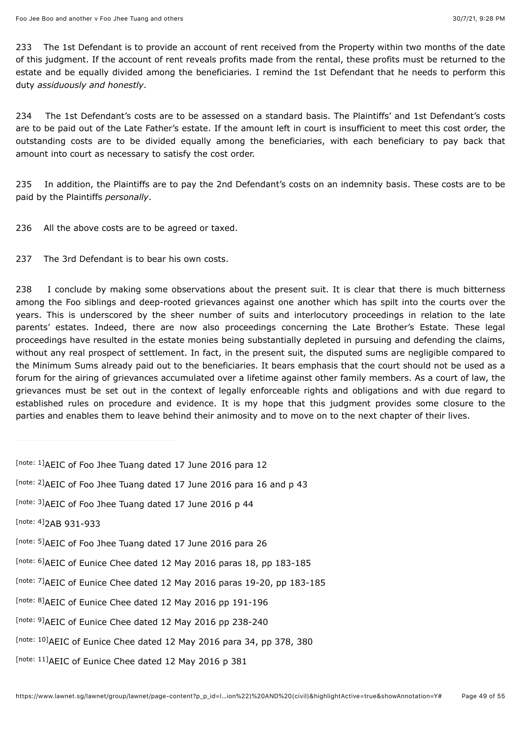233 The 1st Defendant is to provide an account of rent received from the Property within two months of the date of this judgment. If the account of rent reveals profits made from the rental, these profits must be returned to the estate and be equally divided among the beneficiaries. I remind the 1st Defendant that he needs to perform this duty *assiduously and honestly*.

234 The 1st Defendant's costs are to be assessed on a standard basis. The Plaintiffs' and 1st Defendant's costs are to be paid out of the Late Father's estate. If the amount left in court is insufficient to meet this cost order, the outstanding costs are to be divided equally among the beneficiaries, with each beneficiary to pay back that amount into court as necessary to satisfy the cost order.

235 In addition, the Plaintiffs are to pay the 2nd Defendant's costs on an indemnity basis. These costs are to be paid by the Plaintiffs *personally*.

236 All the above costs are to be agreed or taxed.

237 The 3rd Defendant is to bear his own costs.

238 I conclude by making some observations about the present suit. It is clear that there is much bitterness among the Foo siblings and deep-rooted grievances against one another which has spilt into the courts over the years. This is underscored by the sheer number of suits and interlocutory proceedings in relation to the late parents' estates. Indeed, there are now also proceedings concerning the Late Brother's Estate. These legal proceedings have resulted in the estate monies being substantially depleted in pursuing and defending the claims, without any real prospect of settlement. In fact, in the present suit, the disputed sums are negligible compared to the Minimum Sums already paid out to the beneficiaries. It bears emphasis that the court should not be used as a forum for the airing of grievances accumulated over a lifetime against other family members. As a court of law, the grievances must be set out in the context of legally enforceable rights and obligations and with due regard to established rules on procedure and evidence. It is my hope that this judgment provides some closure to the parties and enables them to leave behind their animosity and to move on to the next chapter of their lives.

---

[note: 1]AEIC of Foo Jhee Tuang dated 17 June 2016 para 12

[note: 2]AEIC of Foo Jhee Tuang dated 17 June 2016 para 16 and p 43

[note: 3]AEIC of Foo Jhee Tuang dated 17 June 2016 p 44

[note: 4]2AB 931-933

[note: 5]AEIC of Foo Jhee Tuang dated 17 June 2016 para 26

[note: 6]AEIC of Eunice Chee dated 12 May 2016 paras 18, pp 183-185

[note: 7]AEIC of Eunice Chee dated 12 May 2016 paras 19-20, pp 183-185

[note: 8]AEIC of Eunice Chee dated 12 May 2016 pp 191-196

[note: 9]AEIC of Eunice Chee dated 12 May 2016 pp 238-240

[note: 10]AEIC of Eunice Chee dated 12 May 2016 para 34, pp 378, 380

[note: 11]AEIC of Eunice Chee dated 12 May 2016 p 381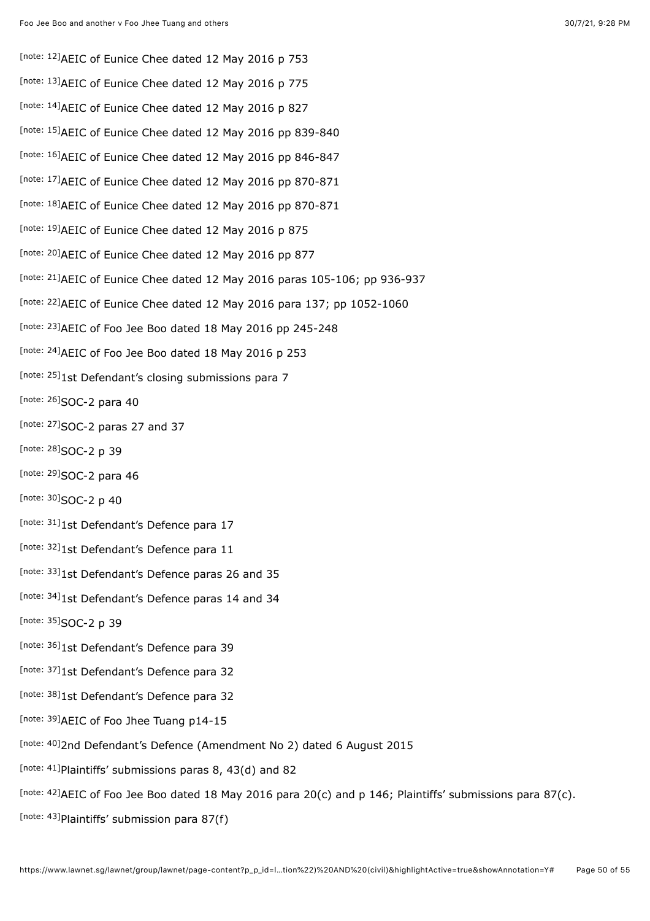[note: 12]AEIC of Eunice Chee dated 12 May 2016 p 753

[note: 13]AEIC of Eunice Chee dated 12 May 2016 p 775

[note: 14]AEIC of Eunice Chee dated 12 May 2016 p 827

[note: 15]AEIC of Eunice Chee dated 12 May 2016 pp 839-840

[note: 16]AEIC of Eunice Chee dated 12 May 2016 pp 846-847

[note: 17]AEIC of Eunice Chee dated 12 May 2016 pp 870-871

[note: 18]AEIC of Eunice Chee dated 12 May 2016 pp 870-871

[note: 19]AEIC of Eunice Chee dated 12 May 2016 p 875

[note: 20]AEIC of Eunice Chee dated 12 May 2016 pp 877

[note: 21]AEIC of Eunice Chee dated 12 May 2016 paras 105-106; pp 936-937

[note: 22]AEIC of Eunice Chee dated 12 May 2016 para 137; pp 1052-1060

[note: 23]AEIC of Foo Jee Boo dated 18 May 2016 pp 245-248

[note: 24]AEIC of Foo Jee Boo dated 18 May 2016 p 253

[note: 25]1st Defendant's closing submissions para 7

[note: 26]SOC-2 para 40

[note: 27]SOC-2 paras 27 and 37

[note: 28]SOC-2 p 39

[note: 29]SOC-2 para 46

[note: 30]SOC-2 p 40

[note: 31]1st Defendant's Defence para 17

[note: 32]1st Defendant's Defence para 11

[note: 33]1st Defendant's Defence paras 26 and 35

[note: 34]1st Defendant's Defence paras 14 and 34

[note: 35]SOC-2 p 39

[note: 36]1st Defendant's Defence para 39

[note: 37]1st Defendant's Defence para 32

[note: 38]1st Defendant's Defence para 32

[note: 39]AEIC of Foo Jhee Tuang p14-15

[note: 40]2nd Defendant's Defence (Amendment No 2) dated 6 August 2015

[note: 41]Plaintiffs' submissions paras 8, 43(d) and 82

[note: 42]AEIC of Foo Jee Boo dated 18 May 2016 para 20(c) and p 146; Plaintiffs' submissions para 87(c).

[note: 43]Plaintiffs' submission para 87(f)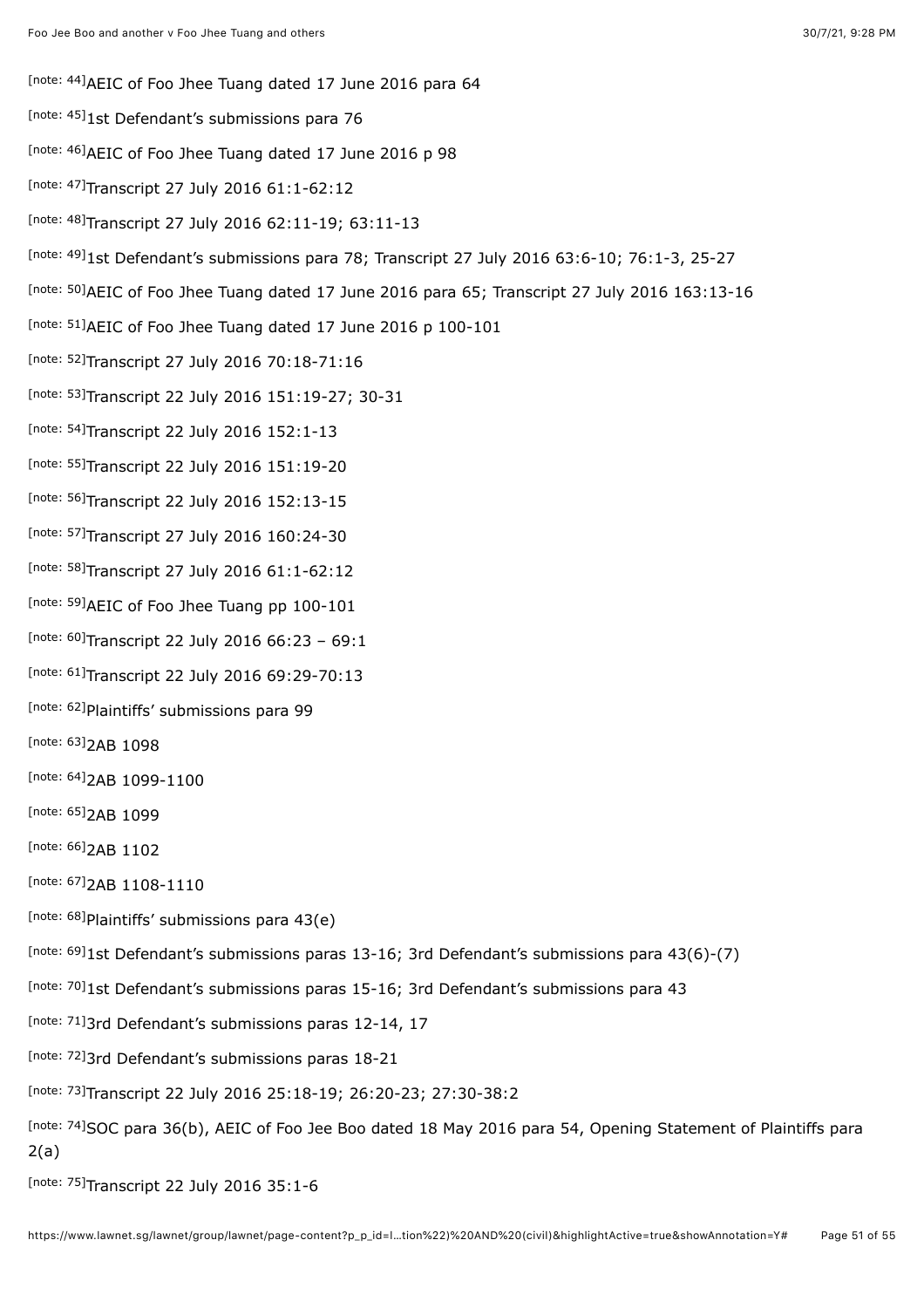[note: 44]AEIC of Foo Jhee Tuang dated 17 June 2016 para 64

[note: 45]1st Defendant's submissions para 76

[note: 46]AEIC of Foo Jhee Tuang dated 17 June 2016 p 98

[note: 47]Transcript 27 July 2016 61:1-62:12

[note: 48]Transcript 27 July 2016 62:11-19; 63:11-13

[note: 49]1st Defendant's submissions para 78; Transcript 27 July 2016 63:6-10; 76:1-3, 25-27

[note: 50]AEIC of Foo Jhee Tuang dated 17 June 2016 para 65; Transcript 27 July 2016 163:13-16

[note: 51]AEIC of Foo Jhee Tuang dated 17 June 2016 p 100-101

[note: 52]Transcript 27 July 2016 70:18-71:16

[note: 53]Transcript 22 July 2016 151:19-27; 30-31

[note: 54]Transcript 22 July 2016 152:1-13

[note: 55]Transcript 22 July 2016 151:19-20

[note: 56]Transcript 22 July 2016 152:13-15

[note: 57]Transcript 27 July 2016 160:24-30

[note: 58]Transcript 27 July 2016 61:1-62:12

[note: 59]AEIC of Foo Jhee Tuang pp 100-101

[note: 60]Transcript 22 July 2016 66:23 – 69:1

[note: 61]Transcript 22 July 2016 69:29-70:13

[note: 62]Plaintiffs' submissions para 99

[note: 63]2AB 1098

[note: 64]2AB 1099-1100

[note: 65]2AB 1099

[note: 66]2AB 1102

[note: 67]2AB 1108-1110

[note: 68]Plaintiffs' submissions para 43(e)

[note: 69]1st Defendant's submissions paras 13-16; 3rd Defendant's submissions para 43(6)-(7)

[note: 70]1st Defendant's submissions paras 15-16; 3rd Defendant's submissions para 43

[note: 71]3rd Defendant's submissions paras 12-14, 17

[note: 72]3rd Defendant's submissions paras 18-21

[note: 73]Transcript 22 July 2016 25:18-19; 26:20-23; 27:30-38:2

[note: 74]SOC para 36(b), AEIC of Foo Jee Boo dated 18 May 2016 para 54, Opening Statement of Plaintiffs para 2(a)

[note: 75]Transcript 22 July 2016 35:1-6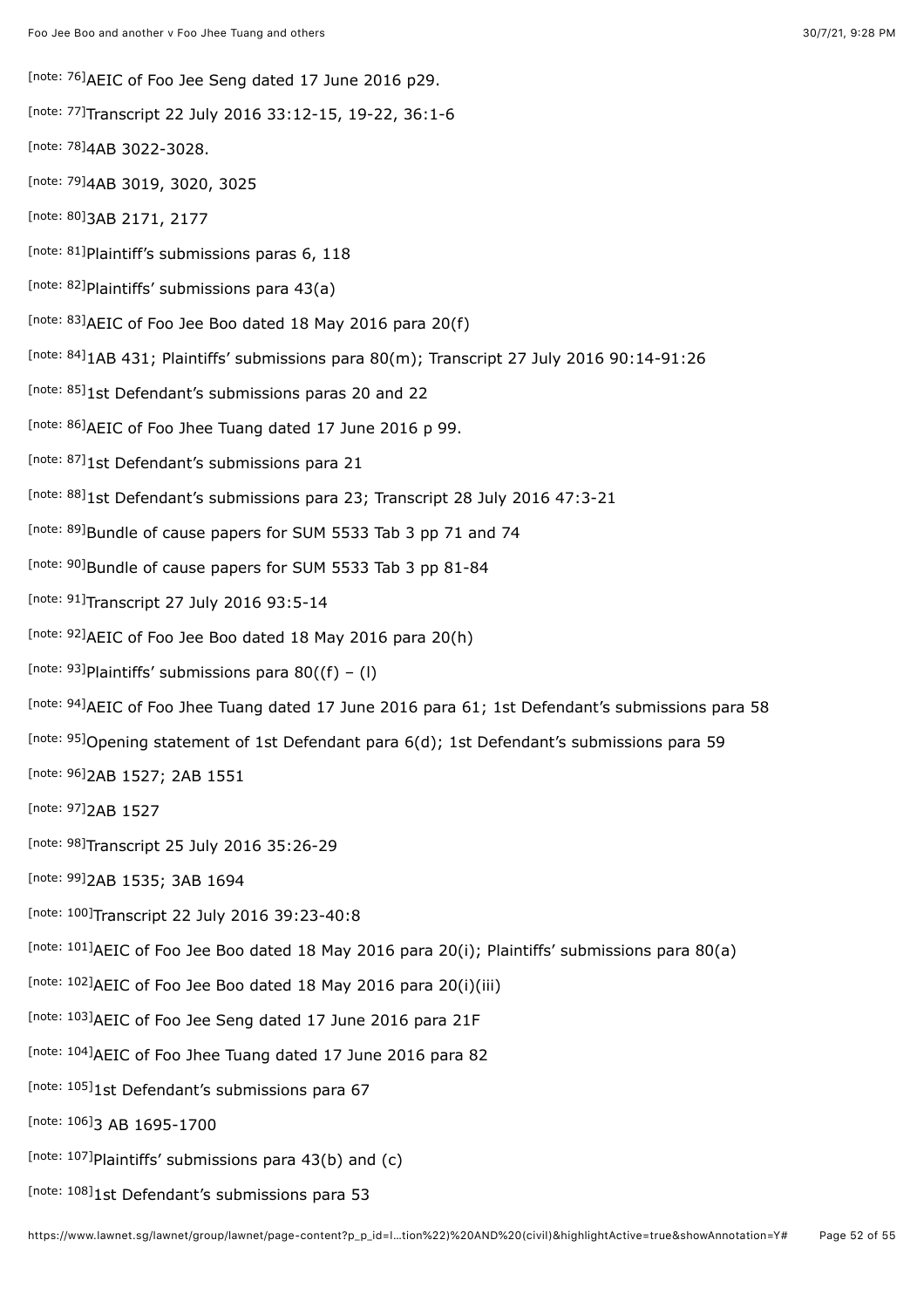[note: 76]AEIC of Foo Jee Seng dated 17 June 2016 p29.

[note: 77]Transcript 22 July 2016 33:12-15, 19-22, 36:1-6

[note: 78]4AB 3022-3028.

[note: 79]4AB 3019, 3020, 3025

[note: 80]3AB 2171, 2177

[note: 81]Plaintiff's submissions paras 6, 118

[note: 82]Plaintiffs' submissions para 43(a)

[note: 83]AEIC of Foo Jee Boo dated 18 May 2016 para 20(f)

[note: 84]1AB 431; Plaintiffs' submissions para 80(m); Transcript 27 July 2016 90:14-91:26

[note: 85]1st Defendant's submissions paras 20 and 22

[note: 86]AEIC of Foo Jhee Tuang dated 17 June 2016 p 99.

[note: 87]1st Defendant's submissions para 21

[note: 88]1st Defendant's submissions para 23; Transcript 28 July 2016 47:3-21

[note: 89]Bundle of cause papers for SUM 5533 Tab 3 pp 71 and 74

[note: 90]Bundle of cause papers for SUM 5533 Tab 3 pp 81-84

[note: 91]Transcript 27 July 2016 93:5-14

[note: 92]AEIC of Foo Jee Boo dated 18 May 2016 para 20(h)

[note: 93]Plaintiffs' submissions para 80((f) – (l)

[note: 94]AEIC of Foo Jhee Tuang dated 17 June 2016 para 61; 1st Defendant's submissions para 58

[note: 95]Opening statement of 1st Defendant para 6(d); 1st Defendant's submissions para 59

[note: 96]2AB 1527; 2AB 1551

[note: 97]2AB 1527

[note: 98]Transcript 25 July 2016 35:26-29

[note: 99]2AB 1535; 3AB 1694

[note: 100]Transcript 22 July 2016 39:23-40:8

[note: 101]AEIC of Foo Jee Boo dated 18 May 2016 para 20(i); Plaintiffs' submissions para 80(a)

[note: 102]AEIC of Foo Jee Boo dated 18 May 2016 para 20(i)(iii)

[note: 103]AEIC of Foo Jee Seng dated 17 June 2016 para 21F

[note: 104]AEIC of Foo Jhee Tuang dated 17 June 2016 para 82

[note: 105]1st Defendant's submissions para 67

[note: 106]3 AB 1695-1700

[note: 107]Plaintiffs' submissions para 43(b) and (c)

[note: 108]1st Defendant's submissions para 53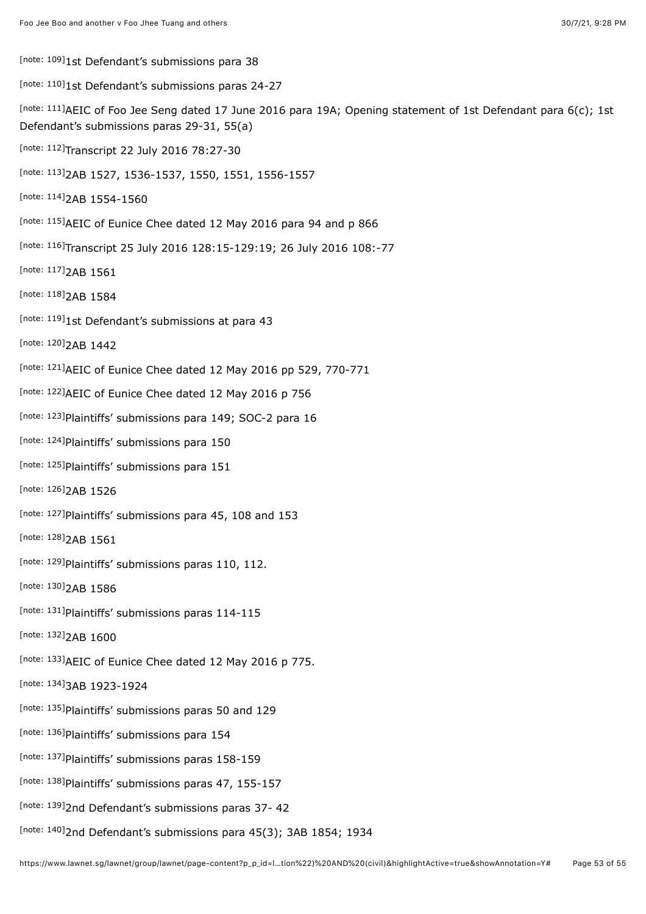[note: 109]1st Defendant's submissions para 38

[note: 110]1st Defendant's submissions paras 24-27

[note: 111]AEIC of Foo Jee Seng dated 17 June 2016 para 19A; Opening statement of 1st Defendant para 6(c); 1st Defendant's submissions paras 29-31, 55(a)

[note: 112]Transcript 22 July 2016 78:27-30

[note: 113]2AB 1527, 1536-1537, 1550, 1551, 1556-1557

[note: 114]2AB 1554-1560

[note: 115]AEIC of Eunice Chee dated 12 May 2016 para 94 and p 866

[note: 116]Transcript 25 July 2016 128:15-129:19; 26 July 2016 108:-77

[note: 117]2AB 1561

[note: 118]2AB 1584

[note: 119]1st Defendant's submissions at para 43

[note: 120]2AB 1442

[note: 121]AEIC of Eunice Chee dated 12 May 2016 pp 529, 770-771

[note: 122]AEIC of Eunice Chee dated 12 May 2016 p 756

[note: 123]Plaintiffs' submissions para 149; SOC-2 para 16

[note: 124]Plaintiffs' submissions para 150

[note: 125]Plaintiffs' submissions para 151

[note: 126]2AB 1526

[note: 127]Plaintiffs' submissions para 45, 108 and 153

[note: 128]2AB 1561

[note: 129]Plaintiffs' submissions paras 110, 112.

[note: 130]2AB 1586

[note: 131]Plaintiffs' submissions paras 114-115

[note: 132]2AB 1600

[note: 133]AEIC of Eunice Chee dated 12 May 2016 p 775.

[note: 134]3AB 1923-1924

[note: 135]Plaintiffs' submissions paras 50 and 129

[note: 136]Plaintiffs' submissions para 154

[note: 137]Plaintiffs' submissions paras 158-159

[note: 138]Plaintiffs' submissions paras 47, 155-157

[note: 139]2nd Defendant's submissions paras 37- 42

[note: 140]2nd Defendant's submissions para 45(3); 3AB 1854; 1934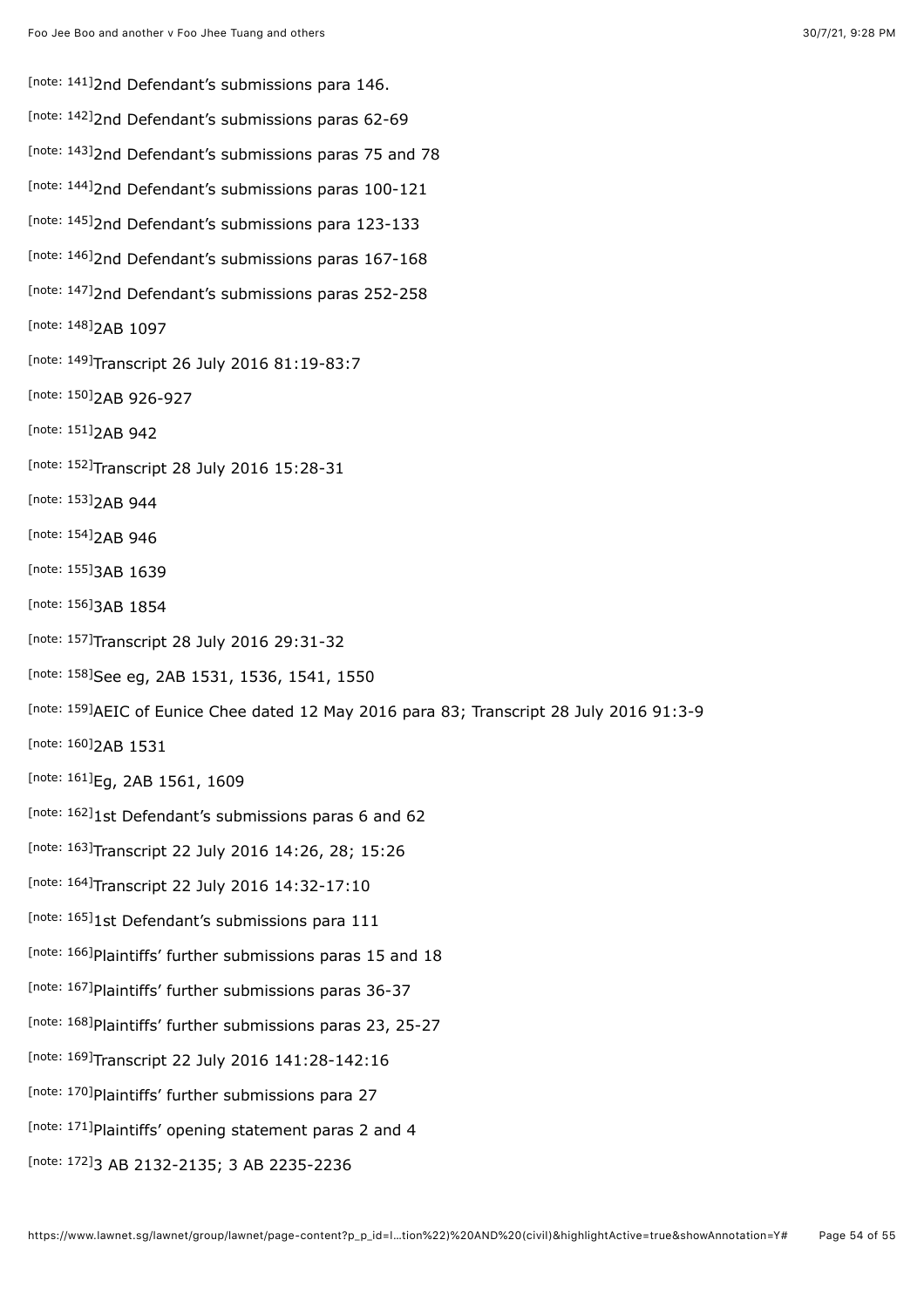[note: 141]2nd Defendant's submissions para 146.

[note: 142]2nd Defendant's submissions paras 62-69

[note: 143]2nd Defendant's submissions paras 75 and 78

[note: 144]2nd Defendant's submissions paras 100-121

[note: 145]2nd Defendant's submissions para 123-133

[note: 146]2nd Defendant's submissions paras 167-168

[note: 147]2nd Defendant's submissions paras 252-258

[note: 148]2AB 1097

[note: 149]Transcript 26 July 2016 81:19-83:7

[note: 150]2AB 926-927

[note: 151]2AB 942

[note: 152]Transcript 28 July 2016 15:28-31

[note: 153]2AB 944

[note: 154]2AB 946

[note: 155]3AB 1639

[note: 156]3AB 1854

[note: 157]Transcript 28 July 2016 29:31-32

[note: 158]See eg, 2AB 1531, 1536, 1541, 1550

[note: 159]AEIC of Eunice Chee dated 12 May 2016 para 83; Transcript 28 July 2016 91:3-9

[note: 160]2AB 1531

[note: 161]Eg, 2AB 1561, 1609

[note: 162]1st Defendant's submissions paras 6 and 62

[note: 163]Transcript 22 July 2016 14:26, 28; 15:26

[note: 164]Transcript 22 July 2016 14:32-17:10

[note: 165]1st Defendant's submissions para 111

[note: 166]Plaintiffs' further submissions paras 15 and 18

[note: 167]Plaintiffs' further submissions paras 36-37

[note: 168]Plaintiffs' further submissions paras 23, 25-27

[note: 169]Transcript 22 July 2016 141:28-142:16

[note: 170]Plaintiffs' further submissions para 27

[note: 171]Plaintiffs' opening statement paras 2 and 4

[note: 172]3 AB 2132-2135; 3 AB 2235-2236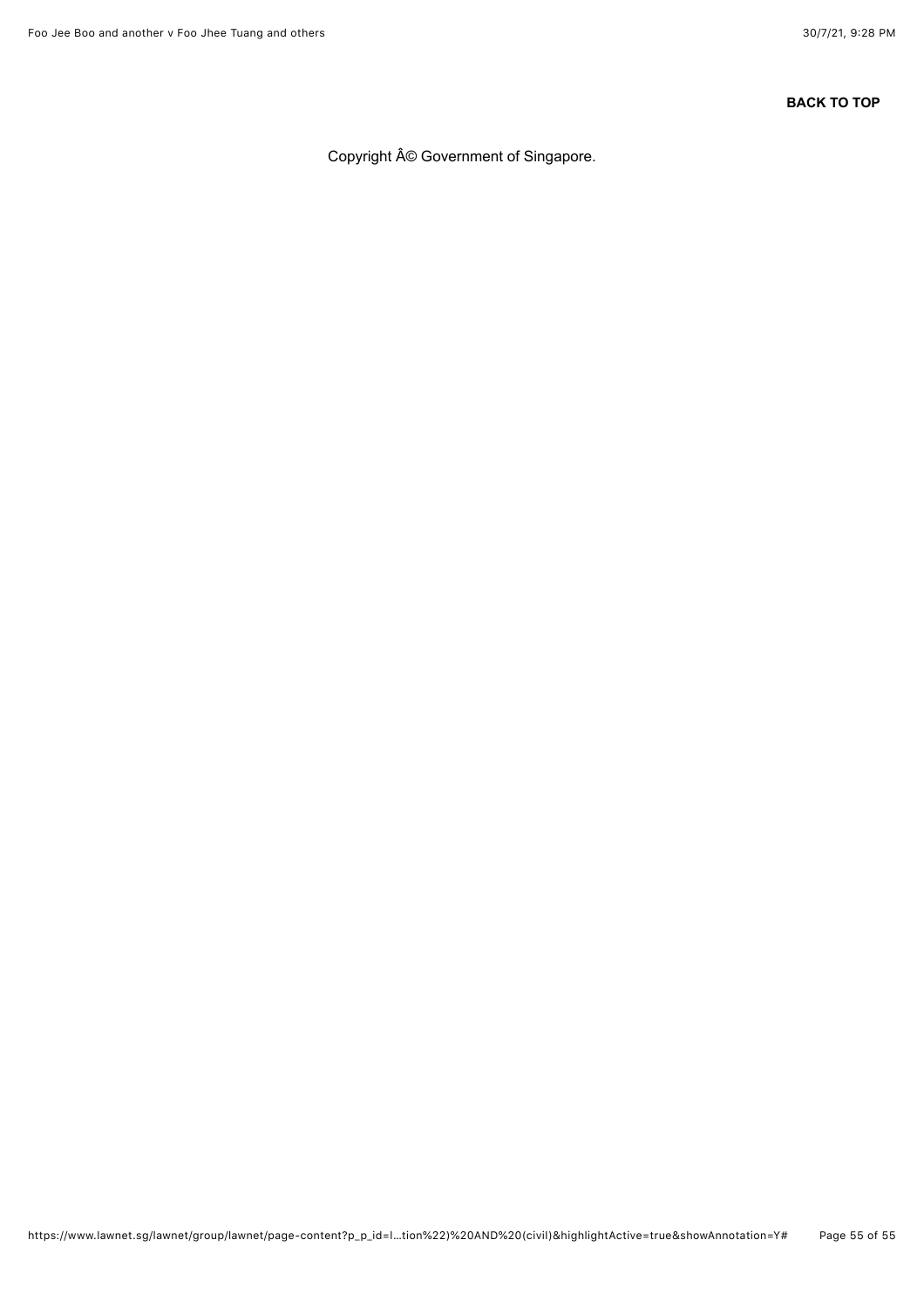**BACK TO TOP**

Copyright Â© Government of Singapore.